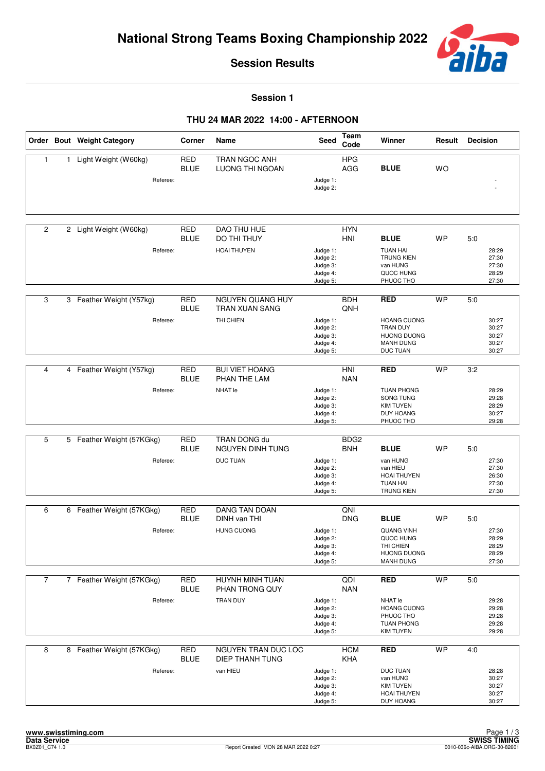# National Strong Teams Boxing Championship 2022

## Session Results

### Session 1

### THU 24 MAR 2022 14:00 - AFTERNOON

| Order | Bout | Weight Category | Corner | Name | Seed | Team Code | Winner | Result | Decision |
|---|---|---|---|---|---|---|---|---|---|
| 1 | 1 | Light Weight (W60kg) | RED | TRAN NGOC ANH | | HPG | | | |
| | | | BLUE | LUONG THI NGOAN | | AGG | **BLUE** | WO | |
| | | Referee: | | | Judge 1: | | | | - |
| | | | | | Judge 2: | | | | - |
| 2 | 2 | Light Weight (W60kg) | RED | DAO THU HUE | | HYN | | | |
| | | | BLUE | DO THI THUY | | HNI | **BLUE** | WP | 5:0 |
| | | Referee: | | HOAI THUYEN | Judge 1: | | TUAN HAI | | 28:29 |
| | | | | | Judge 2: | | TRUNG KIEN | | 27:30 |
| | | | | | Judge 3: | | van HUNG | | 27:30 |
| | | | | | Judge 4: | | QUOC HUNG | | 28:29 |
| | | | | | Judge 5: | | PHUOC THO | | 27:30 |
| 3 | 3 | Feather Weight (Y57kg) | RED | NGUYEN QUANG HUY | | BDH | **RED** | WP | 5:0 |
| | | | BLUE | TRAN XUAN SANG | | QNH | | | |
| | | Referee: | | THI CHIEN | Judge 1: | | HOANG CUONG | | 30:27 |
| | | | | | Judge 2: | | TRAN DUY | | 30:27 |
| | | | | | Judge 3: | | HUONG DUONG | | 30:27 |
| | | | | | Judge 4: | | MANH DUNG | | 30:27 |
| | | | | | Judge 5: | | DUC TUAN | | 30:27 |
| 4 | 4 | Feather Weight (Y57kg) | RED | BUI VIET HOANG | | HNI | **RED** | WP | 3:2 |
| | | | BLUE | PHAN THE LAM | | NAN | | | |
| | | Referee: | | NHAT le | Judge 1: | | TUAN PHONG | | 28:29 |
| | | | | | Judge 2: | | SONG TUNG | | 29:28 |
| | | | | | Judge 3: | | KIM TUYEN | | 28:29 |
| | | | | | Judge 4: | | DUY HOANG | | 30:27 |
| | | | | | Judge 5: | | PHUOC THO | | 29:28 |
| 5 | 5 | Feather Weight (57KGkg) | RED | TRAN DONG du | | BDG2 | | | |
| | | | BLUE | NGUYEN DINH TUNG | | BNH | **BLUE** | WP | 5:0 |
| | | Referee: | | DUC TUAN | Judge 1: | | van HUNG | | 27:30 |
| | | | | | Judge 2: | | van HIEU | | 27:30 |
| | | | | | Judge 3: | | HOAI THUYEN | | 26:30 |
| | | | | | Judge 4: | | TUAN HAI | | 27:30 |
| | | | | | Judge 5: | | TRUNG KIEN | | 27:30 |
| 6 | 6 | Feather Weight (57KGkg) | RED | DANG TAN DOAN | | QNI | | | |
| | | | BLUE | DINH van THI | | DNG | **BLUE** | WP | 5:0 |
| | | Referee: | | HUNG CUONG | Judge 1: | | QUANG VINH | | 27:30 |
| | | | | | Judge 2: | | QUOC HUNG | | 28:29 |
| | | | | | Judge 3: | | THI CHIEN | | 28:29 |
| | | | | | Judge 4: | | HUONG DUONG | | 28:29 |
| | | | | | Judge 5: | | MANH DUNG | | 27:30 |
| 7 | 7 | Feather Weight (57KGkg) | RED | HUYNH MINH TUAN | | QDI | **RED** | WP | 5:0 |
| | | | BLUE | PHAN TRONG QUY | | NAN | | | |
| | | Referee: | | TRAN DUY | Judge 1: | | NHAT le | | 29:28 |
| | | | | | Judge 2: | | HOANG CUONG | | 29:28 |
| | | | | | Judge 3: | | PHUOC THO | | 29:28 |
| | | | | | Judge 4: | | TUAN PHONG | | 29:28 |
| | | | | | Judge 5: | | KIM TUYEN | | 29:28 |
| 8 | 8 | Feather Weight (57KGkg) | RED | NGUYEN TRAN DUC LOC | | HCM | **RED** | WP | 4:0 |
| | | | BLUE | DIEP THANH TUNG | | KHA | | | |
| | | Referee: | | van HIEU | Judge 1: | | DUC TUAN | | 28:28 |
| | | | | | Judge 2: | | van HUNG | | 30:27 |
| | | | | | Judge 3: | | KIM TUYEN | | 30:27 |
| | | | | | Judge 4: | | HOAI THUYEN | | 30:27 |
| | | | | | Judge 5: | | DUY HOANG | | 30:27 |

www.swisstiming.com
Data Service
BX0Z01_C74 1.0

Report Created MON 28 MAR 2022 0:27

SWISS TIMING
0010-036c-AIBA.ORG-30-82601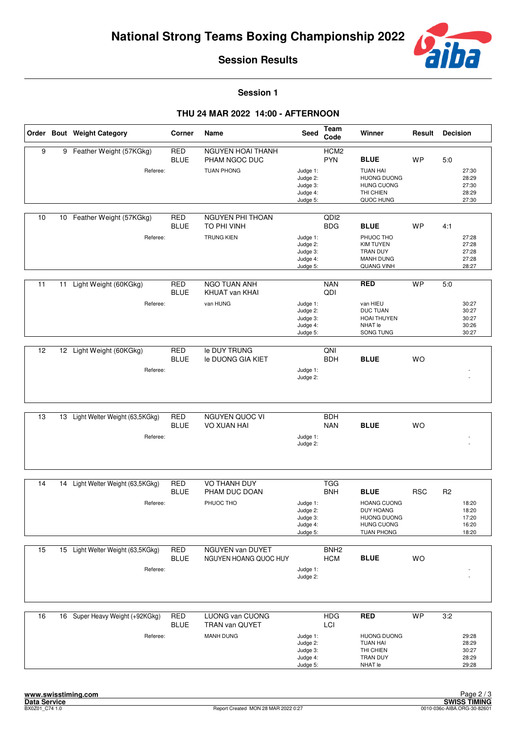# National Strong Teams Boxing Championship 2022

## Session Results

### Session 1

### THU 24 MAR 2022 14:00 - AFTERNOON

| Order | Bout | Weight Category | Corner | Name | Seed | Team Code | Winner | Result | Decision |
|---|---|---|---|---|---|---|---|---|---|
| 9 | 9 | Feather Weight (57KGkg) | RED | NGUYEN HOAI THANH | | HCM2 | | | |
| | | | BLUE | PHAM NGOC DUC | | PYN | **BLUE** | WP | 5:0 |
| | | Referee: | | TUAN PHONG | Judge 1: | | TUAN HAI | | 27:30 |
| | | | | | Judge 2: | | HUONG DUONG | | 28:29 |
| | | | | | Judge 3: | | HUNG CUONG | | 27:30 |
| | | | | | Judge 4: | | THI CHIEN | | 28:29 |
| | | | | | Judge 5: | | QUOC HUNG | | 27:30 |
| 10 | 10 | Feather Weight (57KGkg) | RED | NGUYEN PHI THOAN | | QDI2 | | | |
| | | | BLUE | TO PHI VINH | | BDG | **BLUE** | WP | 4:1 |
| | | Referee: | | TRUNG KIEN | Judge 1: | | PHUOC THO | | 27:28 |
| | | | | | Judge 2: | | KIM TUYEN | | 27:28 |
| | | | | | Judge 3: | | TRAN DUY | | 27:28 |
| | | | | | Judge 4: | | MANH DUNG | | 27:28 |
| | | | | | Judge 5: | | QUANG VINH | | 28:27 |
| 11 | 11 | Light Weight (60KGkg) | RED | NGO TUAN ANH | | NAN | **RED** | WP | 5:0 |
| | | | BLUE | KHUAT van KHAI | | QDI | | | |
| | | Referee: | | van HUNG | Judge 1: | | van HIEU | | 30:27 |
| | | | | | Judge 2: | | DUC TUAN | | 30:27 |
| | | | | | Judge 3: | | HOAI THUYEN | | 30:27 |
| | | | | | Judge 4: | | NHAT le | | 30:26 |
| | | | | | Judge 5: | | SONG TUNG | | 30:27 |
| 12 | 12 | Light Weight (60KGkg) | RED | le DUY TRUNG | | QNI | | | |
| | | | BLUE | le DUONG GIA KIET | | BDH | **BLUE** | WO | |
| | | Referee: | | | Judge 1: | | | | - |
| | | | | | Judge 2: | | | | - |
| 13 | 13 | Light Welter Weight (63,5KGkg) | RED | NGUYEN QUOC VI | | BDH | | | |
| | | | BLUE | VO XUAN HAI | | NAN | **BLUE** | WO | |
| | | Referee: | | | Judge 1: | | | | - |
| | | | | | Judge 2: | | | | - |
| 14 | 14 | Light Welter Weight (63,5KGkg) | RED | VO THANH DUY | | TGG | | | |
| | | | BLUE | PHAM DUC DOAN | | BNH | **BLUE** | RSC | R2 |
| | | Referee: | | PHUOC THO | Judge 1: | | HOANG CUONG | | 18:20 |
| | | | | | Judge 2: | | DUY HOANG | | 18:20 |
| | | | | | Judge 3: | | HUONG DUONG | | 17:20 |
| | | | | | Judge 4: | | HUNG CUONG | | 16:20 |
| | | | | | Judge 5: | | TUAN PHONG | | 18:20 |
| 15 | 15 | Light Welter Weight (63,5KGkg) | RED | NGUYEN van DUYET | | BNH2 | | | |
| | | | BLUE | NGUYEN HOANG QUOC HUY | | HCM | **BLUE** | WO | |
| | | Referee: | | | Judge 1: | | | | - |
| | | | | | Judge 2: | | | | - |
| 16 | 16 | Super Heavy Weight (+92KGkg) | RED | LUONG van CUONG | | HDG | **RED** | WP | 3:2 |
| | | | BLUE | TRAN van QUYET | | LCI | | | |
| | | Referee: | | MANH DUNG | Judge 1: | | HUONG DUONG | | 29:28 |
| | | | | | Judge 2: | | TUAN HAI | | 28:29 |
| | | | | | Judge 3: | | THI CHIEN | | 30:27 |
| | | | | | Judge 4: | | TRAN DUY | | 28:29 |
| | | | | | Judge 5: | | NHAT le | | 29:28 |

www.swisstiming.com
Data Service
BX0Z01_C74 1.0

Report Created MON 28 MAR 2022 0:27

SWISS TIMING
0010-036c-AIBA.ORG-30-82601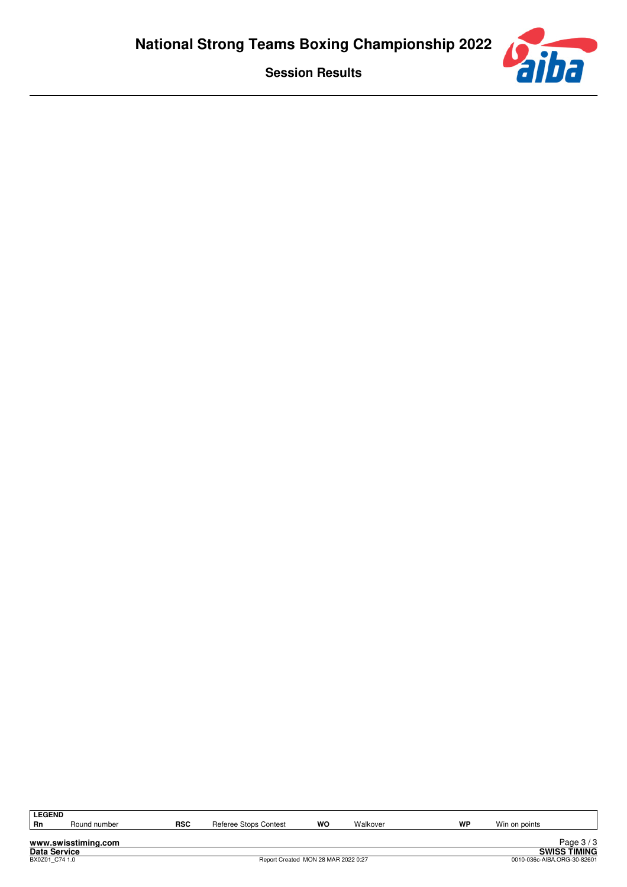**LEGEND**

| Rn | Round number | RSC | Referee Stops Contest | WO | Walkover | WP | Win on points |
|---|---|---|---|---|---|---|---|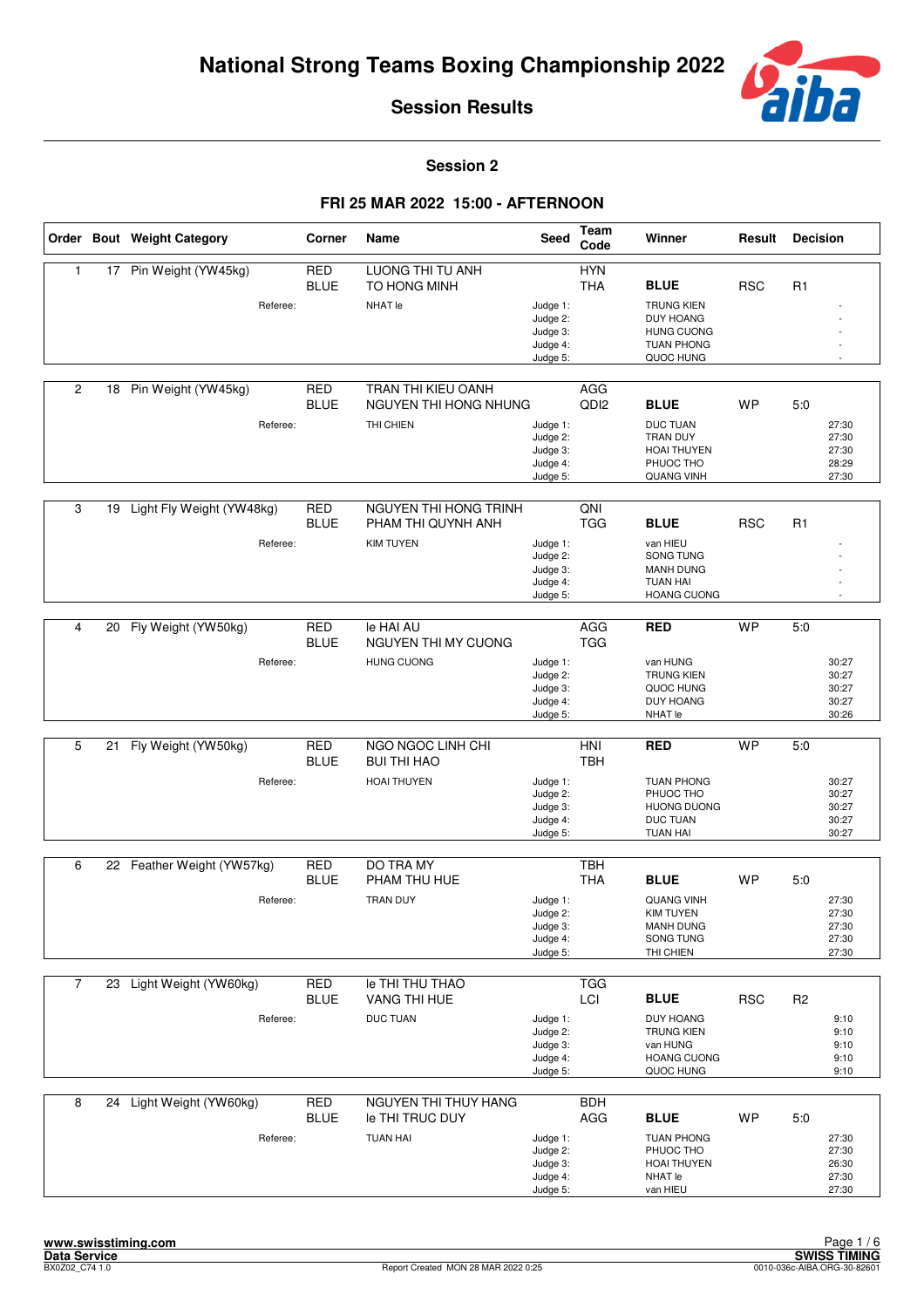# National Strong Teams Boxing Championship 2022

## Session Results

### Session 2

### FRI 25 MAR 2022 15:00 - AFTERNOON

| Order | Bout | Weight Category | Corner | Name | Seed | Team Code | Winner | Result | Decision |
|---|---|---|---|---|---|---|---|---|---|
| 1 | 17 | Pin Weight (YW45kg) | RED | LUONG THI TU ANH | | HYN | | | |
| | | | BLUE | TO HONG MINH | | THA | **BLUE** | RSC | R1 |
| | | Referee: | | NHAT le | Judge 1: | | TRUNG KIEN | | - |
| | | | | | Judge 2: | | DUY HOANG | | - |
| | | | | | Judge 3: | | HUNG CUONG | | - |
| | | | | | Judge 4: | | TUAN PHONG | | - |
| | | | | | Judge 5: | | QUOC HUNG | | - |
| 2 | 18 | Pin Weight (YW45kg) | RED | TRAN THI KIEU OANH | | AGG | | | |
| | | | BLUE | NGUYEN THI HONG NHUNG | | QDI2 | **BLUE** | WP | 5:0 |
| | | Referee: | | THI CHIEN | Judge 1: | | DUC TUAN | | 27:30 |
| | | | | | Judge 2: | | TRAN DUY | | 27:30 |
| | | | | | Judge 3: | | HOAI THUYEN | | 27:30 |
| | | | | | Judge 4: | | PHUOC THO | | 28:29 |
| | | | | | Judge 5: | | QUANG VINH | | 27:30 |
| 3 | 19 | Light Fly Weight (YW48kg) | RED | NGUYEN THI HONG TRINH | | QNI | | | |
| | | | BLUE | PHAM THI QUYNH ANH | | TGG | **BLUE** | RSC | R1 |
| | | Referee: | | KIM TUYEN | Judge 1: | | van HIEU | | - |
| | | | | | Judge 2: | | SONG TUNG | | - |
| | | | | | Judge 3: | | MANH DUNG | | - |
| | | | | | Judge 4: | | TUAN HAI | | - |
| | | | | | Judge 5: | | HOANG CUONG | | - |
| 4 | 20 | Fly Weight (YW50kg) | RED | le HAI AU | | AGG | **RED** | WP | 5:0 |
| | | | BLUE | NGUYEN THI MY CUONG | | TGG | | | |
| | | Referee: | | HUNG CUONG | Judge 1: | | van HUNG | | 30:27 |
| | | | | | Judge 2: | | TRUNG KIEN | | 30:27 |
| | | | | | Judge 3: | | QUOC HUNG | | 30:27 |
| | | | | | Judge 4: | | DUY HOANG | | 30:27 |
| | | | | | Judge 5: | | NHAT le | | 30:26 |
| 5 | 21 | Fly Weight (YW50kg) | RED | NGO NGOC LINH CHI | | HNI | **RED** | WP | 5:0 |
| | | | BLUE | BUI THI HAO | | TBH | | | |
| | | Referee: | | HOAI THUYEN | Judge 1: | | TUAN PHONG | | 30:27 |
| | | | | | Judge 2: | | PHUOC THO | | 30:27 |
| | | | | | Judge 3: | | HUONG DUONG | | 30:27 |
| | | | | | Judge 4: | | DUC TUAN | | 30:27 |
| | | | | | Judge 5: | | TUAN HAI | | 30:27 |
| 6 | 22 | Feather Weight (YW57kg) | RED | DO TRA MY | | TBH | | | |
| | | | BLUE | PHAM THU HUE | | THA | **BLUE** | WP | 5:0 |
| | | Referee: | | TRAN DUY | Judge 1: | | QUANG VINH | | 27:30 |
| | | | | | Judge 2: | | KIM TUYEN | | 27:30 |
| | | | | | Judge 3: | | MANH DUNG | | 27:30 |
| | | | | | Judge 4: | | SONG TUNG | | 27:30 |
| | | | | | Judge 5: | | THI CHIEN | | 27:30 |
| 7 | 23 | Light Weight (YW60kg) | RED | le THI THU THAO | | TGG | | | |
| | | | BLUE | VANG THI HUE | | LCI | **BLUE** | RSC | R2 |
| | | Referee: | | DUC TUAN | Judge 1: | | DUY HOANG | | 9:10 |
| | | | | | Judge 2: | | TRUNG KIEN | | 9:10 |
| | | | | | Judge 3: | | van HUNG | | 9:10 |
| | | | | | Judge 4: | | HOANG CUONG | | 9:10 |
| | | | | | Judge 5: | | QUOC HUNG | | 9:10 |
| 8 | 24 | Light Weight (YW60kg) | RED | NGUYEN THI THUY HANG | | BDH | | | |
| | | | BLUE | le THI TRUC DUY | | AGG | **BLUE** | WP | 5:0 |
| | | Referee: | | TUAN HAI | Judge 1: | | TUAN PHONG | | 27:30 |
| | | | | | Judge 2: | | PHUOC THO | | 27:30 |
| | | | | | Judge 3: | | HOAI THUYEN | | 26:30 |
| | | | | | Judge 4: | | NHAT le | | 27:30 |
| | | | | | Judge 5: | | van HIEU | | 27:30 |

www.swisstiming.com
Data Service
BX0Z02_C74 1.0
Report Created MON 28 MAR 2022 0:25
SWISS TIMING
0010-036c-AIBA.ORG-30-82601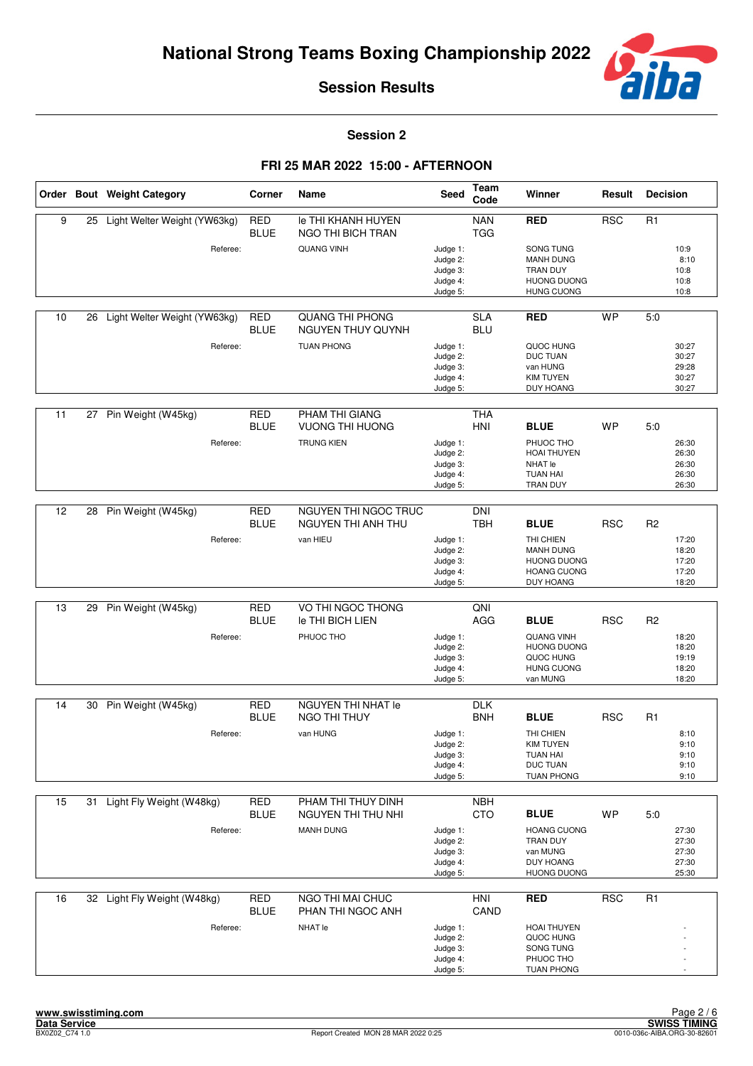# National Strong Teams Boxing Championship 2022

## Session Results

### Session 2

### FRI 25 MAR 2022 15:00 - AFTERNOON

| Order | Bout | Weight Category | Corner | Name | Seed | Team Code | Winner | Result | Decision |
|---|---|---|---|---|---|---|---|---|---|
| 9 | 25 | Light Welter Weight (YW63kg) | RED | le THI KHANH HUYEN | | NAN | RED | RSC | R1 |
| | | | BLUE | NGO THI BICH TRAN | | TGG | | | |
| | | Referee: | | QUANG VINH | Judge 1: | | SONG TUNG | | 10:9 |
| | | | | | Judge 2: | | MANH DUNG | | 8:10 |
| | | | | | Judge 3: | | TRAN DUY | | 10:8 |
| | | | | | Judge 4: | | HUONG DUONG | | 10:8 |
| | | | | | Judge 5: | | HUNG CUONG | | 10:8 |
| 10 | 26 | Light Welter Weight (YW63kg) | RED | QUANG THI PHONG | | SLA | RED | WP | 5:0 |
| | | | BLUE | NGUYEN THUY QUYNH | | BLU | | | |
| | | Referee: | | TUAN PHONG | Judge 1: | | QUOC HUNG | | 30:27 |
| | | | | | Judge 2: | | DUC TUAN | | 30:27 |
| | | | | | Judge 3: | | van HUNG | | 29:28 |
| | | | | | Judge 4: | | KIM TUYEN | | 30:27 |
| | | | | | Judge 5: | | DUY HOANG | | 30:27 |
| 11 | 27 | Pin Weight (W45kg) | RED | PHAM THI GIANG | | THA | | | |
| | | | BLUE | VUONG THI HUONG | | HNI | BLUE | WP | 5:0 |
| | | Referee: | | TRUNG KIEN | Judge 1: | | PHUOC THO | | 26:30 |
| | | | | | Judge 2: | | HOAI THUYEN | | 26:30 |
| | | | | | Judge 3: | | NHAT le | | 26:30 |
| | | | | | Judge 4: | | TUAN HAI | | 26:30 |
| | | | | | Judge 5: | | TRAN DUY | | 26:30 |
| 12 | 28 | Pin Weight (W45kg) | RED | NGUYEN THI NGOC TRUC | | DNI | | | |
| | | | BLUE | NGUYEN THI ANH THU | | TBH | BLUE | RSC | R2 |
| | | Referee: | | van HIEU | Judge 1: | | THI CHIEN | | 17:20 |
| | | | | | Judge 2: | | MANH DUNG | | 18:20 |
| | | | | | Judge 3: | | HUONG DUONG | | 17:20 |
| | | | | | Judge 4: | | HOANG CUONG | | 17:20 |
| | | | | | Judge 5: | | DUY HOANG | | 18:20 |
| 13 | 29 | Pin Weight (W45kg) | RED | VO THI NGOC THONG | | QNI | | | |
| | | | BLUE | le THI BICH LIEN | | AGG | BLUE | RSC | R2 |
| | | Referee: | | PHUOC THO | Judge 1: | | QUANG VINH | | 18:20 |
| | | | | | Judge 2: | | HUONG DUONG | | 18:20 |
| | | | | | Judge 3: | | QUOC HUNG | | 19:19 |
| | | | | | Judge 4: | | HUNG CUONG | | 18:20 |
| | | | | | Judge 5: | | van MUNG | | 18:20 |
| 14 | 30 | Pin Weight (W45kg) | RED | NGUYEN THI NHAT le | | DLK | | | |
| | | | BLUE | NGO THI THUY | | BNH | BLUE | RSC | R1 |
| | | Referee: | | van HUNG | Judge 1: | | THI CHIEN | | 8:10 |
| | | | | | Judge 2: | | KIM TUYEN | | 9:10 |
| | | | | | Judge 3: | | TUAN HAI | | 9:10 |
| | | | | | Judge 4: | | DUC TUAN | | 9:10 |
| | | | | | Judge 5: | | TUAN PHONG | | 9:10 |
| 15 | 31 | Light Fly Weight (W48kg) | RED | PHAM THI THUY DINH | | NBH | | | |
| | | | BLUE | NGUYEN THI THU NHI | | CTO | BLUE | WP | 5:0 |
| | | Referee: | | MANH DUNG | Judge 1: | | HOANG CUONG | | 27:30 |
| | | | | | Judge 2: | | TRAN DUY | | 27:30 |
| | | | | | Judge 3: | | van MUNG | | 27:30 |
| | | | | | Judge 4: | | DUY HOANG | | 27:30 |
| | | | | | Judge 5: | | HUONG DUONG | | 25:30 |
| 16 | 32 | Light Fly Weight (W48kg) | RED | NGO THI MAI CHUC | | HNI | RED | RSC | R1 |
| | | | BLUE | PHAN THI NGOC ANH | | CAND | | | |
| | | Referee: | | NHAT le | Judge 1: | | HOAI THUYEN | | - |
| | | | | | Judge 2: | | QUOC HUNG | | - |
| | | | | | Judge 3: | | SONG TUNG | | - |
| | | | | | Judge 4: | | PHUOC THO | | - |
| | | | | | Judge 5: | | TUAN PHONG | | - |

www.swisstiming.com
Data Service
BX0Z02_C74 1.0
Report Created MON 28 MAR 2022 0:25
SWISS TIMING
0010-036c-AIBA.ORG-30-82601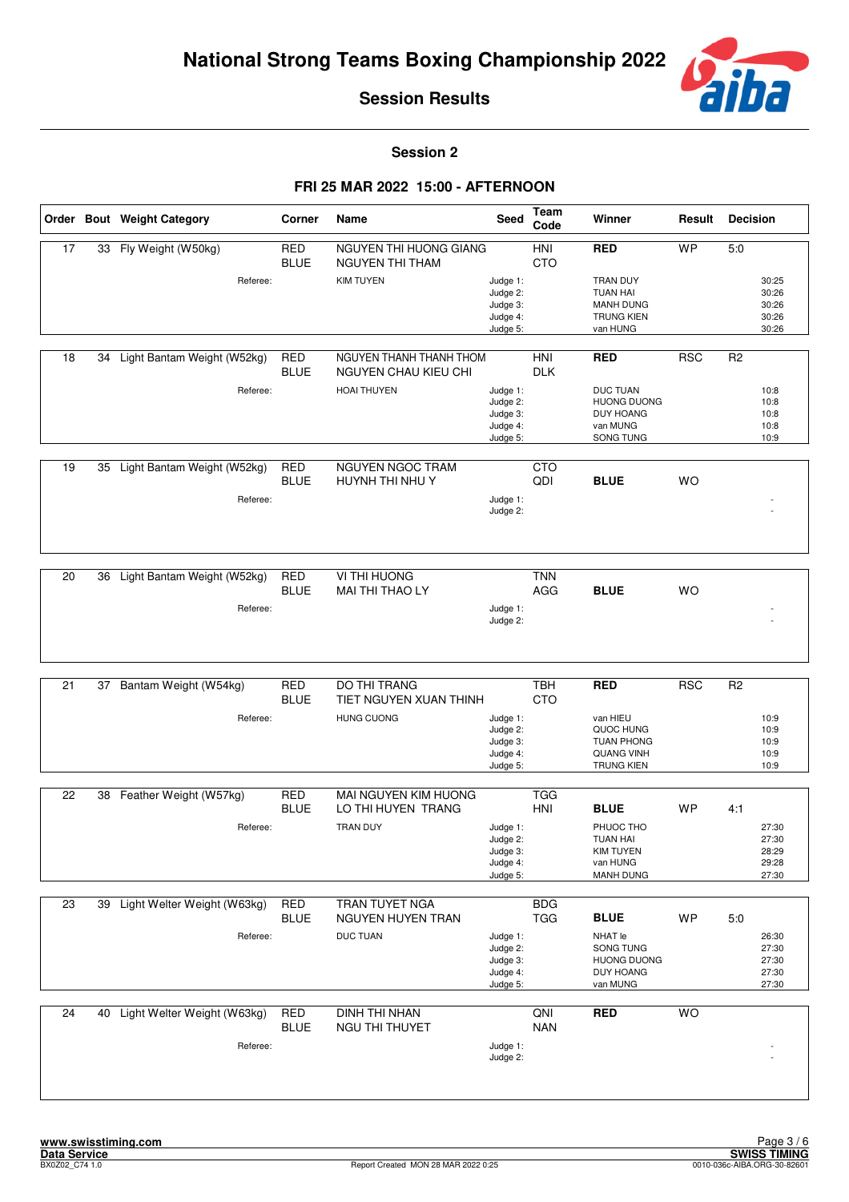# National Strong Teams Boxing Championship 2022

## Session Results

### Session 2

### FRI 25 MAR 2022 15:00 - AFTERNOON

| Order | Bout | Weight Category | Corner | Name | Seed | Team Code | Winner | Result | Decision |
|---|---|---|---|---|---|---|---|---|---|
| 17 | 33 | Fly Weight (W50kg) | RED | NGUYEN THI HUONG GIANG | | HNI | **RED** | WP | 5:0 |
| | | | BLUE | NGUYEN THI THAM | | CTO | | | |
| | | Referee: | | KIM TUYEN | Judge 1: | | TRAN DUY | | 30:25 |
| | | | | | Judge 2: | | TUAN HAI | | 30:26 |
| | | | | | Judge 3: | | MANH DUNG | | 30:26 |
| | | | | | Judge 4: | | TRUNG KIEN | | 30:26 |
| | | | | | Judge 5: | | van HUNG | | 30:26 |
| 18 | 34 | Light Bantam Weight (W52kg) | RED | NGUYEN THANH THANH THOM | | HNI | **RED** | RSC | R2 |
| | | | BLUE | NGUYEN CHAU KIEU CHI | | DLK | | | |
| | | Referee: | | HOAI THUYEN | Judge 1: | | DUC TUAN | | 10:8 |
| | | | | | Judge 2: | | HUONG DUONG | | 10:8 |
| | | | | | Judge 3: | | DUY HOANG | | 10:8 |
| | | | | | Judge 4: | | van MUNG | | 10:8 |
| | | | | | Judge 5: | | SONG TUNG | | 10:9 |
| 19 | 35 | Light Bantam Weight (W52kg) | RED | NGUYEN NGOC TRAM | | CTO | | | |
| | | | BLUE | HUYNH THI NHU Y | | QDI | **BLUE** | WO | |
| | | Referee: | | | Judge 1: | | | | - |
| | | | | | Judge 2: | | | | - |
| 20 | 36 | Light Bantam Weight (W52kg) | RED | VI THI HUONG | | TNN | | | |
| | | | BLUE | MAI THI THAO LY | | AGG | **BLUE** | WO | |
| | | Referee: | | | Judge 1: | | | | - |
| | | | | | Judge 2: | | | | - |
| 21 | 37 | Bantam Weight (W54kg) | RED | DO THI TRANG | | TBH | **RED** | RSC | R2 |
| | | | BLUE | TIET NGUYEN XUAN THINH | | CTO | | | |
| | | Referee: | | HUNG CUONG | Judge 1: | | van HIEU | | 10:9 |
| | | | | | Judge 2: | | QUOC HUNG | | 10:9 |
| | | | | | Judge 3: | | TUAN PHONG | | 10:9 |
| | | | | | Judge 4: | | QUANG VINH | | 10:9 |
| | | | | | Judge 5: | | TRUNG KIEN | | 10:9 |
| 22 | 38 | Feather Weight (W57kg) | RED | MAI NGUYEN KIM HUONG | | TGG | | | |
| | | | BLUE | LO THI HUYEN TRANG | | HNI | **BLUE** | WP | 4:1 |
| | | Referee: | | TRAN DUY | Judge 1: | | PHUOC THO | | 27:30 |
| | | | | | Judge 2: | | TUAN HAI | | 27:30 |
| | | | | | Judge 3: | | KIM TUYEN | | 28:29 |
| | | | | | Judge 4: | | van HUNG | | 29:28 |
| | | | | | Judge 5: | | MANH DUNG | | 27:30 |
| 23 | 39 | Light Welter Weight (W63kg) | RED | TRAN TUYET NGA | | BDG | | | |
| | | | BLUE | NGUYEN HUYEN TRAN | | TGG | **BLUE** | WP | 5:0 |
| | | Referee: | | DUC TUAN | Judge 1: | | NHAT le | | 26:30 |
| | | | | | Judge 2: | | SONG TUNG | | 27:30 |
| | | | | | Judge 3: | | HUONG DUONG | | 27:30 |
| | | | | | Judge 4: | | DUY HOANG | | 27:30 |
| | | | | | Judge 5: | | van MUNG | | 27:30 |
| 24 | 40 | Light Welter Weight (W63kg) | RED | DINH THI NHAN | | QNI | **RED** | WO | |
| | | | BLUE | NGU THI THUYET | | NAN | | | |
| | | Referee: | | | Judge 1: | | | | - |
| | | | | | Judge 2: | | | | - |

www.swisstiming.com
Data Service
BX0Z02_C74 1.0 — Report Created MON 28 MAR 2022 0:25 — SWISS TIMING 0010-036c-AIBA.ORG-30-82601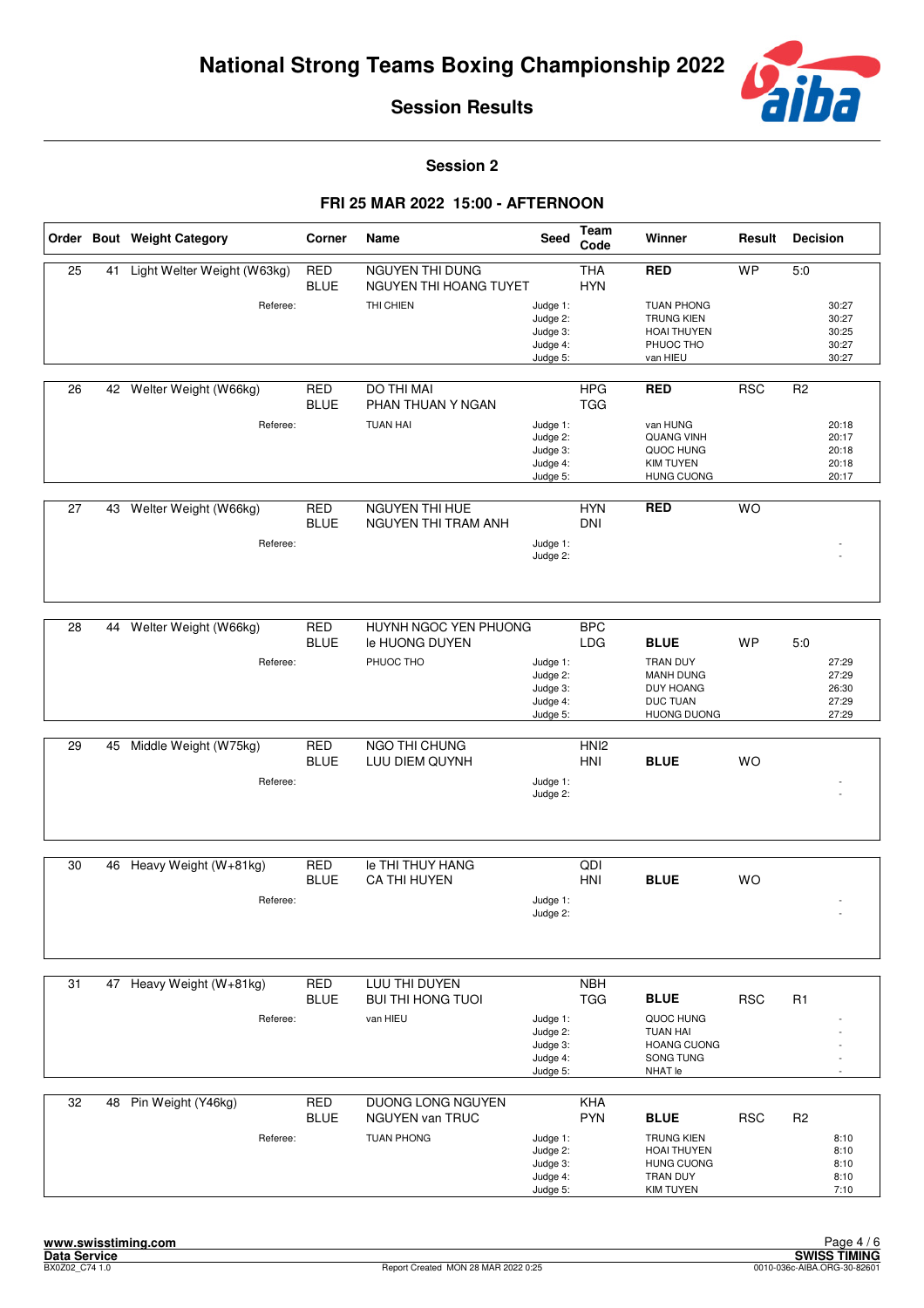# National Strong Teams Boxing Championship 2022

## Session Results

### Session 2

### FRI 25 MAR 2022 15:00 - AFTERNOON

| Order | Bout | Weight Category | Corner | Name | Seed | Team Code | Winner | Result | Decision |
|---|---|---|---|---|---|---|---|---|---|
| 25 | 41 | Light Welter Weight (W63kg) | RED | NGUYEN THI DUNG | | THA | RED | WP | 5:0 |
| | | | BLUE | NGUYEN THI HOANG TUYET | | HYN | | | |
| | | Referee: | | THI CHIEN | Judge 1: | | TUAN PHONG | | 30:27 |
| | | | | | Judge 2: | | TRUNG KIEN | | 30:27 |
| | | | | | Judge 3: | | HOAI THUYEN | | 30:25 |
| | | | | | Judge 4: | | PHUOC THO | | 30:27 |
| | | | | | Judge 5: | | van HIEU | | 30:27 |
| 26 | 42 | Welter Weight (W66kg) | RED | DO THI MAI | | HPG | RED | RSC | R2 |
| | | | BLUE | PHAN THUAN Y NGAN | | TGG | | | |
| | | Referee: | | TUAN HAI | Judge 1: | | van HUNG | | 20:18 |
| | | | | | Judge 2: | | QUANG VINH | | 20:17 |
| | | | | | Judge 3: | | QUOC HUNG | | 20:18 |
| | | | | | Judge 4: | | KIM TUYEN | | 20:18 |
| | | | | | Judge 5: | | HUNG CUONG | | 20:17 |
| 27 | 43 | Welter Weight (W66kg) | RED | NGUYEN THI HUE | | HYN | RED | WO | |
| | | | BLUE | NGUYEN THI TRAM ANH | | DNI | | | |
| | | Referee: | | | Judge 1: | | | | - |
| | | | | | Judge 2: | | | | - |
| 28 | 44 | Welter Weight (W66kg) | RED | HUYNH NGOC YEN PHUONG | | BPC | | | |
| | | | BLUE | le HUONG DUYEN | | LDG | BLUE | WP | 5:0 |
| | | Referee: | | PHUOC THO | Judge 1: | | TRAN DUY | | 27:29 |
| | | | | | Judge 2: | | MANH DUNG | | 27:29 |
| | | | | | Judge 3: | | DUY HOANG | | 26:30 |
| | | | | | Judge 4: | | DUC TUAN | | 27:29 |
| | | | | | Judge 5: | | HUONG DUONG | | 27:29 |
| 29 | 45 | Middle Weight (W75kg) | RED | NGO THI CHUNG | | HNI2 | | | |
| | | | BLUE | LUU DIEM QUYNH | | HNI | BLUE | WO | |
| | | Referee: | | | Judge 1: | | | | - |
| | | | | | Judge 2: | | | | - |
| 30 | 46 | Heavy Weight (W+81kg) | RED | le THI THUY HANG | | QDI | | | |
| | | | BLUE | CA THI HUYEN | | HNI | BLUE | WO | |
| | | Referee: | | | Judge 1: | | | | - |
| | | | | | Judge 2: | | | | - |
| 31 | 47 | Heavy Weight (W+81kg) | RED | LUU THI DUYEN | | NBH | | | |
| | | | BLUE | BUI THI HONG TUOI | | TGG | BLUE | RSC | R1 |
| | | Referee: | | van HIEU | Judge 1: | | QUOC HUNG | | - |
| | | | | | Judge 2: | | TUAN HAI | | - |
| | | | | | Judge 3: | | HOANG CUONG | | - |
| | | | | | Judge 4: | | SONG TUNG | | - |
| | | | | | Judge 5: | | NHAT le | | - |
| 32 | 48 | Pin Weight (Y46kg) | RED | DUONG LONG NGUYEN | | KHA | | | |
| | | | BLUE | NGUYEN van TRUC | | PYN | BLUE | RSC | R2 |
| | | Referee: | | TUAN PHONG | Judge 1: | | TRUNG KIEN | | 8:10 |
| | | | | | Judge 2: | | HOAI THUYEN | | 8:10 |
| | | | | | Judge 3: | | HUNG CUONG | | 8:10 |
| | | | | | Judge 4: | | TRAN DUY | | 8:10 |
| | | | | | Judge 5: | | KIM TUYEN | | 7:10 |

www.swisstiming.com
Data Service
BX0Z02_C74 1.0 — Report Created MON 28 MAR 2022 0:25 — SWISS TIMING — 0010-036c-AIBA.ORG-30-82601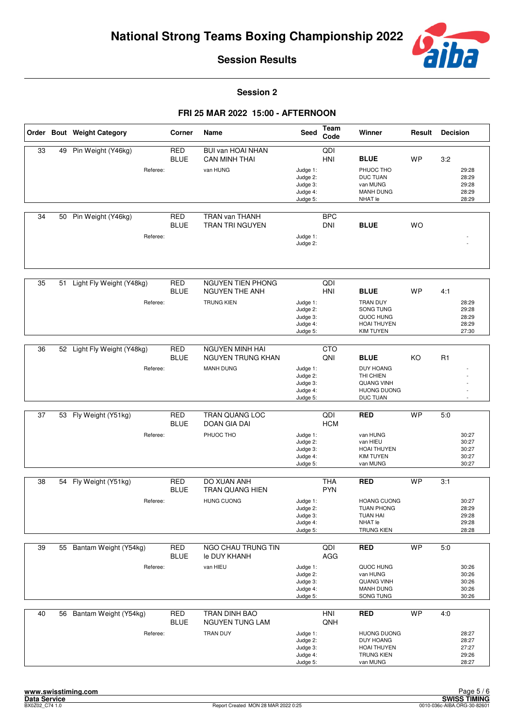# National Strong Teams Boxing Championship 2022

## Session Results

### Session 2

### FRI 25 MAR 2022 15:00 - AFTERNOON

| Order | Bout | Weight Category | Corner | Name | Seed | Team Code | Winner | Result | Decision |
|---|---|---|---|---|---|---|---|---|---|
| 33 | 49 | Pin Weight (Y46kg) | RED | BUI van HOAI NHAN | | QDI | | | |
| | | | BLUE | CAN MINH THAI | | HNI | **BLUE** | WP | 3:2 |
| | | Referee: | | van HUNG | Judge 1: | | PHUOC THO | | 29:28 |
| | | | | | Judge 2: | | DUC TUAN | | 28:29 |
| | | | | | Judge 3: | | van MUNG | | 29:28 |
| | | | | | Judge 4: | | MANH DUNG | | 28:29 |
| | | | | | Judge 5: | | NHAT le | | 28:29 |
| 34 | 50 | Pin Weight (Y46kg) | RED | TRAN van THANH | | BPC | | | |
| | | | BLUE | TRAN TRI NGUYEN | | DNI | **BLUE** | WO | |
| | | Referee: | | | Judge 1: | | | | - |
| | | | | | Judge 2: | | | | - |
| 35 | 51 | Light Fly Weight (Y48kg) | RED | NGUYEN TIEN PHONG | | QDI | | | |
| | | | BLUE | NGUYEN THE ANH | | HNI | **BLUE** | WP | 4:1 |
| | | Referee: | | TRUNG KIEN | Judge 1: | | TRAN DUY | | 28:29 |
| | | | | | Judge 2: | | SONG TUNG | | 29:28 |
| | | | | | Judge 3: | | QUOC HUNG | | 28:29 |
| | | | | | Judge 4: | | HOAI THUYEN | | 28:29 |
| | | | | | Judge 5: | | KIM TUYEN | | 27:30 |
| 36 | 52 | Light Fly Weight (Y48kg) | RED | NGUYEN MINH HAI | | CTO | | | |
| | | | BLUE | NGUYEN TRUNG KHAN | | QNI | **BLUE** | KO | R1 |
| | | Referee: | | MANH DUNG | Judge 1: | | DUY HOANG | | - |
| | | | | | Judge 2: | | THI CHIEN | | - |
| | | | | | Judge 3: | | QUANG VINH | | - |
| | | | | | Judge 4: | | HUONG DUONG | | - |
| | | | | | Judge 5: | | DUC TUAN | | - |
| 37 | 53 | Fly Weight (Y51kg) | RED | TRAN QUANG LOC | | QDI | **RED** | WP | 5:0 |
| | | | BLUE | DOAN GIA DAI | | HCM | | | |
| | | Referee: | | PHUOC THO | Judge 1: | | van HUNG | | 30:27 |
| | | | | | Judge 2: | | van HIEU | | 30:27 |
| | | | | | Judge 3: | | HOAI THUYEN | | 30:27 |
| | | | | | Judge 4: | | KIM TUYEN | | 30:27 |
| | | | | | Judge 5: | | van MUNG | | 30:27 |
| 38 | 54 | Fly Weight (Y51kg) | RED | DO XUAN ANH | | THA | **RED** | WP | 3:1 |
| | | | BLUE | TRAN QUANG HIEN | | PYN | | | |
| | | Referee: | | HUNG CUONG | Judge 1: | | HOANG CUONG | | 30:27 |
| | | | | | Judge 2: | | TUAN PHONG | | 28:29 |
| | | | | | Judge 3: | | TUAN HAI | | 29:28 |
| | | | | | Judge 4: | | NHAT le | | 29:28 |
| | | | | | Judge 5: | | TRUNG KIEN | | 28:28 |
| 39 | 55 | Bantam Weight (Y54kg) | RED | NGO CHAU TRUNG TIN | | QDI | **RED** | WP | 5:0 |
| | | | BLUE | le DUY KHANH | | AGG | | | |
| | | Referee: | | van HIEU | Judge 1: | | QUOC HUNG | | 30:26 |
| | | | | | Judge 2: | | van HUNG | | 30:26 |
| | | | | | Judge 3: | | QUANG VINH | | 30:26 |
| | | | | | Judge 4: | | MANH DUNG | | 30:26 |
| | | | | | Judge 5: | | SONG TUNG | | 30:26 |
| 40 | 56 | Bantam Weight (Y54kg) | RED | TRAN DINH BAO | | HNI | **RED** | WP | 4:0 |
| | | | BLUE | NGUYEN TUNG LAM | | QNH | | | |
| | | Referee: | | TRAN DUY | Judge 1: | | HUONG DUONG | | 28:27 |
| | | | | | Judge 2: | | DUY HOANG | | 28:27 |
| | | | | | Judge 3: | | HOAI THUYEN | | 27:27 |
| | | | | | Judge 4: | | TRUNG KIEN | | 29:26 |
| | | | | | Judge 5: | | van MUNG | | 28:27 |

www.swisstiming.com
Data Service
BX0Z02_C74 1.0

Report Created MON 28 MAR 2022 0:25

SWISS TIMING
0010-036c-AIBA.ORG-30-82601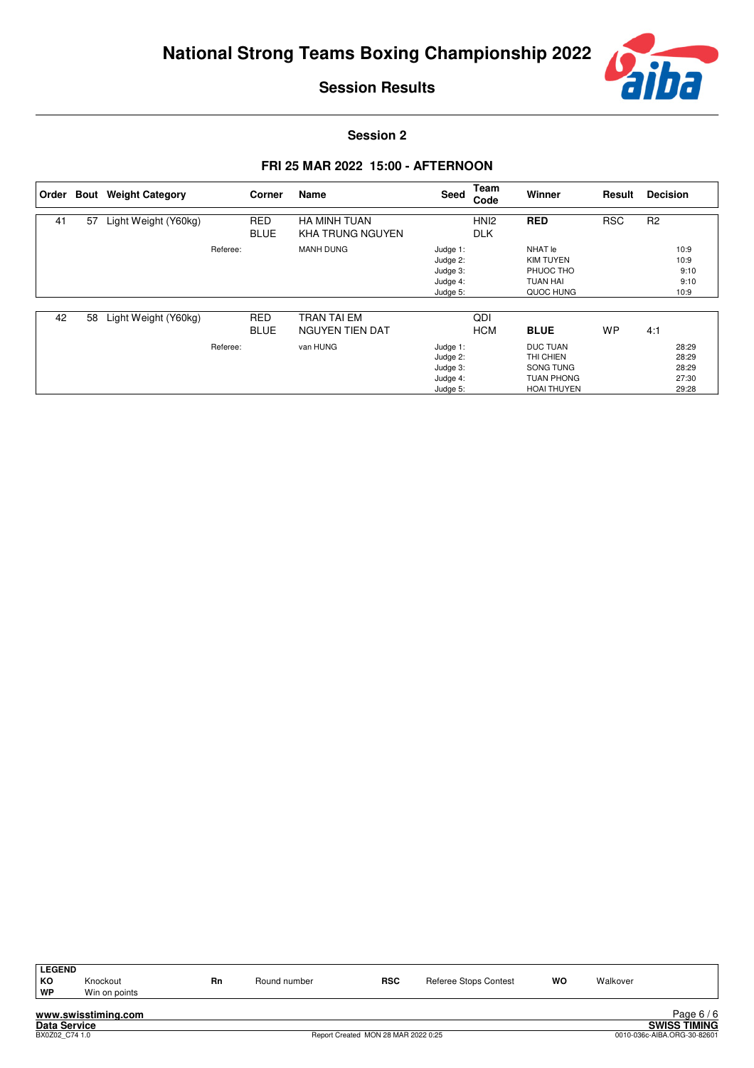# National Strong Teams Boxing Championship 2022

## Session Results

### Session 2

### FRI 25 MAR 2022 15:00 - AFTERNOON

| Order | Bout | Weight Category | Corner | Name | Seed | Team Code | Winner | Result | Decision |
|---|---|---|---|---|---|---|---|---|---|
| 41 | 57 | Light Weight (Y60kg) | RED | HA MINH TUAN | | HNI2 | **RED** | RSC | R2 |
| | | | BLUE | KHA TRUNG NGUYEN | | DLK | | | |
| | | Referee: | | MANH DUNG | Judge 1: | | NHAT le | | 10:9 |
| | | | | | Judge 2: | | KIM TUYEN | | 10:9 |
| | | | | | Judge 3: | | PHUOC THO | | 9:10 |
| | | | | | Judge 4: | | TUAN HAI | | 9:10 |
| | | | | | Judge 5: | | QUOC HUNG | | 10:9 |
| 42 | 58 | Light Weight (Y60kg) | RED | TRAN TAI EM | | QDI | | | |
| | | | BLUE | NGUYEN TIEN DAT | | HCM | **BLUE** | WP | 4:1 |
| | | Referee: | | van HUNG | Judge 1: | | DUC TUAN | | 28:29 |
| | | | | | Judge 2: | | THI CHIEN | | 28:29 |
| | | | | | Judge 3: | | SONG TUNG | | 28:29 |
| | | | | | Judge 4: | | TUAN PHONG | | 27:30 |
| | | | | | Judge 5: | | HOAI THUYEN | | 29:28 |

| LEGEND | | | | | | | |
|---|---|---|---|---|---|---|---|
| KO | Knockout | Rn | Round number | RSC | Referee Stops Contest | WO | Walkover |
| WP | Win on points | | | | | | |

www.swisstiming.com
Data Service
BX0Z02_C74 1.0
Report Created MON 28 MAR 2022 0:25
SWISS TIMING
0010-036c-AIBA.ORG-30-82601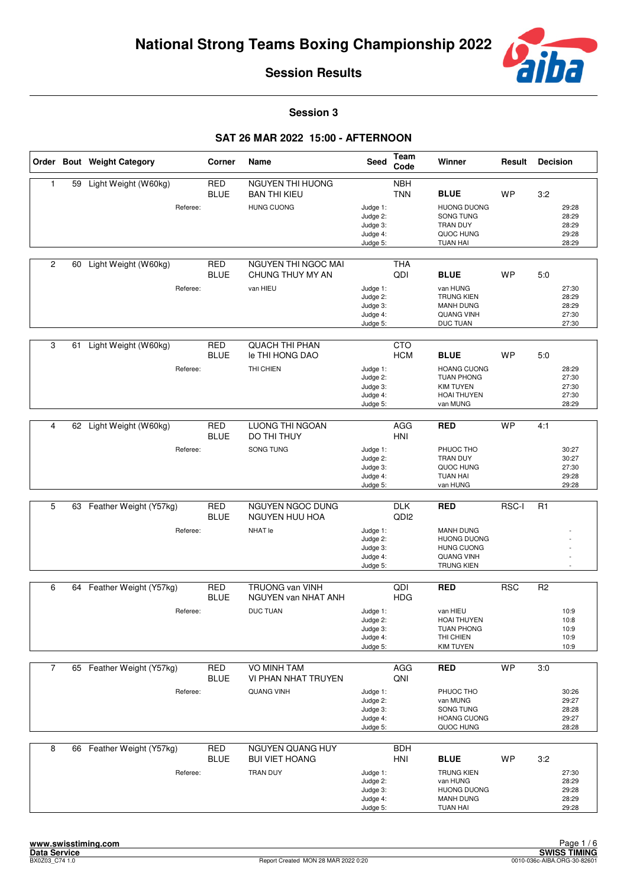# National Strong Teams Boxing Championship 2022

## Session Results

### Session 3

### SAT 26 MAR 2022 15:00 - AFTERNOON

| Order | Bout | Weight Category | Corner | Name | Seed | Team Code | Winner | Result | Decision |
|---|---|---|---|---|---|---|---|---|---|
| 1 | 59 | Light Weight (W60kg) | RED | NGUYEN THI HUONG | | NBH | | | |
| | | | BLUE | BAN THI KIEU | | TNN | **BLUE** | WP | 3:2 |
| | | Referee: | | HUNG CUONG | Judge 1: | | HUONG DUONG | | 29:28 |
| | | | | | Judge 2: | | SONG TUNG | | 28:29 |
| | | | | | Judge 3: | | TRAN DUY | | 28:29 |
| | | | | | Judge 4: | | QUOC HUNG | | 29:28 |
| | | | | | Judge 5: | | TUAN HAI | | 28:29 |
| 2 | 60 | Light Weight (W60kg) | RED | NGUYEN THI NGOC MAI | | THA | | | |
| | | | BLUE | CHUNG THUY MY AN | | QDI | **BLUE** | WP | 5:0 |
| | | Referee: | | van HIEU | Judge 1: | | van HUNG | | 27:30 |
| | | | | | Judge 2: | | TRUNG KIEN | | 28:29 |
| | | | | | Judge 3: | | MANH DUNG | | 28:29 |
| | | | | | Judge 4: | | QUANG VINH | | 27:30 |
| | | | | | Judge 5: | | DUC TUAN | | 27:30 |
| 3 | 61 | Light Weight (W60kg) | RED | QUACH THI PHAN | | CTO | | | |
| | | | BLUE | le THI HONG DAO | | HCM | **BLUE** | WP | 5:0 |
| | | Referee: | | THI CHIEN | Judge 1: | | HOANG CUONG | | 28:29 |
| | | | | | Judge 2: | | TUAN PHONG | | 27:30 |
| | | | | | Judge 3: | | KIM TUYEN | | 27:30 |
| | | | | | Judge 4: | | HOAI THUYEN | | 27:30 |
| | | | | | Judge 5: | | van MUNG | | 28:29 |
| 4 | 62 | Light Weight (W60kg) | RED | LUONG THI NGOAN | | AGG | **RED** | WP | 4:1 |
| | | | BLUE | DO THI THUY | | HNI | | | |
| | | Referee: | | SONG TUNG | Judge 1: | | PHUOC THO | | 30:27 |
| | | | | | Judge 2: | | TRAN DUY | | 30:27 |
| | | | | | Judge 3: | | QUOC HUNG | | 27:30 |
| | | | | | Judge 4: | | TUAN HAI | | 29:28 |
| | | | | | Judge 5: | | van HUNG | | 29:28 |
| 5 | 63 | Feather Weight (Y57kg) | RED | NGUYEN NGOC DUNG | | DLK | **RED** | RSC-I | R1 |
| | | | BLUE | NGUYEN HUU HOA | | QDI2 | | | |
| | | Referee: | | NHAT le | Judge 1: | | MANH DUNG | | - |
| | | | | | Judge 2: | | HUONG DUONG | | - |
| | | | | | Judge 3: | | HUNG CUONG | | - |
| | | | | | Judge 4: | | QUANG VINH | | - |
| | | | | | Judge 5: | | TRUNG KIEN | | - |
| 6 | 64 | Feather Weight (Y57kg) | RED | TRUONG van VINH | | QDI | **RED** | RSC | R2 |
| | | | BLUE | NGUYEN van NHAT ANH | | HDG | | | |
| | | Referee: | | DUC TUAN | Judge 1: | | van HIEU | | 10:9 |
| | | | | | Judge 2: | | HOAI THUYEN | | 10:8 |
| | | | | | Judge 3: | | TUAN PHONG | | 10:9 |
| | | | | | Judge 4: | | THI CHIEN | | 10:9 |
| | | | | | Judge 5: | | KIM TUYEN | | 10:9 |
| 7 | 65 | Feather Weight (Y57kg) | RED | VO MINH TAM | | AGG | **RED** | WP | 3:0 |
| | | | BLUE | VI PHAN NHAT TRUYEN | | QNI | | | |
| | | Referee: | | QUANG VINH | Judge 1: | | PHUOC THO | | 30:26 |
| | | | | | Judge 2: | | van MUNG | | 29:27 |
| | | | | | Judge 3: | | SONG TUNG | | 28:28 |
| | | | | | Judge 4: | | HOANG CUONG | | 29:27 |
| | | | | | Judge 5: | | QUOC HUNG | | 28:28 |
| 8 | 66 | Feather Weight (Y57kg) | RED | NGUYEN QUANG HUY | | BDH | | | |
| | | | BLUE | BUI VIET HOANG | | HNI | **BLUE** | WP | 3:2 |
| | | Referee: | | TRAN DUY | Judge 1: | | TRUNG KIEN | | 27:30 |
| | | | | | Judge 2: | | van HUNG | | 28:29 |
| | | | | | Judge 3: | | HUONG DUONG | | 29:28 |
| | | | | | Judge 4: | | MANH DUNG | | 28:29 |
| | | | | | Judge 5: | | TUAN HAI | | 29:28 |

www.swisstiming.com
Data Service
BX0Z03_C74 1.0

Report Created MON 28 MAR 2022 0:20

SWISS TIMING
0010-036c-AIBA.ORG-30-82601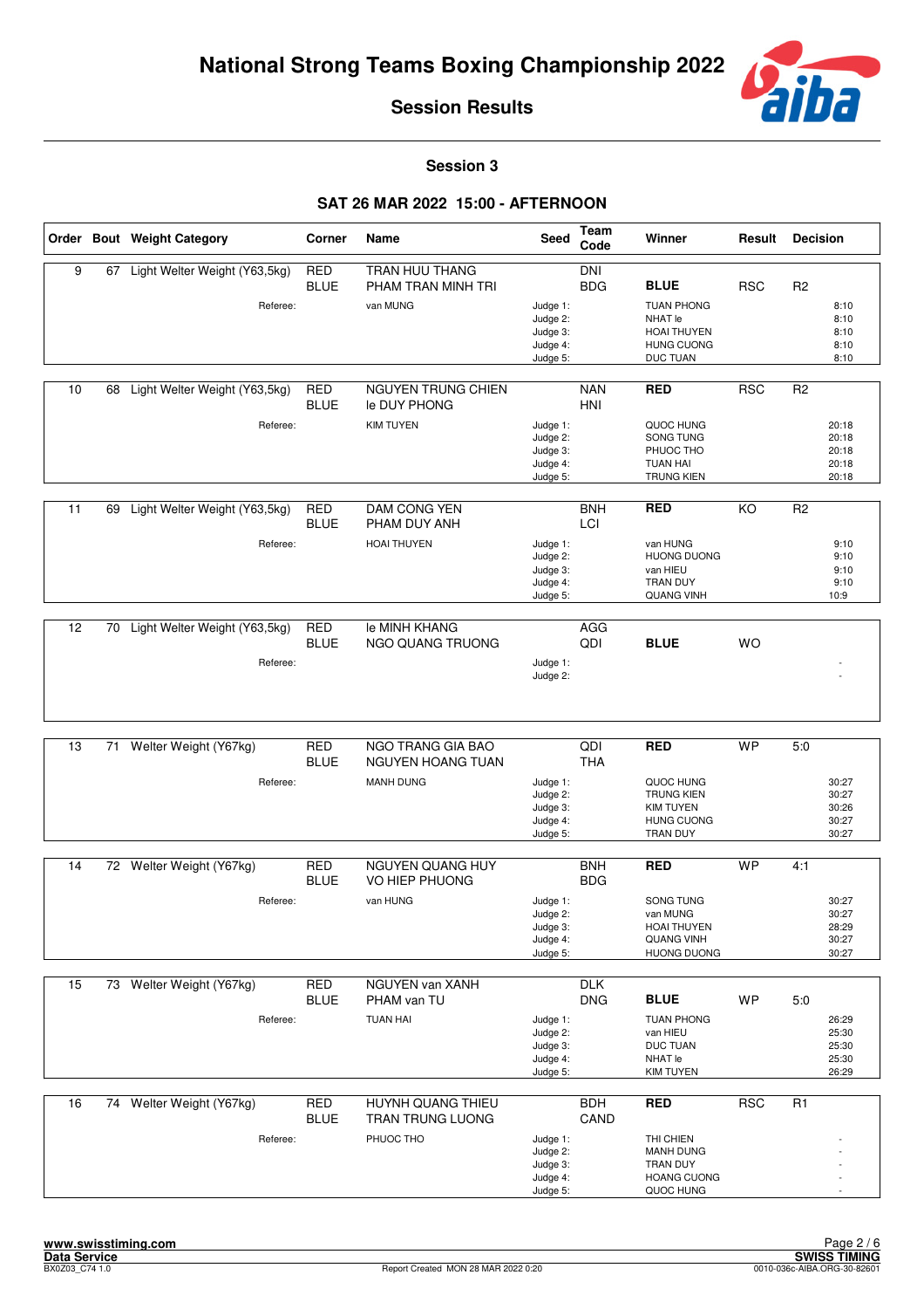# National Strong Teams Boxing Championship 2022

## Session Results

### Session 3

### SAT 26 MAR 2022 15:00 - AFTERNOON

| Order | Bout | Weight Category | Corner | Name | Seed | Team Code | Winner | Result | Decision |
|---|---|---|---|---|---|---|---|---|---|
| 9 | 67 | Light Welter Weight (Y63,5kg) | RED | TRAN HUU THANG | | DNI | | | |
| | | | BLUE | PHAM TRAN MINH TRI | | BDG | **BLUE** | RSC | R2 |
| | | Referee: | | van MUNG | Judge 1: | | TUAN PHONG | | 8:10 |
| | | | | | Judge 2: | | NHAT le | | 8:10 |
| | | | | | Judge 3: | | HOAI THUYEN | | 8:10 |
| | | | | | Judge 4: | | HUNG CUONG | | 8:10 |
| | | | | | Judge 5: | | DUC TUAN | | 8:10 |
| 10 | 68 | Light Welter Weight (Y63,5kg) | RED | NGUYEN TRUNG CHIEN | | NAN | **RED** | RSC | R2 |
| | | | BLUE | le DUY PHONG | | HNI | | | |
| | | Referee: | | KIM TUYEN | Judge 1: | | QUOC HUNG | | 20:18 |
| | | | | | Judge 2: | | SONG TUNG | | 20:18 |
| | | | | | Judge 3: | | PHUOC THO | | 20:18 |
| | | | | | Judge 4: | | TUAN HAI | | 20:18 |
| | | | | | Judge 5: | | TRUNG KIEN | | 20:18 |
| 11 | 69 | Light Welter Weight (Y63,5kg) | RED | DAM CONG YEN | | BNH | **RED** | KO | R2 |
| | | | BLUE | PHAM DUY ANH | | LCI | | | |
| | | Referee: | | HOAI THUYEN | Judge 1: | | van HUNG | | 9:10 |
| | | | | | Judge 2: | | HUONG DUONG | | 9:10 |
| | | | | | Judge 3: | | van HIEU | | 9:10 |
| | | | | | Judge 4: | | TRAN DUY | | 9:10 |
| | | | | | Judge 5: | | QUANG VINH | | 10:9 |
| 12 | 70 | Light Welter Weight (Y63,5kg) | RED | le MINH KHANG | | AGG | | | |
| | | | BLUE | NGO QUANG TRUONG | | QDI | **BLUE** | WO | |
| | | Referee: | | | Judge 1: | | | | - |
| | | | | | Judge 2: | | | | - |
| 13 | 71 | Welter Weight (Y67kg) | RED | NGO TRANG GIA BAO | | QDI | **RED** | WP | 5:0 |
| | | | BLUE | NGUYEN HOANG TUAN | | THA | | | |
| | | Referee: | | MANH DUNG | Judge 1: | | QUOC HUNG | | 30:27 |
| | | | | | Judge 2: | | TRUNG KIEN | | 30:27 |
| | | | | | Judge 3: | | KIM TUYEN | | 30:26 |
| | | | | | Judge 4: | | HUNG CUONG | | 30:27 |
| | | | | | Judge 5: | | TRAN DUY | | 30:27 |
| 14 | 72 | Welter Weight (Y67kg) | RED | NGUYEN QUANG HUY | | BNH | **RED** | WP | 4:1 |
| | | | BLUE | VO HIEP PHUONG | | BDG | | | |
| | | Referee: | | van HUNG | Judge 1: | | SONG TUNG | | 30:27 |
| | | | | | Judge 2: | | van MUNG | | 30:27 |
| | | | | | Judge 3: | | HOAI THUYEN | | 28:29 |
| | | | | | Judge 4: | | QUANG VINH | | 30:27 |
| | | | | | Judge 5: | | HUONG DUONG | | 30:27 |
| 15 | 73 | Welter Weight (Y67kg) | RED | NGUYEN van XANH | | DLK | | | |
| | | | BLUE | PHAM van TU | | DNG | **BLUE** | WP | 5:0 |
| | | Referee: | | TUAN HAI | Judge 1: | | TUAN PHONG | | 26:29 |
| | | | | | Judge 2: | | van HIEU | | 25:30 |
| | | | | | Judge 3: | | DUC TUAN | | 25:30 |
| | | | | | Judge 4: | | NHAT le | | 25:30 |
| | | | | | Judge 5: | | KIM TUYEN | | 26:29 |
| 16 | 74 | Welter Weight (Y67kg) | RED | HUYNH QUANG THIEU | | BDH | **RED** | RSC | R1 |
| | | | BLUE | TRAN TRUNG LUONG | | CAND | | | |
| | | Referee: | | PHUOC THO | Judge 1: | | THI CHIEN | | - |
| | | | | | Judge 2: | | MANH DUNG | | - |
| | | | | | Judge 3: | | TRAN DUY | | - |
| | | | | | Judge 4: | | HOANG CUONG | | - |
| | | | | | Judge 5: | | QUOC HUNG | | - |

www.swisstiming.com
Data Service
BX0Z03_C74 1.0

Report Created MON 28 MAR 2022 0:20

SWISS TIMING
0010-036c-AIBA.ORG-30-82601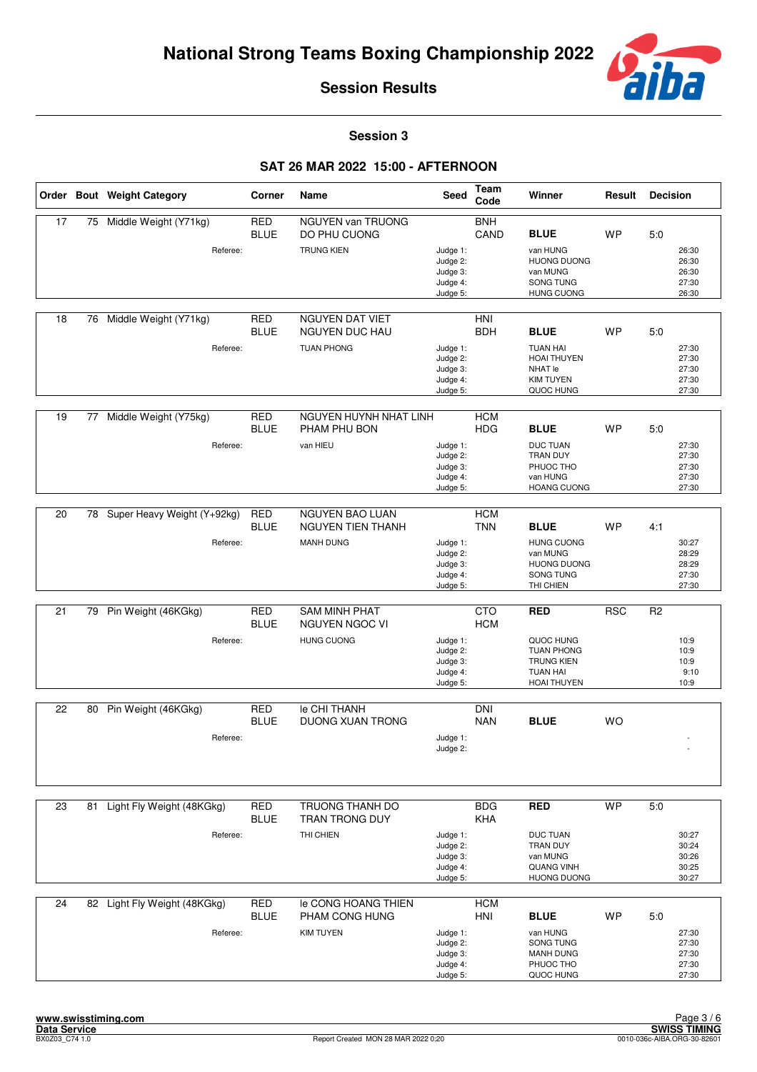# National Strong Teams Boxing Championship 2022

## Session Results

### Session 3

### SAT 26 MAR 2022 15:00 - AFTERNOON

| Order | Bout | Weight Category | Corner | Name | Seed | Team Code | Winner | Result | Decision |
|---|---|---|---|---|---|---|---|---|---|
| 17 | 75 | Middle Weight (Y71kg) | RED | NGUYEN van TRUONG | | BNH | | | |
| | | | BLUE | DO PHU CUONG | | CAND | **BLUE** | WP | 5:0 |
| | | Referee: | | TRUNG KIEN | Judge 1: | | van HUNG | | 26:30 |
| | | | | | Judge 2: | | HUONG DUONG | | 26:30 |
| | | | | | Judge 3: | | van MUNG | | 26:30 |
| | | | | | Judge 4: | | SONG TUNG | | 27:30 |
| | | | | | Judge 5: | | HUNG CUONG | | 26:30 |
| 18 | 76 | Middle Weight (Y71kg) | RED | NGUYEN DAT VIET | | HNI | | | |
| | | | BLUE | NGUYEN DUC HAU | | BDH | **BLUE** | WP | 5:0 |
| | | Referee: | | TUAN PHONG | Judge 1: | | TUAN HAI | | 27:30 |
| | | | | | Judge 2: | | HOAI THUYEN | | 27:30 |
| | | | | | Judge 3: | | NHAT le | | 27:30 |
| | | | | | Judge 4: | | KIM TUYEN | | 27:30 |
| | | | | | Judge 5: | | QUOC HUNG | | 27:30 |
| 19 | 77 | Middle Weight (Y75kg) | RED | NGUYEN HUYNH NHAT LINH | | HCM | | | |
| | | | BLUE | PHAM PHU BON | | HDG | **BLUE** | WP | 5:0 |
| | | Referee: | | van HIEU | Judge 1: | | DUC TUAN | | 27:30 |
| | | | | | Judge 2: | | TRAN DUY | | 27:30 |
| | | | | | Judge 3: | | PHUOC THO | | 27:30 |
| | | | | | Judge 4: | | van HUNG | | 27:30 |
| | | | | | Judge 5: | | HOANG CUONG | | 27:30 |
| 20 | 78 | Super Heavy Weight (Y+92kg) | RED | NGUYEN BAO LUAN | | HCM | | | |
| | | | BLUE | NGUYEN TIEN THANH | | TNN | **BLUE** | WP | 4:1 |
| | | Referee: | | MANH DUNG | Judge 1: | | HUNG CUONG | | 30:27 |
| | | | | | Judge 2: | | van MUNG | | 28:29 |
| | | | | | Judge 3: | | HUONG DUONG | | 28:29 |
| | | | | | Judge 4: | | SONG TUNG | | 27:30 |
| | | | | | Judge 5: | | THI CHIEN | | 27:30 |
| 21 | 79 | Pin Weight (46KGkg) | RED | SAM MINH PHAT | | CTO | **RED** | RSC | R2 |
| | | | BLUE | NGUYEN NGOC VI | | HCM | | | |
| | | Referee: | | HUNG CUONG | Judge 1: | | QUOC HUNG | | 10:9 |
| | | | | | Judge 2: | | TUAN PHONG | | 10:9 |
| | | | | | Judge 3: | | TRUNG KIEN | | 10:9 |
| | | | | | Judge 4: | | TUAN HAI | | 9:10 |
| | | | | | Judge 5: | | HOAI THUYEN | | 10:9 |
| 22 | 80 | Pin Weight (46KGkg) | RED | le CHI THANH | | DNI | | | |
| | | | BLUE | DUONG XUAN TRONG | | NAN | **BLUE** | WO | |
| | | Referee: | | | Judge 1: | | | | - |
| | | | | | Judge 2: | | | | - |
| 23 | 81 | Light Fly Weight (48KGkg) | RED | TRUONG THANH DO | | BDG | **RED** | WP | 5:0 |
| | | | BLUE | TRAN TRONG DUY | | KHA | | | |
| | | Referee: | | THI CHIEN | Judge 1: | | DUC TUAN | | 30:27 |
| | | | | | Judge 2: | | TRAN DUY | | 30:24 |
| | | | | | Judge 3: | | van MUNG | | 30:26 |
| | | | | | Judge 4: | | QUANG VINH | | 30:25 |
| | | | | | Judge 5: | | HUONG DUONG | | 30:27 |
| 24 | 82 | Light Fly Weight (48KGkg) | RED | le CONG HOANG THIEN | | HCM | | | |
| | | | BLUE | PHAM CONG HUNG | | HNI | **BLUE** | WP | 5:0 |
| | | Referee: | | KIM TUYEN | Judge 1: | | van HUNG | | 27:30 |
| | | | | | Judge 2: | | SONG TUNG | | 27:30 |
| | | | | | Judge 3: | | MANH DUNG | | 27:30 |
| | | | | | Judge 4: | | PHUOC THO | | 27:30 |
| | | | | | Judge 5: | | QUOC HUNG | | 27:30 |

www.swisstiming.com
Data Service
BX0Z03_C74 1.0

Report Created MON 28 MAR 2022 0:20

SWISS TIMING
0010-036c-AIBA.ORG-30-82601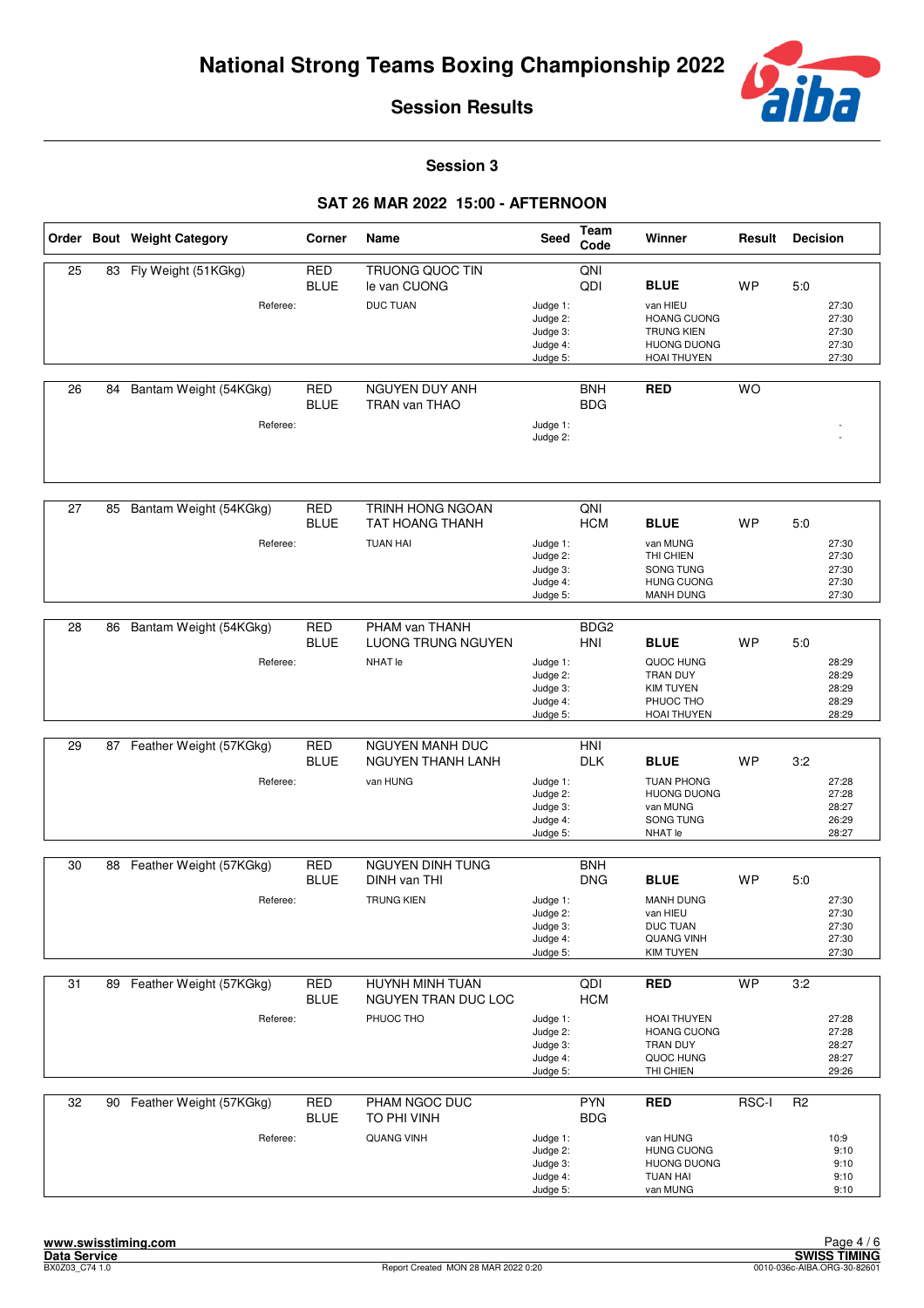# National Strong Teams Boxing Championship 2022

## Session Results

### Session 3

### SAT 26 MAR 2022 15:00 - AFTERNOON

| Order | Bout | Weight Category | Corner | Name | Seed | Team Code | Winner | Result | Decision |
|---|---|---|---|---|---|---|---|---|---|
| 25 | 83 | Fly Weight (51KGkg) | RED | TRUONG QUOC TIN | | QNI | | | |
| | | | BLUE | le van CUONG | | QDI | **BLUE** | WP | 5:0 |
| | | Referee: | | DUC TUAN | Judge 1: | | van HIEU | | 27:30 |
| | | | | | Judge 2: | | HOANG CUONG | | 27:30 |
| | | | | | Judge 3: | | TRUNG KIEN | | 27:30 |
| | | | | | Judge 4: | | HUONG DUONG | | 27:30 |
| | | | | | Judge 5: | | HOAI THUYEN | | 27:30 |
| 26 | 84 | Bantam Weight (54KGkg) | RED | NGUYEN DUY ANH | | BNH | **RED** | WO | |
| | | | BLUE | TRAN van THAO | | BDG | | | |
| | | Referee: | | | Judge 1: | | | | - |
| | | | | | Judge 2: | | | | - |
| 27 | 85 | Bantam Weight (54KGkg) | RED | TRINH HONG NGOAN | | QNI | | | |
| | | | BLUE | TAT HOANG THANH | | HCM | **BLUE** | WP | 5:0 |
| | | Referee: | | TUAN HAI | Judge 1: | | van MUNG | | 27:30 |
| | | | | | Judge 2: | | THI CHIEN | | 27:30 |
| | | | | | Judge 3: | | SONG TUNG | | 27:30 |
| | | | | | Judge 4: | | HUNG CUONG | | 27:30 |
| | | | | | Judge 5: | | MANH DUNG | | 27:30 |
| 28 | 86 | Bantam Weight (54KGkg) | RED | PHAM van THANH | | BDG2 | | | |
| | | | BLUE | LUONG TRUNG NGUYEN | | HNI | **BLUE** | WP | 5:0 |
| | | Referee: | | NHAT le | Judge 1: | | QUOC HUNG | | 28:29 |
| | | | | | Judge 2: | | TRAN DUY | | 28:29 |
| | | | | | Judge 3: | | KIM TUYEN | | 28:29 |
| | | | | | Judge 4: | | PHUOC THO | | 28:29 |
| | | | | | Judge 5: | | HOAI THUYEN | | 28:29 |
| 29 | 87 | Feather Weight (57KGkg) | RED | NGUYEN MANH DUC | | HNI | | | |
| | | | BLUE | NGUYEN THANH LANH | | DLK | **BLUE** | WP | 3:2 |
| | | Referee: | | van HUNG | Judge 1: | | TUAN PHONG | | 27:28 |
| | | | | | Judge 2: | | HUONG DUONG | | 27:28 |
| | | | | | Judge 3: | | van MUNG | | 28:27 |
| | | | | | Judge 4: | | SONG TUNG | | 26:29 |
| | | | | | Judge 5: | | NHAT le | | 28:27 |
| 30 | 88 | Feather Weight (57KGkg) | RED | NGUYEN DINH TUNG | | BNH | | | |
| | | | BLUE | DINH van THI | | DNG | **BLUE** | WP | 5:0 |
| | | Referee: | | TRUNG KIEN | Judge 1: | | MANH DUNG | | 27:30 |
| | | | | | Judge 2: | | van HIEU | | 27:30 |
| | | | | | Judge 3: | | DUC TUAN | | 27:30 |
| | | | | | Judge 4: | | QUANG VINH | | 27:30 |
| | | | | | Judge 5: | | KIM TUYEN | | 27:30 |
| 31 | 89 | Feather Weight (57KGkg) | RED | HUYNH MINH TUAN | | QDI | **RED** | WP | 3:2 |
| | | | BLUE | NGUYEN TRAN DUC LOC | | HCM | | | |
| | | Referee: | | PHUOC THO | Judge 1: | | HOAI THUYEN | | 27:28 |
| | | | | | Judge 2: | | HOANG CUONG | | 27:28 |
| | | | | | Judge 3: | | TRAN DUY | | 28:27 |
| | | | | | Judge 4: | | QUOC HUNG | | 28:27 |
| | | | | | Judge 5: | | THI CHIEN | | 29:26 |
| 32 | 90 | Feather Weight (57KGkg) | RED | PHAM NGOC DUC | | PYN | **RED** | RSC-I | R2 |
| | | | BLUE | TO PHI VINH | | BDG | | | |
| | | Referee: | | QUANG VINH | Judge 1: | | van HUNG | | 10:9 |
| | | | | | Judge 2: | | HUNG CUONG | | 9:10 |
| | | | | | Judge 3: | | HUONG DUONG | | 9:10 |
| | | | | | Judge 4: | | TUAN HAI | | 9:10 |
| | | | | | Judge 5: | | van MUNG | | 9:10 |

www.swisstiming.com
Data Service
BX0Z03_C74 1.0
Report Created MON 28 MAR 2022 0:20
SWISS TIMING
0010-036c-AIBA.ORG-30-82601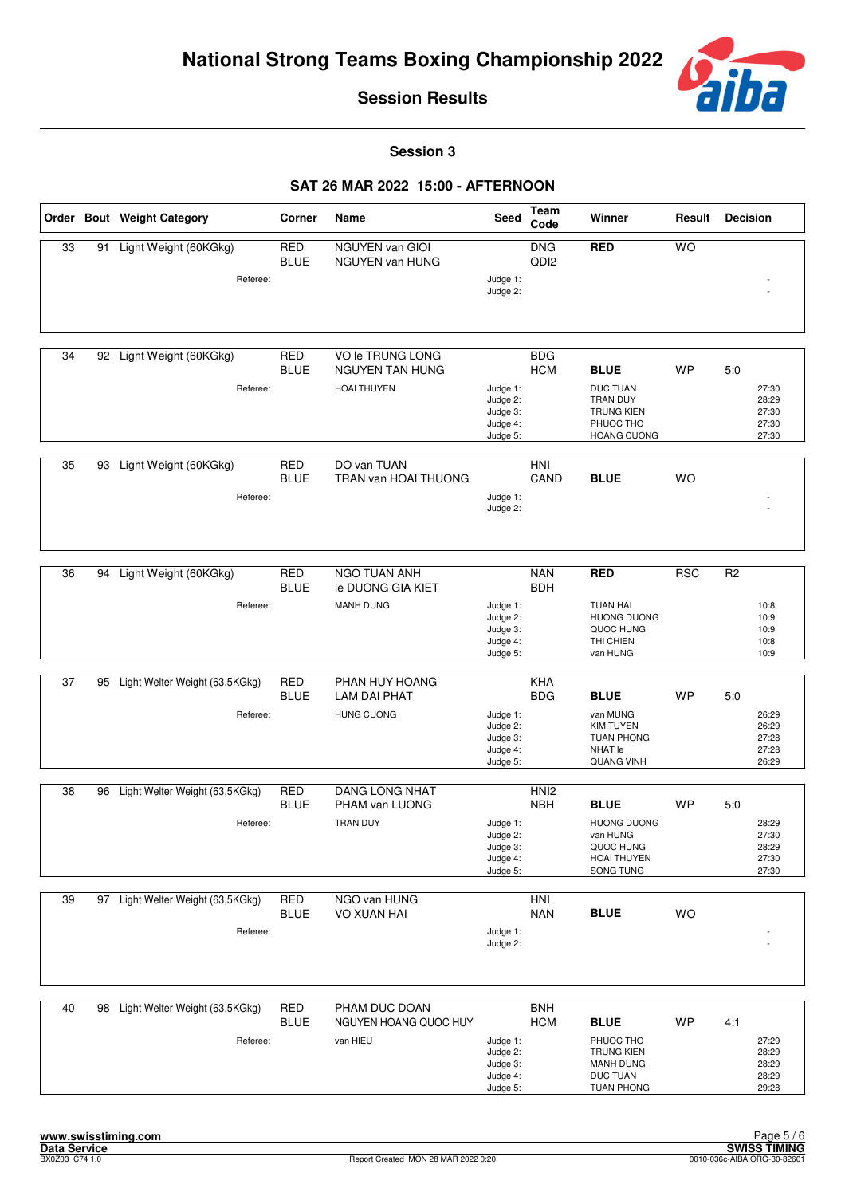# National Strong Teams Boxing Championship 2022

## Session Results

### Session 3

### SAT 26 MAR 2022 15:00 - AFTERNOON

| Order | Bout | Weight Category | Corner | Name | Seed | Team Code | Winner | Result | Decision | |
|---|---|---|---|---|---|---|---|---|---|---|
| 33 | 91 | Light Weight (60KGkg) | RED | NGUYEN van GIOI | | DNG | **RED** | WO | | |
| | | | BLUE | NGUYEN van HUNG | | QDI2 | | | | |
| | | Referee: | | | Judge 1: | | | | | - |
| | | | | | Judge 2: | | | | | - |
| 34 | 92 | Light Weight (60KGkg) | RED | VO le TRUNG LONG | | BDG | | | | |
| | | | BLUE | NGUYEN TAN HUNG | | HCM | **BLUE** | WP | 5:0 | |
| | | Referee: | | HOAI THUYEN | Judge 1: | | DUC TUAN | | | 27:30 |
| | | | | | Judge 2: | | TRAN DUY | | | 28:29 |
| | | | | | Judge 3: | | TRUNG KIEN | | | 27:30 |
| | | | | | Judge 4: | | PHUOC THO | | | 27:30 |
| | | | | | Judge 5: | | HOANG CUONG | | | 27:30 |
| 35 | 93 | Light Weight (60KGkg) | RED | DO van TUAN | | HNI | | | | |
| | | | BLUE | TRAN van HOAI THUONG | | CAND | **BLUE** | WO | | |
| | | Referee: | | | Judge 1: | | | | | - |
| | | | | | Judge 2: | | | | | - |
| 36 | 94 | Light Weight (60KGkg) | RED | NGO TUAN ANH | | NAN | **RED** | RSC | R2 | |
| | | | BLUE | le DUONG GIA KIET | | BDH | | | | |
| | | Referee: | | MANH DUNG | Judge 1: | | TUAN HAI | | | 10:8 |
| | | | | | Judge 2: | | HUONG DUONG | | | 10:9 |
| | | | | | Judge 3: | | QUOC HUNG | | | 10:9 |
| | | | | | Judge 4: | | THI CHIEN | | | 10:8 |
| | | | | | Judge 5: | | van HUNG | | | 10:9 |
| 37 | 95 | Light Welter Weight (63,5KGkg) | RED | PHAN HUY HOANG | | KHA | | | | |
| | | | BLUE | LAM DAI PHAT | | BDG | **BLUE** | WP | 5:0 | |
| | | Referee: | | HUNG CUONG | Judge 1: | | van MUNG | | | 26:29 |
| | | | | | Judge 2: | | KIM TUYEN | | | 26:29 |
| | | | | | Judge 3: | | TUAN PHONG | | | 27:28 |
| | | | | | Judge 4: | | NHAT le | | | 27:28 |
| | | | | | Judge 5: | | QUANG VINH | | | 26:29 |
| 38 | 96 | Light Welter Weight (63,5KGkg) | RED | DANG LONG NHAT | | HNI2 | | | | |
| | | | BLUE | PHAM van LUONG | | NBH | **BLUE** | WP | 5:0 | |
| | | Referee: | | TRAN DUY | Judge 1: | | HUONG DUONG | | | 28:29 |
| | | | | | Judge 2: | | van HUNG | | | 27:30 |
| | | | | | Judge 3: | | QUOC HUNG | | | 28:29 |
| | | | | | Judge 4: | | HOAI THUYEN | | | 27:30 |
| | | | | | Judge 5: | | SONG TUNG | | | 27:30 |
| 39 | 97 | Light Welter Weight (63,5KGkg) | RED | NGO van HUNG | | HNI | | | | |
| | | | BLUE | VO XUAN HAI | | NAN | **BLUE** | WO | | |
| | | Referee: | | | Judge 1: | | | | | - |
| | | | | | Judge 2: | | | | | - |
| 40 | 98 | Light Welter Weight (63,5KGkg) | RED | PHAM DUC DOAN | | BNH | | | | |
| | | | BLUE | NGUYEN HOANG QUOC HUY | | HCM | **BLUE** | WP | 4:1 | |
| | | Referee: | | van HIEU | Judge 1: | | PHUOC THO | | | 27:29 |
| | | | | | Judge 2: | | TRUNG KIEN | | | 28:29 |
| | | | | | Judge 3: | | MANH DUNG | | | 28:29 |
| | | | | | Judge 4: | | DUC TUAN | | | 28:29 |
| | | | | | Judge 5: | | TUAN PHONG | | | 29:28 |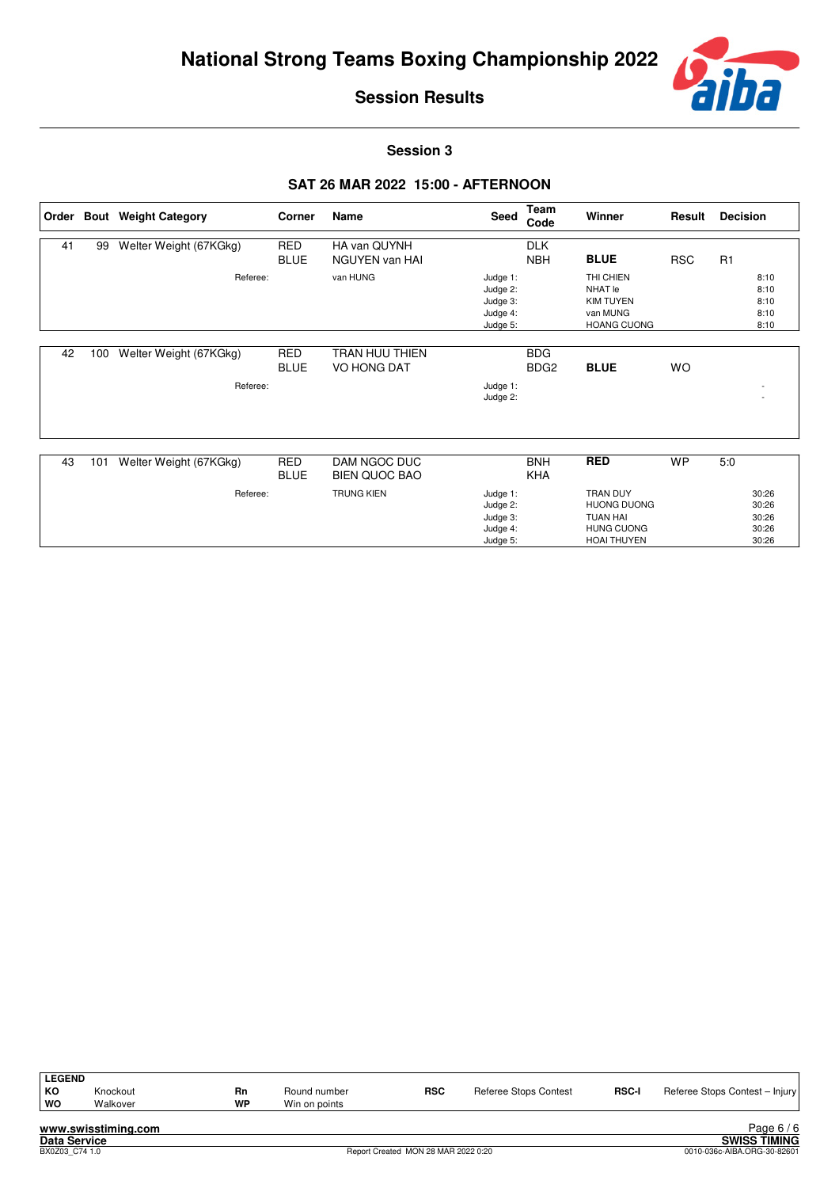# National Strong Teams Boxing Championship 2022

## Session Results

### Session 3

### SAT 26 MAR 2022 15:00 - AFTERNOON

| Order | Bout | Weight Category | Corner | Name | Seed | Team Code | Winner | Result | Decision |
|---|---|---|---|---|---|---|---|---|---|
| 41 | 99 | Welter Weight (67KGkg) | RED | HA van QUYNH | | DLK | | | |
| | | | BLUE | NGUYEN van HAI | | NBH | **BLUE** | RSC | R1 |
| | | Referee: | | van HUNG | Judge 1: | | THI CHIEN | | 8:10 |
| | | | | | Judge 2: | | NHAT le | | 8:10 |
| | | | | | Judge 3: | | KIM TUYEN | | 8:10 |
| | | | | | Judge 4: | | van MUNG | | 8:10 |
| | | | | | Judge 5: | | HOANG CUONG | | 8:10 |
| 42 | 100 | Welter Weight (67KGkg) | RED | TRAN HUU THIEN | | BDG | | | |
| | | | BLUE | VO HONG DAT | | BDG2 | **BLUE** | WO | |
| | | Referee: | | | Judge 1: | | | | - |
| | | | | | Judge 2: | | | | - |
| 43 | 101 | Welter Weight (67KGkg) | RED | DAM NGOC DUC | | BNH | **RED** | WP | 5:0 |
| | | | BLUE | BIEN QUOC BAO | | KHA | | | |
| | | Referee: | | TRUNG KIEN | Judge 1: | | TRAN DUY | | 30:26 |
| | | | | | Judge 2: | | HUONG DUONG | | 30:26 |
| | | | | | Judge 3: | | TUAN HAI | | 30:26 |
| | | | | | Judge 4: | | HUNG CUONG | | 30:26 |
| | | | | | Judge 5: | | HOAI THUYEN | | 30:26 |

**LEGEND**

| | | | | | | | |
|---|---|---|---|---|---|---|---|
| **KO** | Knockout | **Rn** | Round number | **RSC** | Referee Stops Contest | **RSC-I** | Referee Stops Contest – Injury |
| **WO** | Walkover | **WP** | Win on points | | | | |

www.swisstiming.com
Data Service
BX0Z03_C74 1.0

Report Created MON 28 MAR 2022 0:20

SWISS TIMING
0010-036c-AIBA.ORG-30-82601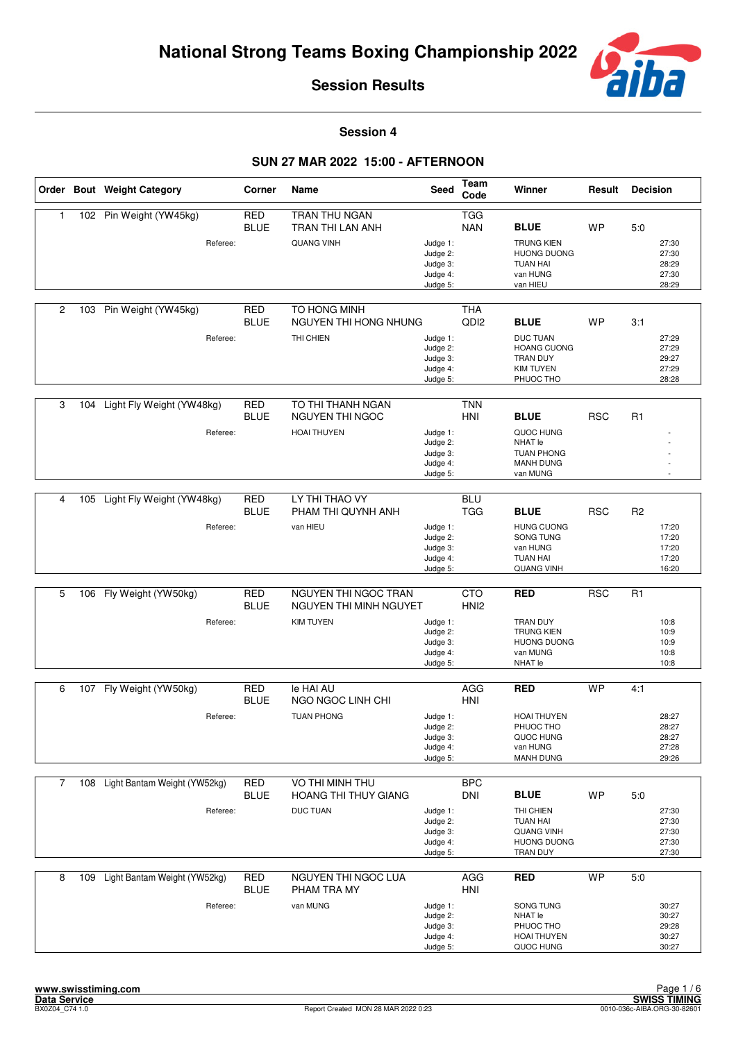# National Strong Teams Boxing Championship 2022

## Session Results

### Session 4

### SUN 27 MAR 2022 15:00 - AFTERNOON

| Order | Bout | Weight Category | Corner | Name | Seed | Team Code | Winner | Result | Decision |
|---|---|---|---|---|---|---|---|---|---|
| 1 | 102 | Pin Weight (YW45kg) | RED | TRAN THU NGAN | | TGG | | | |
| | | | BLUE | TRAN THI LAN ANH | | NAN | **BLUE** | WP | 5:0 |
| | | Referee: | | QUANG VINH | Judge 1: | | TRUNG KIEN | | 27:30 |
| | | | | | Judge 2: | | HUONG DUONG | | 27:30 |
| | | | | | Judge 3: | | TUAN HAI | | 28:29 |
| | | | | | Judge 4: | | van HUNG | | 27:30 |
| | | | | | Judge 5: | | van HIEU | | 28:29 |
| 2 | 103 | Pin Weight (YW45kg) | RED | TO HONG MINH | | THA | | | |
| | | | BLUE | NGUYEN THI HONG NHUNG | | QDI2 | **BLUE** | WP | 3:1 |
| | | Referee: | | THI CHIEN | Judge 1: | | DUC TUAN | | 27:29 |
| | | | | | Judge 2: | | HOANG CUONG | | 27:29 |
| | | | | | Judge 3: | | TRAN DUY | | 29:27 |
| | | | | | Judge 4: | | KIM TUYEN | | 27:29 |
| | | | | | Judge 5: | | PHUOC THO | | 28:28 |
| 3 | 104 | Light Fly Weight (YW48kg) | RED | TO THI THANH NGAN | | TNN | | | |
| | | | BLUE | NGUYEN THI NGOC | | HNI | **BLUE** | RSC | R1 |
| | | Referee: | | HOAI THUYEN | Judge 1: | | QUOC HUNG | | - |
| | | | | | Judge 2: | | NHAT le | | - |
| | | | | | Judge 3: | | TUAN PHONG | | - |
| | | | | | Judge 4: | | MANH DUNG | | - |
| | | | | | Judge 5: | | van MUNG | | - |
| 4 | 105 | Light Fly Weight (YW48kg) | RED | LY THI THAO VY | | BLU | | | |
| | | | BLUE | PHAM THI QUYNH ANH | | TGG | **BLUE** | RSC | R2 |
| | | Referee: | | van HIEU | Judge 1: | | HUNG CUONG | | 17:20 |
| | | | | | Judge 2: | | SONG TUNG | | 17:20 |
| | | | | | Judge 3: | | van HUNG | | 17:20 |
| | | | | | Judge 4: | | TUAN HAI | | 17:20 |
| | | | | | Judge 5: | | QUANG VINH | | 16:20 |
| 5 | 106 | Fly Weight (YW50kg) | RED | NGUYEN THI NGOC TRAN | | CTO | **RED** | RSC | R1 |
| | | | BLUE | NGUYEN THI MINH NGUYET | | HNI2 | | | |
| | | Referee: | | KIM TUYEN | Judge 1: | | TRAN DUY | | 10:8 |
| | | | | | Judge 2: | | TRUNG KIEN | | 10:9 |
| | | | | | Judge 3: | | HUONG DUONG | | 10:9 |
| | | | | | Judge 4: | | van MUNG | | 10:8 |
| | | | | | Judge 5: | | NHAT le | | 10:8 |
| 6 | 107 | Fly Weight (YW50kg) | RED | le HAI AU | | AGG | **RED** | WP | 4:1 |
| | | | BLUE | NGO NGOC LINH CHI | | HNI | | | |
| | | Referee: | | TUAN PHONG | Judge 1: | | HOAI THUYEN | | 28:27 |
| | | | | | Judge 2: | | PHUOC THO | | 28:27 |
| | | | | | Judge 3: | | QUOC HUNG | | 28:27 |
| | | | | | Judge 4: | | van HUNG | | 27:28 |
| | | | | | Judge 5: | | MANH DUNG | | 29:26 |
| 7 | 108 | Light Bantam Weight (YW52kg) | RED | VO THI MINH THU | | BPC | | | |
| | | | BLUE | HOANG THI THUY GIANG | | DNI | **BLUE** | WP | 5:0 |
| | | Referee: | | DUC TUAN | Judge 1: | | THI CHIEN | | 27:30 |
| | | | | | Judge 2: | | TUAN HAI | | 27:30 |
| | | | | | Judge 3: | | QUANG VINH | | 27:30 |
| | | | | | Judge 4: | | HUONG DUONG | | 27:30 |
| | | | | | Judge 5: | | TRAN DUY | | 27:30 |
| 8 | 109 | Light Bantam Weight (YW52kg) | RED | NGUYEN THI NGOC LUA | | AGG | **RED** | WP | 5:0 |
| | | | BLUE | PHAM TRA MY | | HNI | | | |
| | | Referee: | | van MUNG | Judge 1: | | SONG TUNG | | 30:27 |
| | | | | | Judge 2: | | NHAT le | | 30:27 |
| | | | | | Judge 3: | | PHUOC THO | | 29:28 |
| | | | | | Judge 4: | | HOAI THUYEN | | 30:27 |
| | | | | | Judge 5: | | QUOC HUNG | | 30:27 |

www.swisstiming.com
Data Service
BX0Z04_C74 1.0
Report Created MON 28 MAR 2022 0:23
SWISS TIMING
0010-036c-AIBA.ORG-30-82601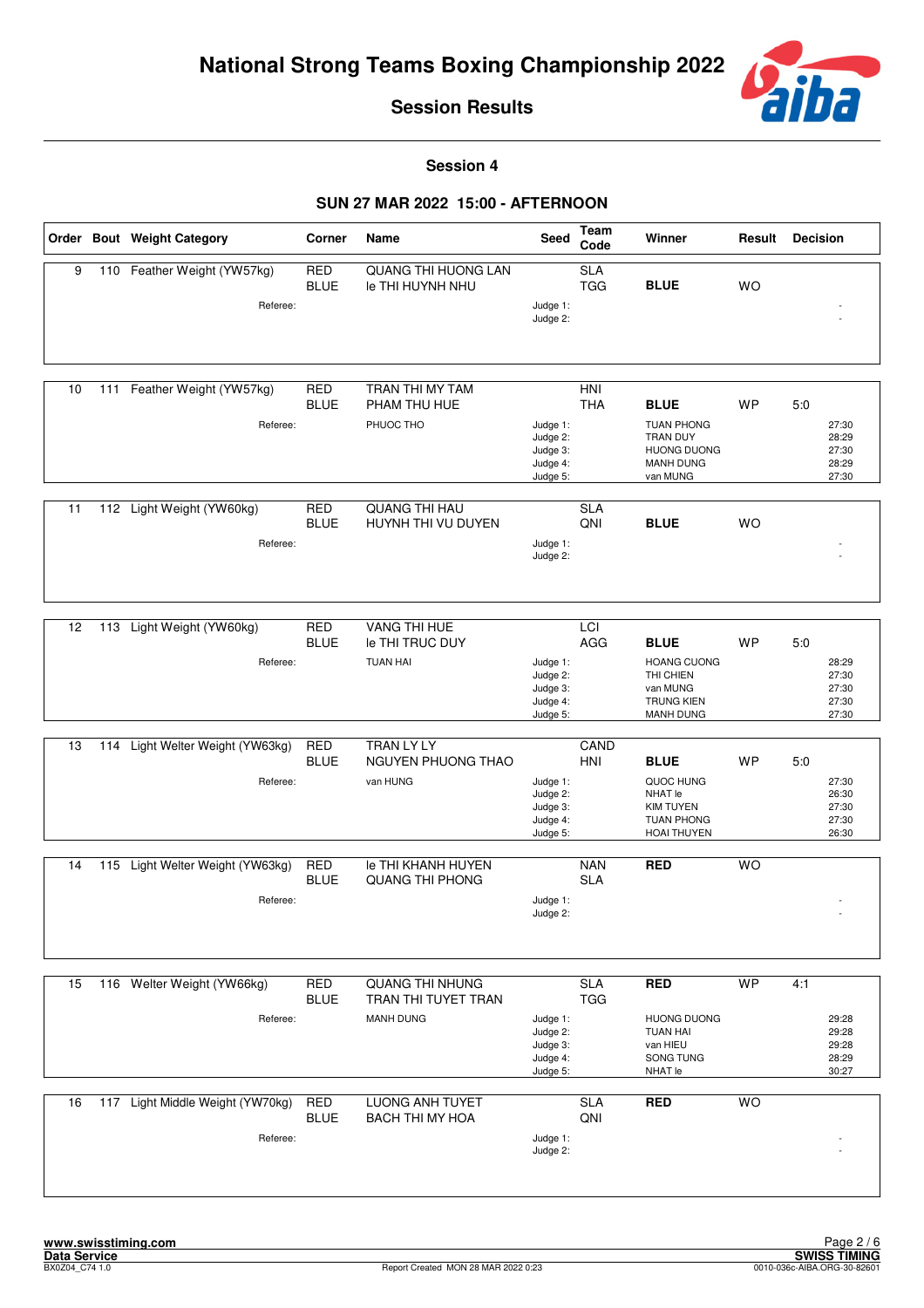# National Strong Teams Boxing Championship 2022

## Session Results

### Session 4

### SUN 27 MAR 2022 15:00 - AFTERNOON

| Order | Bout | Weight Category | Corner | Name | Seed | Team Code | Winner | Result | Decision |
|---|---|---|---|---|---|---|---|---|---|
| 9 | 110 | Feather Weight (YW57kg) | RED | QUANG THI HUONG LAN | | SLA | | | |
| | | | BLUE | le THI HUYNH NHU | | TGG | **BLUE** | WO | |
| | | Referee: | | | Judge 1: | | | | - |
| | | | | | Judge 2: | | | | - |
| 10 | 111 | Feather Weight (YW57kg) | RED | TRAN THI MY TAM | | HNI | | | |
| | | | BLUE | PHAM THU HUE | | THA | **BLUE** | WP | 5:0 |
| | | Referee: | | PHUOC THO | Judge 1: | | TUAN PHONG | | 27:30 |
| | | | | | Judge 2: | | TRAN DUY | | 28:29 |
| | | | | | Judge 3: | | HUONG DUONG | | 27:30 |
| | | | | | Judge 4: | | MANH DUNG | | 28:29 |
| | | | | | Judge 5: | | van MUNG | | 27:30 |
| 11 | 112 | Light Weight (YW60kg) | RED | QUANG THI HAU | | SLA | | | |
| | | | BLUE | HUYNH THI VU DUYEN | | QNI | **BLUE** | WO | |
| | | Referee: | | | Judge 1: | | | | - |
| | | | | | Judge 2: | | | | - |
| 12 | 113 | Light Weight (YW60kg) | RED | VANG THI HUE | | LCI | | | |
| | | | BLUE | le THI TRUC DUY | | AGG | **BLUE** | WP | 5:0 |
| | | Referee: | | TUAN HAI | Judge 1: | | HOANG CUONG | | 28:29 |
| | | | | | Judge 2: | | THI CHIEN | | 27:30 |
| | | | | | Judge 3: | | van MUNG | | 27:30 |
| | | | | | Judge 4: | | TRUNG KIEN | | 27:30 |
| | | | | | Judge 5: | | MANH DUNG | | 27:30 |
| 13 | 114 | Light Welter Weight (YW63kg) | RED | TRAN LY LY | | CAND | | | |
| | | | BLUE | NGUYEN PHUONG THAO | | HNI | **BLUE** | WP | 5:0 |
| | | Referee: | | van HUNG | Judge 1: | | QUOC HUNG | | 27:30 |
| | | | | | Judge 2: | | NHAT le | | 26:30 |
| | | | | | Judge 3: | | KIM TUYEN | | 27:30 |
| | | | | | Judge 4: | | TUAN PHONG | | 27:30 |
| | | | | | Judge 5: | | HOAI THUYEN | | 26:30 |
| 14 | 115 | Light Welter Weight (YW63kg) | RED | le THI KHANH HUYEN | | NAN | **RED** | WO | |
| | | | BLUE | QUANG THI PHONG | | SLA | | | |
| | | Referee: | | | Judge 1: | | | | - |
| | | | | | Judge 2: | | | | - |
| 15 | 116 | Welter Weight (YW66kg) | RED | QUANG THI NHUNG | | SLA | **RED** | WP | 4:1 |
| | | | BLUE | TRAN THI TUYET TRAN | | TGG | | | |
| | | Referee: | | MANH DUNG | Judge 1: | | HUONG DUONG | | 29:28 |
| | | | | | Judge 2: | | TUAN HAI | | 29:28 |
| | | | | | Judge 3: | | van HIEU | | 29:28 |
| | | | | | Judge 4: | | SONG TUNG | | 28:29 |
| | | | | | Judge 5: | | NHAT le | | 30:27 |
| 16 | 117 | Light Middle Weight (YW70kg) | RED | LUONG ANH TUYET | | SLA | **RED** | WO | |
| | | | BLUE | BACH THI MY HOA | | QNI | | | |
| | | Referee: | | | Judge 1: | | | | - |
| | | | | | Judge 2: | | | | - |

www.swisstiming.com
Data Service
BX0Z04_C74 1.0

Report Created MON 28 MAR 2022 0:23

SWISS TIMING
0010-036c-AIBA.ORG-30-82601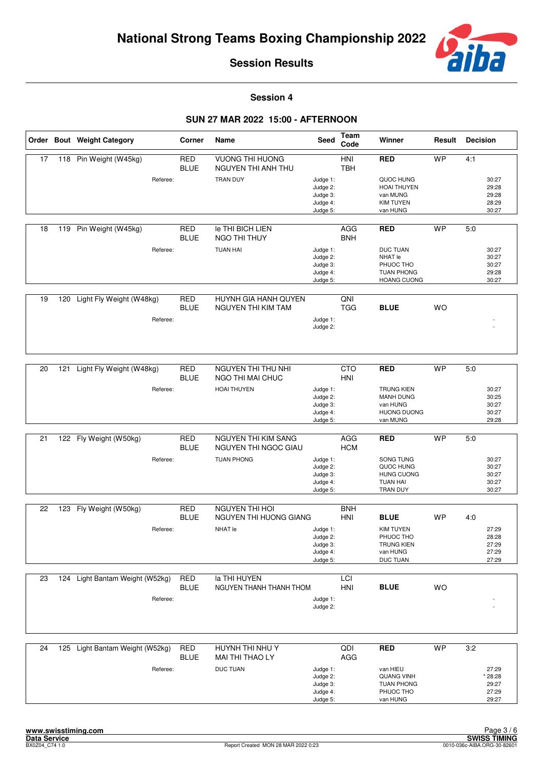# National Strong Teams Boxing Championship 2022

## Session Results

### Session 4

### SUN 27 MAR 2022 15:00 - AFTERNOON

| Order | Bout | Weight Category | Corner | Name | Seed | Team Code | Winner | Result | Decision |
|---|---|---|---|---|---|---|---|---|---|
| 17 | 118 | Pin Weight (W45kg) | RED | VUONG THI HUONG | | HNI | RED | WP | 4:1 |
| | | | BLUE | NGUYEN THI ANH THU | | TBH | | | |
| | | Referee: | | TRAN DUY | Judge 1: | | QUOC HUNG | | 30:27 |
| | | | | | Judge 2: | | HOAI THUYEN | | 29:28 |
| | | | | | Judge 3: | | van MUNG | | 29:28 |
| | | | | | Judge 4: | | KIM TUYEN | | 28:29 |
| | | | | | Judge 5: | | van HUNG | | 30:27 |
| 18 | 119 | Pin Weight (W45kg) | RED | le THI BICH LIEN | | AGG | RED | WP | 5:0 |
| | | | BLUE | NGO THI THUY | | BNH | | | |
| | | Referee: | | TUAN HAI | Judge 1: | | DUC TUAN | | 30:27 |
| | | | | | Judge 2: | | NHAT le | | 30:27 |
| | | | | | Judge 3: | | PHUOC THO | | 30:27 |
| | | | | | Judge 4: | | TUAN PHONG | | 29:28 |
| | | | | | Judge 5: | | HOANG CUONG | | 30:27 |
| 19 | 120 | Light Fly Weight (W48kg) | RED | HUYNH GIA HANH QUYEN | | QNI | | | |
| | | | BLUE | NGUYEN THI KIM TAM | | TGG | BLUE | WO | |
| | | Referee: | | | Judge 1: | | | | - |
| | | | | | Judge 2: | | | | - |
| 20 | 121 | Light Fly Weight (W48kg) | RED | NGUYEN THI THU NHI | | CTO | RED | WP | 5:0 |
| | | | BLUE | NGO THI MAI CHUC | | HNI | | | |
| | | Referee: | | HOAI THUYEN | Judge 1: | | TRUNG KIEN | | 30:27 |
| | | | | | Judge 2: | | MANH DUNG | | 30:25 |
| | | | | | Judge 3: | | van HUNG | | 30:27 |
| | | | | | Judge 4: | | HUONG DUONG | | 30:27 |
| | | | | | Judge 5: | | van MUNG | | 29:28 |
| 21 | 122 | Fly Weight (W50kg) | RED | NGUYEN THI KIM SANG | | AGG | RED | WP | 5:0 |
| | | | BLUE | NGUYEN THI NGOC GIAU | | HCM | | | |
| | | Referee: | | TUAN PHONG | Judge 1: | | SONG TUNG | | 30:27 |
| | | | | | Judge 2: | | QUOC HUNG | | 30:27 |
| | | | | | Judge 3: | | HUNG CUONG | | 30:27 |
| | | | | | Judge 4: | | TUAN HAI | | 30:27 |
| | | | | | Judge 5: | | TRAN DUY | | 30:27 |
| 22 | 123 | Fly Weight (W50kg) | RED | NGUYEN THI HOI | | BNH | | | |
| | | | BLUE | NGUYEN THI HUONG GIANG | | HNI | BLUE | WP | 4:0 |
| | | Referee: | | NHAT le | Judge 1: | | KIM TUYEN | | 27:29 |
| | | | | | Judge 2: | | PHUOC THO | | 28:28 |
| | | | | | Judge 3: | | TRUNG KIEN | | 27:29 |
| | | | | | Judge 4: | | van HUNG | | 27:29 |
| | | | | | Judge 5: | | DUC TUAN | | 27:29 |
| 23 | 124 | Light Bantam Weight (W52kg) | RED | la THI HUYEN | | LCI | | | |
| | | | BLUE | NGUYEN THANH THANH THOM | | HNI | BLUE | WO | |
| | | Referee: | | | Judge 1: | | | | - |
| | | | | | Judge 2: | | | | - |
| 24 | 125 | Light Bantam Weight (W52kg) | RED | HUYNH THI NHU Y | | QDI | RED | WP | 3:2 |
| | | | BLUE | MAI THI THAO LY | | AGG | | | |
| | | Referee: | | DUC TUAN | Judge 1: | | van HIEU | | 27:29 |
| | | | | | Judge 2: | | QUANG VINH | | * 28:28 |
| | | | | | Judge 3: | | TUAN PHONG | | 29:27 |
| | | | | | Judge 4: | | PHUOC THO | | 27:29 |
| | | | | | Judge 5: | | van HUNG | | 29:27 |

www.swisstiming.com
Data Service
BX0Z04_C74 1.0

Report Created MON 28 MAR 2022 0:23

SWISS TIMING
0010-036c-AIBA.ORG-30-82601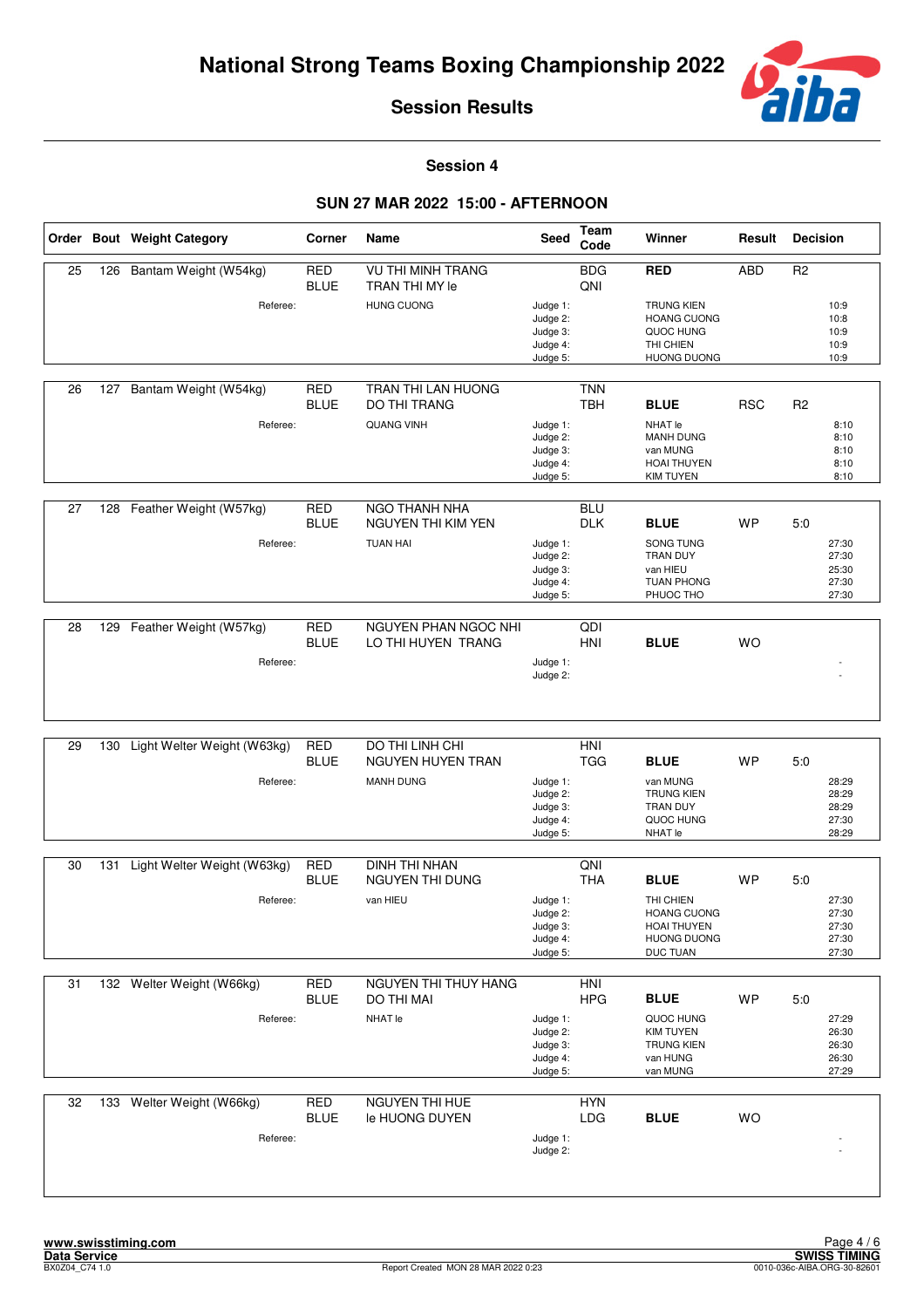# National Strong Teams Boxing Championship 2022

## Session Results

### Session 4

### SUN 27 MAR 2022 15:00 - AFTERNOON

| Order | Bout | Weight Category | Corner | Name | Seed | Team Code | Winner | Result | Decision |
|---|---|---|---|---|---|---|---|---|---|
| 25 | 126 | Bantam Weight (W54kg) | RED | VU THI MINH TRANG | | BDG | RED | ABD | R2 |
| | | | BLUE | TRAN THI MY le | | QNI | | | |
| | | Referee: | | HUNG CUONG | Judge 1: | | TRUNG KIEN | | 10:9 |
| | | | | | Judge 2: | | HOANG CUONG | | 10:8 |
| | | | | | Judge 3: | | QUOC HUNG | | 10:9 |
| | | | | | Judge 4: | | THI CHIEN | | 10:9 |
| | | | | | Judge 5: | | HUONG DUONG | | 10:9 |
| 26 | 127 | Bantam Weight (W54kg) | RED | TRAN THI LAN HUONG | | TNN | | | |
| | | | BLUE | DO THI TRANG | | TBH | BLUE | RSC | R2 |
| | | Referee: | | QUANG VINH | Judge 1: | | NHAT le | | 8:10 |
| | | | | | Judge 2: | | MANH DUNG | | 8:10 |
| | | | | | Judge 3: | | van MUNG | | 8:10 |
| | | | | | Judge 4: | | HOAI THUYEN | | 8:10 |
| | | | | | Judge 5: | | KIM TUYEN | | 8:10 |
| 27 | 128 | Feather Weight (W57kg) | RED | NGO THANH NHA | | BLU | | | |
| | | | BLUE | NGUYEN THI KIM YEN | | DLK | BLUE | WP | 5:0 |
| | | Referee: | | TUAN HAI | Judge 1: | | SONG TUNG | | 27:30 |
| | | | | | Judge 2: | | TRAN DUY | | 27:30 |
| | | | | | Judge 3: | | van HIEU | | 25:30 |
| | | | | | Judge 4: | | TUAN PHONG | | 27:30 |
| | | | | | Judge 5: | | PHUOC THO | | 27:30 |
| 28 | 129 | Feather Weight (W57kg) | RED | NGUYEN PHAN NGOC NHI | | QDI | | | |
| | | | BLUE | LO THI HUYEN TRANG | | HNI | BLUE | WO | |
| | | Referee: | | | Judge 1: | | | | - |
| | | | | | Judge 2: | | | | - |
| 29 | 130 | Light Welter Weight (W63kg) | RED | DO THI LINH CHI | | HNI | | | |
| | | | BLUE | NGUYEN HUYEN TRAN | | TGG | BLUE | WP | 5:0 |
| | | Referee: | | MANH DUNG | Judge 1: | | van MUNG | | 28:29 |
| | | | | | Judge 2: | | TRUNG KIEN | | 28:29 |
| | | | | | Judge 3: | | TRAN DUY | | 28:29 |
| | | | | | Judge 4: | | QUOC HUNG | | 27:30 |
| | | | | | Judge 5: | | NHAT le | | 28:29 |
| 30 | 131 | Light Welter Weight (W63kg) | RED | DINH THI NHAN | | QNI | | | |
| | | | BLUE | NGUYEN THI DUNG | | THA | BLUE | WP | 5:0 |
| | | Referee: | | van HIEU | Judge 1: | | THI CHIEN | | 27:30 |
| | | | | | Judge 2: | | HOANG CUONG | | 27:30 |
| | | | | | Judge 3: | | HOAI THUYEN | | 27:30 |
| | | | | | Judge 4: | | HUONG DUONG | | 27:30 |
| | | | | | Judge 5: | | DUC TUAN | | 27:30 |
| 31 | 132 | Welter Weight (W66kg) | RED | NGUYEN THI THUY HANG | | HNI | | | |
| | | | BLUE | DO THI MAI | | HPG | BLUE | WP | 5:0 |
| | | Referee: | | NHAT le | Judge 1: | | QUOC HUNG | | 27:29 |
| | | | | | Judge 2: | | KIM TUYEN | | 26:30 |
| | | | | | Judge 3: | | TRUNG KIEN | | 26:30 |
| | | | | | Judge 4: | | van HUNG | | 26:30 |
| | | | | | Judge 5: | | van MUNG | | 27:29 |
| 32 | 133 | Welter Weight (W66kg) | RED | NGUYEN THI HUE | | HYN | | | |
| | | | BLUE | le HUONG DUYEN | | LDG | BLUE | WO | |
| | | Referee: | | | Judge 1: | | | | - |
| | | | | | Judge 2: | | | | - |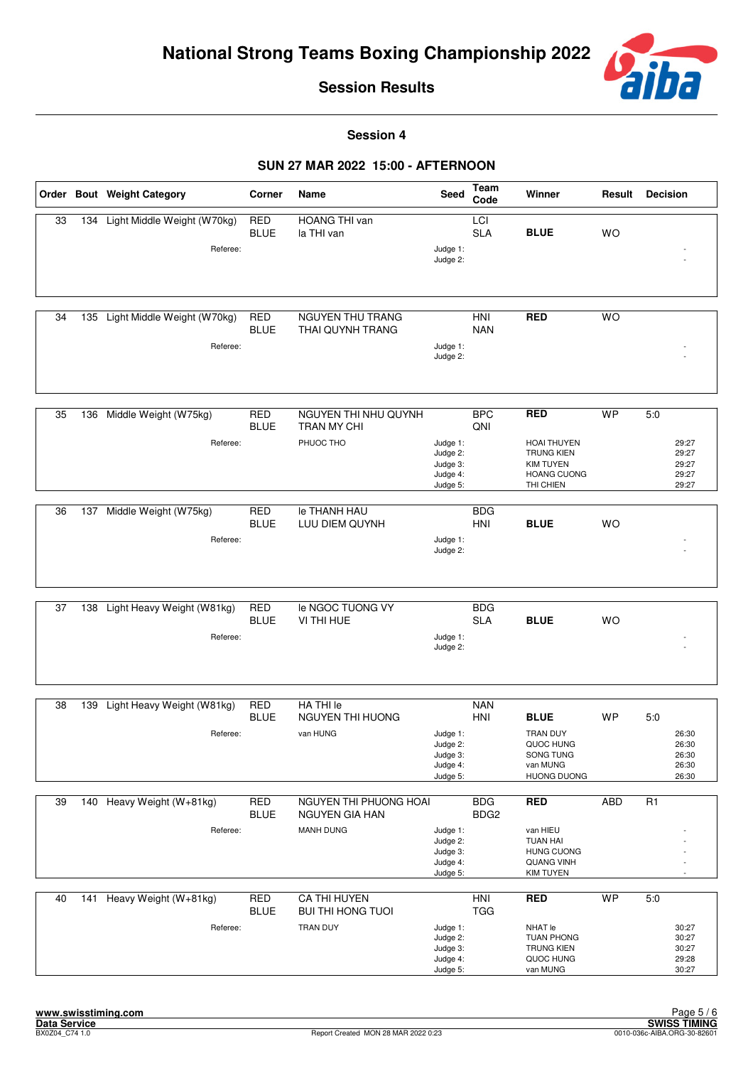# National Strong Teams Boxing Championship 2022

## Session Results

### Session 4

### SUN 27 MAR 2022 15:00 - AFTERNOON

| Order | Bout | Weight Category | Corner | Name | Seed | Team Code | Winner | Result | Decision |
|---|---|---|---|---|---|---|---|---|---|
| 33 | 134 | Light Middle Weight (W70kg) | RED | HOANG THI van | | LCI | | | |
| | | | BLUE | la THI van | | SLA | BLUE | WO | |
| | | Referee: | | | Judge 1: | | | | - |
| | | | | | Judge 2: | | | | - |
| 34 | 135 | Light Middle Weight (W70kg) | RED | NGUYEN THU TRANG | | HNI | RED | WO | |
| | | | BLUE | THAI QUYNH TRANG | | NAN | | | |
| | | Referee: | | | Judge 1: | | | | - |
| | | | | | Judge 2: | | | | - |
| 35 | 136 | Middle Weight (W75kg) | RED | NGUYEN THI NHU QUYNH | | BPC | RED | WP | 5:0 |
| | | | BLUE | TRAN MY CHI | | QNI | | | |
| | | Referee: | | PHUOC THO | Judge 1: | | HOAI THUYEN | | 29:27 |
| | | | | | Judge 2: | | TRUNG KIEN | | 29:27 |
| | | | | | Judge 3: | | KIM TUYEN | | 29:27 |
| | | | | | Judge 4: | | HOANG CUONG | | 29:27 |
| | | | | | Judge 5: | | THI CHIEN | | 29:27 |
| 36 | 137 | Middle Weight (W75kg) | RED | le THANH HAU | | BDG | | | |
| | | | BLUE | LUU DIEM QUYNH | | HNI | BLUE | WO | |
| | | Referee: | | | Judge 1: | | | | - |
| | | | | | Judge 2: | | | | - |
| 37 | 138 | Light Heavy Weight (W81kg) | RED | le NGOC TUONG VY | | BDG | | | |
| | | | BLUE | VI THI HUE | | SLA | BLUE | WO | |
| | | Referee: | | | Judge 1: | | | | - |
| | | | | | Judge 2: | | | | - |
| 38 | 139 | Light Heavy Weight (W81kg) | RED | HA THI le | | NAN | | | |
| | | | BLUE | NGUYEN THI HUONG | | HNI | BLUE | WP | 5:0 |
| | | Referee: | | van HUNG | Judge 1: | | TRAN DUY | | 26:30 |
| | | | | | Judge 2: | | QUOC HUNG | | 26:30 |
| | | | | | Judge 3: | | SONG TUNG | | 26:30 |
| | | | | | Judge 4: | | van MUNG | | 26:30 |
| | | | | | Judge 5: | | HUONG DUONG | | 26:30 |
| 39 | 140 | Heavy Weight (W+81kg) | RED | NGUYEN THI PHUONG HOAI | | BDG | RED | ABD | R1 |
| | | | BLUE | NGUYEN GIA HAN | | BDG2 | | | |
| | | Referee: | | MANH DUNG | Judge 1: | | van HIEU | | - |
| | | | | | Judge 2: | | TUAN HAI | | - |
| | | | | | Judge 3: | | HUNG CUONG | | - |
| | | | | | Judge 4: | | QUANG VINH | | - |
| | | | | | Judge 5: | | KIM TUYEN | | - |
| 40 | 141 | Heavy Weight (W+81kg) | RED | CA THI HUYEN | | HNI | RED | WP | 5:0 |
| | | | BLUE | BUI THI HONG TUOI | | TGG | | | |
| | | Referee: | | TRAN DUY | Judge 1: | | NHAT le | | 30:27 |
| | | | | | Judge 2: | | TUAN PHONG | | 30:27 |
| | | | | | Judge 3: | | TRUNG KIEN | | 30:27 |
| | | | | | Judge 4: | | QUOC HUNG | | 29:28 |
| | | | | | Judge 5: | | van MUNG | | 30:27 |

www.swisstiming.com
Data Service
BX0Z04_C74 1.0

Report Created MON 28 MAR 2022 0:23

SWISS TIMING
0010-036c-AIBA.ORG-30-82601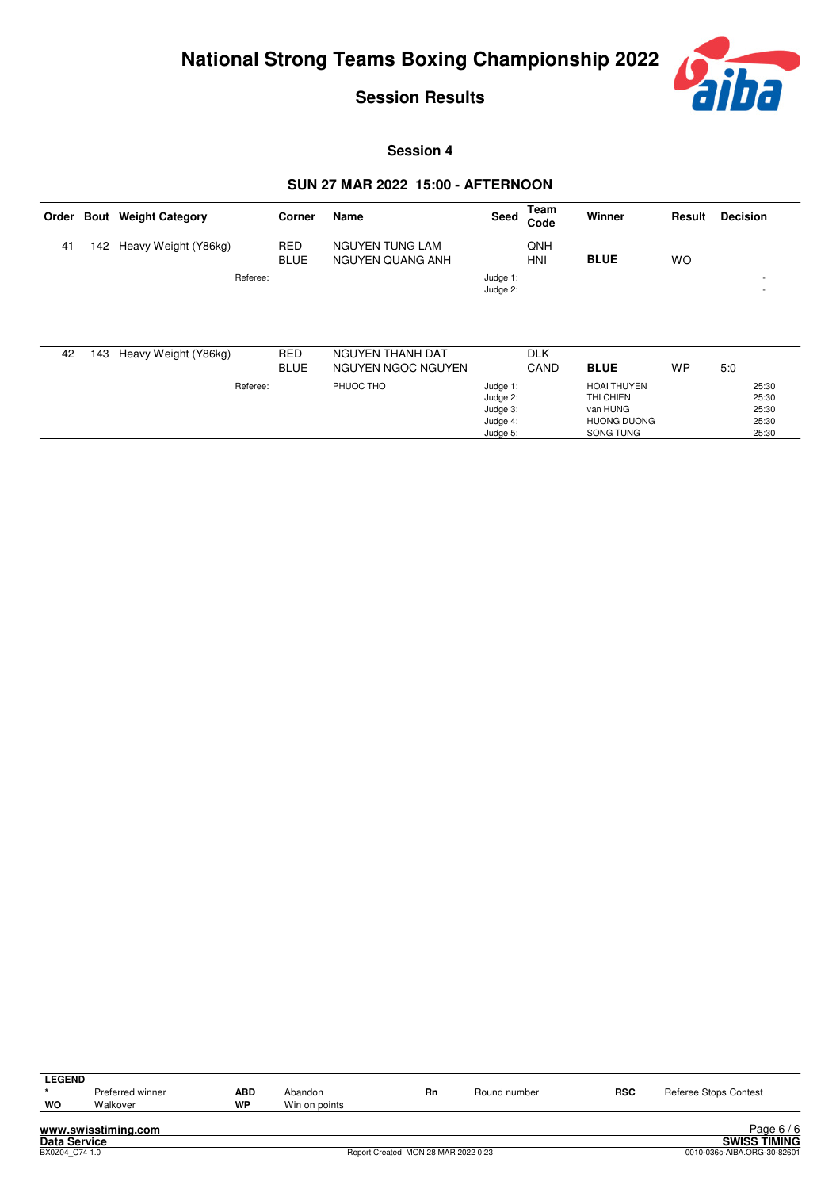# National Strong Teams Boxing Championship 2022

## Session Results

### Session 4

### SUN 27 MAR 2022 15:00 - AFTERNOON

| Order | Bout | Weight Category | Corner | Name | Seed | Team Code | Winner | Result | Decision |
|---|---|---|---|---|---|---|---|---|---|
| 41 | 142 | Heavy Weight (Y86kg) | RED | NGUYEN TUNG LAM | | QNH | | | |
| | | | BLUE | NGUYEN QUANG ANH | | HNI | **BLUE** | WO | |
| | | Referee: | | | Judge 1: | | | | - |
| | | | | | Judge 2: | | | | - |

| Order | Bout | Weight Category | Corner | Name | Seed | Team Code | Winner | Result | Decision |
|---|---|---|---|---|---|---|---|---|---|
| 42 | 143 | Heavy Weight (Y86kg) | RED | NGUYEN THANH DAT | | DLK | | | |
| | | | BLUE | NGUYEN NGOC NGUYEN | | CAND | **BLUE** | WP | 5:0 |
| | | Referee: | | PHUOC THO | Judge 1: | | HOAI THUYEN | | 25:30 |
| | | | | | Judge 2: | | THI CHIEN | | 25:30 |
| | | | | | Judge 3: | | van HUNG | | 25:30 |
| | | | | | Judge 4: | | HUONG DUONG | | 25:30 |
| | | | | | Judge 5: | | SONG TUNG | | 25:30 |

| LEGEND | | | | | | | |
|---|---|---|---|---|---|---|---|
| * | Preferred winner | ABD | Abandon | Rn | Round number | RSC | Referee Stops Contest |
| WO | Walkover | WP | Win on points | | | | |

www.swisstiming.com
Data Service
BX0Z04_C74 1.0
Report Created MON 28 MAR 2022 0:23
SWISS TIMING
0010-036c-AIBA.ORG-30-82601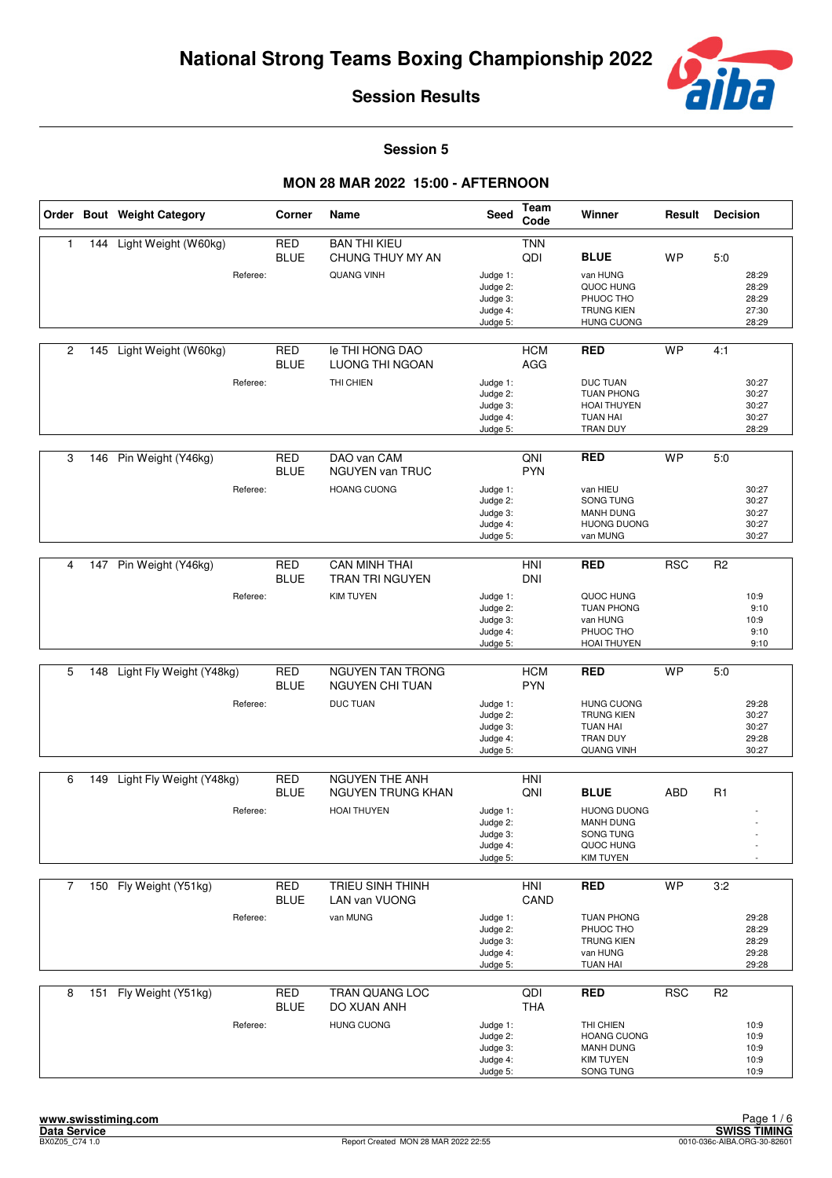# National Strong Teams Boxing Championship 2022

## Session Results

### Session 5

### MON 28 MAR 2022 15:00 - AFTERNOON

| Order | Bout | Weight Category | Corner | Name | Seed | Team Code | Winner | Result | Decision |
|---|---|---|---|---|---|---|---|---|---|
| 1 | 144 | Light Weight (W60kg) | RED | BAN THI KIEU | | TNN | | | |
| | | | BLUE | CHUNG THUY MY AN | | QDI | **BLUE** | WP | 5:0 |
| | | Referee: | | QUANG VINH | Judge 1: | | van HUNG | | 28:29 |
| | | | | | Judge 2: | | QUOC HUNG | | 28:29 |
| | | | | | Judge 3: | | PHUOC THO | | 28:29 |
| | | | | | Judge 4: | | TRUNG KIEN | | 27:30 |
| | | | | | Judge 5: | | HUNG CUONG | | 28:29 |
| 2 | 145 | Light Weight (W60kg) | RED | le THI HONG DAO | | HCM | **RED** | WP | 4:1 |
| | | | BLUE | LUONG THI NGOAN | | AGG | | | |
| | | Referee: | | THI CHIEN | Judge 1: | | DUC TUAN | | 30:27 |
| | | | | | Judge 2: | | TUAN PHONG | | 30:27 |
| | | | | | Judge 3: | | HOAI THUYEN | | 30:27 |
| | | | | | Judge 4: | | TUAN HAI | | 30:27 |
| | | | | | Judge 5: | | TRAN DUY | | 28:29 |
| 3 | 146 | Pin Weight (Y46kg) | RED | DAO van CAM | | QNI | **RED** | WP | 5:0 |
| | | | BLUE | NGUYEN van TRUC | | PYN | | | |
| | | Referee: | | HOANG CUONG | Judge 1: | | van HIEU | | 30:27 |
| | | | | | Judge 2: | | SONG TUNG | | 30:27 |
| | | | | | Judge 3: | | MANH DUNG | | 30:27 |
| | | | | | Judge 4: | | HUONG DUONG | | 30:27 |
| | | | | | Judge 5: | | van MUNG | | 30:27 |
| 4 | 147 | Pin Weight (Y46kg) | RED | CAN MINH THAI | | HNI | **RED** | RSC | R2 |
| | | | BLUE | TRAN TRI NGUYEN | | DNI | | | |
| | | Referee: | | KIM TUYEN | Judge 1: | | QUOC HUNG | | 10:9 |
| | | | | | Judge 2: | | TUAN PHONG | | 9:10 |
| | | | | | Judge 3: | | van HUNG | | 10:9 |
| | | | | | Judge 4: | | PHUOC THO | | 9:10 |
| | | | | | Judge 5: | | HOAI THUYEN | | 9:10 |
| 5 | 148 | Light Fly Weight (Y48kg) | RED | NGUYEN TAN TRONG | | HCM | **RED** | WP | 5:0 |
| | | | BLUE | NGUYEN CHI TUAN | | PYN | | | |
| | | Referee: | | DUC TUAN | Judge 1: | | HUNG CUONG | | 29:28 |
| | | | | | Judge 2: | | TRUNG KIEN | | 30:27 |
| | | | | | Judge 3: | | TUAN HAI | | 30:27 |
| | | | | | Judge 4: | | TRAN DUY | | 29:28 |
| | | | | | Judge 5: | | QUANG VINH | | 30:27 |
| 6 | 149 | Light Fly Weight (Y48kg) | RED | NGUYEN THE ANH | | HNI | | | |
| | | | BLUE | NGUYEN TRUNG KHAN | | QNI | **BLUE** | ABD | R1 |
| | | Referee: | | HOAI THUYEN | Judge 1: | | HUONG DUONG | | - |
| | | | | | Judge 2: | | MANH DUNG | | - |
| | | | | | Judge 3: | | SONG TUNG | | - |
| | | | | | Judge 4: | | QUOC HUNG | | - |
| | | | | | Judge 5: | | KIM TUYEN | | - |
| 7 | 150 | Fly Weight (Y51kg) | RED | TRIEU SINH THINH | | HNI | **RED** | WP | 3:2 |
| | | | BLUE | LAN van VUONG | | CAND | | | |
| | | Referee: | | van MUNG | Judge 1: | | TUAN PHONG | | 29:28 |
| | | | | | Judge 2: | | PHUOC THO | | 28:29 |
| | | | | | Judge 3: | | TRUNG KIEN | | 28:29 |
| | | | | | Judge 4: | | van HUNG | | 29:28 |
| | | | | | Judge 5: | | TUAN HAI | | 29:28 |
| 8 | 151 | Fly Weight (Y51kg) | RED | TRAN QUANG LOC | | QDI | **RED** | RSC | R2 |
| | | | BLUE | DO XUAN ANH | | THA | | | |
| | | Referee: | | HUNG CUONG | Judge 1: | | THI CHIEN | | 10:9 |
| | | | | | Judge 2: | | HOANG CUONG | | 10:9 |
| | | | | | Judge 3: | | MANH DUNG | | 10:9 |
| | | | | | Judge 4: | | KIM TUYEN | | 10:9 |
| | | | | | Judge 5: | | SONG TUNG | | 10:9 |

www.swisstiming.com
Data Service
BX0Z05_C74 1.0

Report Created MON 28 MAR 2022 22:55

SWISS TIMING
0010-036c-AIBA.ORG-30-82601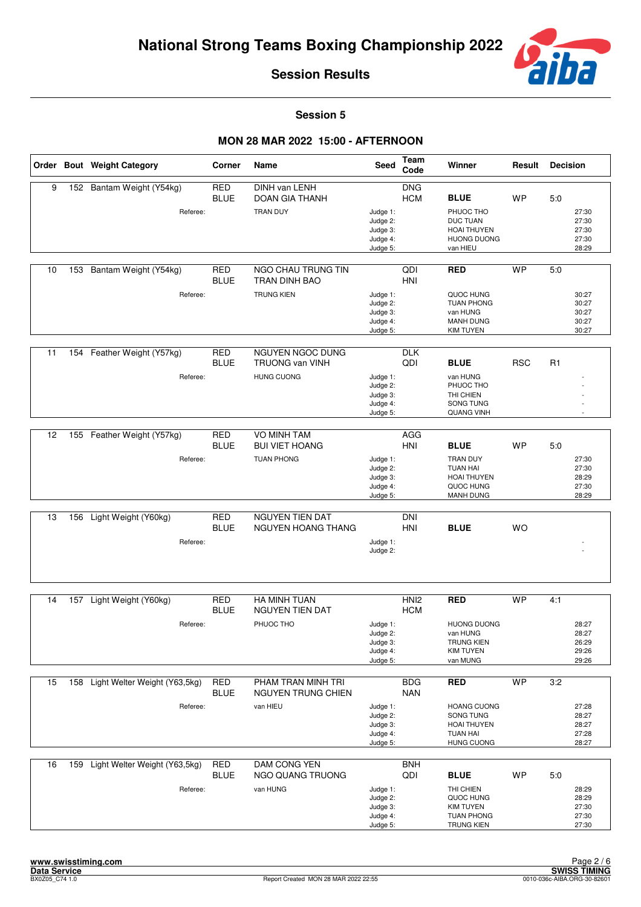# National Strong Teams Boxing Championship 2022

## Session Results

### Session 5

### MON 28 MAR 2022 15:00 - AFTERNOON

| Order | Bout | Weight Category | Corner | Name | Seed | Team Code | Winner | Result | Decision |
|---|---|---|---|---|---|---|---|---|---|
| 9 | 152 | Bantam Weight (Y54kg) | RED | DINH van LENH | | DNG | | | |
| | | | BLUE | DOAN GIA THANH | | HCM | **BLUE** | WP | 5:0 |
| | | Referee: | | TRAN DUY | Judge 1: | | PHUOC THO | | 27:30 |
| | | | | | Judge 2: | | DUC TUAN | | 27:30 |
| | | | | | Judge 3: | | HOAI THUYEN | | 27:30 |
| | | | | | Judge 4: | | HUONG DUONG | | 27:30 |
| | | | | | Judge 5: | | van HIEU | | 28:29 |
| 10 | 153 | Bantam Weight (Y54kg) | RED | NGO CHAU TRUNG TIN | | QDI | **RED** | WP | 5:0 |
| | | | BLUE | TRAN DINH BAO | | HNI | | | |
| | | Referee: | | TRUNG KIEN | Judge 1: | | QUOC HUNG | | 30:27 |
| | | | | | Judge 2: | | TUAN PHONG | | 30:27 |
| | | | | | Judge 3: | | van HUNG | | 30:27 |
| | | | | | Judge 4: | | MANH DUNG | | 30:27 |
| | | | | | Judge 5: | | KIM TUYEN | | 30:27 |
| 11 | 154 | Feather Weight (Y57kg) | RED | NGUYEN NGOC DUNG | | DLK | | | |
| | | | BLUE | TRUONG van VINH | | QDI | **BLUE** | RSC | R1 |
| | | Referee: | | HUNG CUONG | Judge 1: | | van HUNG | | - |
| | | | | | Judge 2: | | PHUOC THO | | - |
| | | | | | Judge 3: | | THI CHIEN | | - |
| | | | | | Judge 4: | | SONG TUNG | | - |
| | | | | | Judge 5: | | QUANG VINH | | - |
| 12 | 155 | Feather Weight (Y57kg) | RED | VO MINH TAM | | AGG | | | |
| | | | BLUE | BUI VIET HOANG | | HNI | **BLUE** | WP | 5:0 |
| | | Referee: | | TUAN PHONG | Judge 1: | | TRAN DUY | | 27:30 |
| | | | | | Judge 2: | | TUAN HAI | | 27:30 |
| | | | | | Judge 3: | | HOAI THUYEN | | 28:29 |
| | | | | | Judge 4: | | QUOC HUNG | | 27:30 |
| | | | | | Judge 5: | | MANH DUNG | | 28:29 |
| 13 | 156 | Light Weight (Y60kg) | RED | NGUYEN TIEN DAT | | DNI | | | |
| | | | BLUE | NGUYEN HOANG THANG | | HNI | **BLUE** | WO | |
| | | Referee: | | | Judge 1: | | | | - |
| | | | | | Judge 2: | | | | - |
| 14 | 157 | Light Weight (Y60kg) | RED | HA MINH TUAN | | HNI2 | **RED** | WP | 4:1 |
| | | | BLUE | NGUYEN TIEN DAT | | HCM | | | |
| | | Referee: | | PHUOC THO | Judge 1: | | HUONG DUONG | | 28:27 |
| | | | | | Judge 2: | | van HUNG | | 28:27 |
| | | | | | Judge 3: | | TRUNG KIEN | | 26:29 |
| | | | | | Judge 4: | | KIM TUYEN | | 29:26 |
| | | | | | Judge 5: | | van MUNG | | 29:26 |
| 15 | 158 | Light Welter Weight (Y63,5kg) | RED | PHAM TRAN MINH TRI | | BDG | **RED** | WP | 3:2 |
| | | | BLUE | NGUYEN TRUNG CHIEN | | NAN | | | |
| | | Referee: | | van HIEU | Judge 1: | | HOANG CUONG | | 27:28 |
| | | | | | Judge 2: | | SONG TUNG | | 28:27 |
| | | | | | Judge 3: | | HOAI THUYEN | | 28:27 |
| | | | | | Judge 4: | | TUAN HAI | | 27:28 |
| | | | | | Judge 5: | | HUNG CUONG | | 28:27 |
| 16 | 159 | Light Welter Weight (Y63,5kg) | RED | DAM CONG YEN | | BNH | | | |
| | | | BLUE | NGO QUANG TRUONG | | QDI | **BLUE** | WP | 5:0 |
| | | Referee: | | van HUNG | Judge 1: | | THI CHIEN | | 28:29 |
| | | | | | Judge 2: | | QUOC HUNG | | 28:29 |
| | | | | | Judge 3: | | KIM TUYEN | | 27:30 |
| | | | | | Judge 4: | | TUAN PHONG | | 27:30 |
| | | | | | Judge 5: | | TRUNG KIEN | | 27:30 |

www.swisstiming.com
Data Service
BX0Z05_C74 1.0
Report Created MON 28 MAR 2022 22:55
SWISS TIMING
0010-036c-AIBA.ORG-30-82601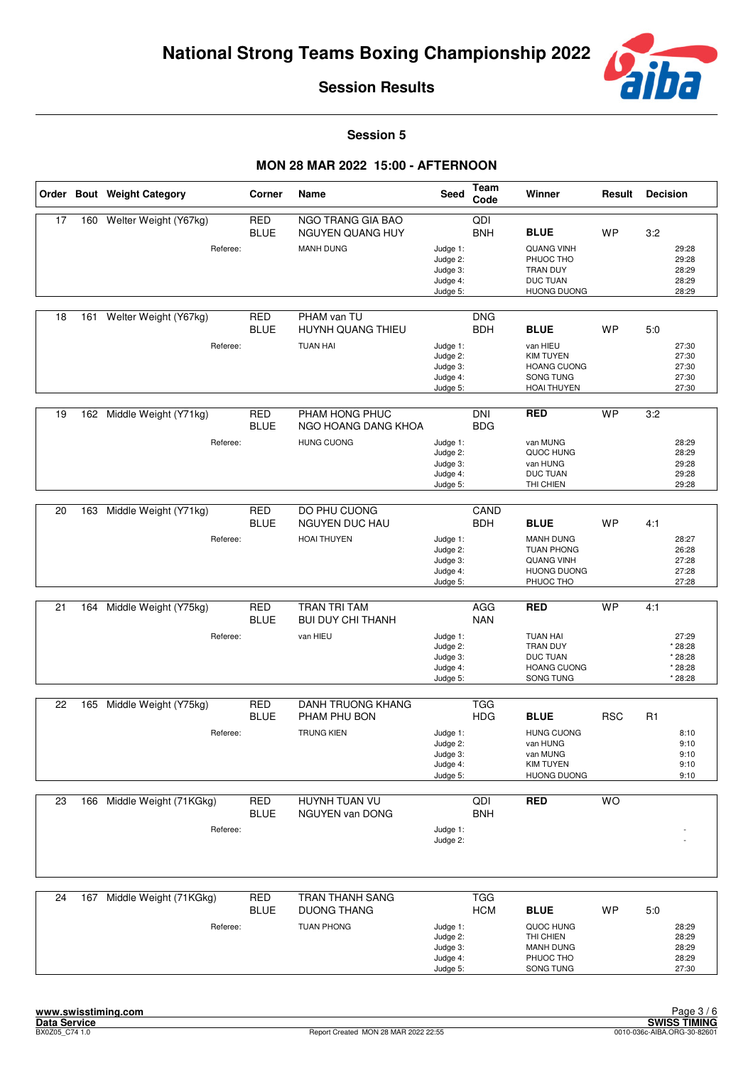# National Strong Teams Boxing Championship 2022

## Session Results

### Session 5

### MON 28 MAR 2022 15:00 - AFTERNOON

| Order | Bout | Weight Category | Corner | Name | Seed | Team Code | Winner | Result | Decision |
|---|---|---|---|---|---|---|---|---|---|
| 17 | 160 | Welter Weight (Y67kg) | RED | NGO TRANG GIA BAO | | QDI | | | |
| | | | BLUE | NGUYEN QUANG HUY | | BNH | **BLUE** | WP | 3:2 |
| | | Referee: | | MANH DUNG | Judge 1: | | QUANG VINH | | 29:28 |
| | | | | | Judge 2: | | PHUOC THO | | 29:28 |
| | | | | | Judge 3: | | TRAN DUY | | 28:29 |
| | | | | | Judge 4: | | DUC TUAN | | 28:29 |
| | | | | | Judge 5: | | HUONG DUONG | | 28:29 |
| 18 | 161 | Welter Weight (Y67kg) | RED | PHAM van TU | | DNG | | | |
| | | | BLUE | HUYNH QUANG THIEU | | BDH | **BLUE** | WP | 5:0 |
| | | Referee: | | TUAN HAI | Judge 1: | | van HIEU | | 27:30 |
| | | | | | Judge 2: | | KIM TUYEN | | 27:30 |
| | | | | | Judge 3: | | HOANG CUONG | | 27:30 |
| | | | | | Judge 4: | | SONG TUNG | | 27:30 |
| | | | | | Judge 5: | | HOAI THUYEN | | 27:30 |
| 19 | 162 | Middle Weight (Y71kg) | RED | PHAM HONG PHUC | | DNI | **RED** | WP | 3:2 |
| | | | BLUE | NGO HOANG DANG KHOA | | BDG | | | |
| | | Referee: | | HUNG CUONG | Judge 1: | | van MUNG | | 28:29 |
| | | | | | Judge 2: | | QUOC HUNG | | 28:29 |
| | | | | | Judge 3: | | van HUNG | | 29:28 |
| | | | | | Judge 4: | | DUC TUAN | | 29:28 |
| | | | | | Judge 5: | | THI CHIEN | | 29:28 |
| 20 | 163 | Middle Weight (Y71kg) | RED | DO PHU CUONG | | CAND | | | |
| | | | BLUE | NGUYEN DUC HAU | | BDH | **BLUE** | WP | 4:1 |
| | | Referee: | | HOAI THUYEN | Judge 1: | | MANH DUNG | | 28:27 |
| | | | | | Judge 2: | | TUAN PHONG | | 26:28 |
| | | | | | Judge 3: | | QUANG VINH | | 27:28 |
| | | | | | Judge 4: | | HUONG DUONG | | 27:28 |
| | | | | | Judge 5: | | PHUOC THO | | 27:28 |
| 21 | 164 | Middle Weight (Y75kg) | RED | TRAN TRI TAM | | AGG | **RED** | WP | 4:1 |
| | | | BLUE | BUI DUY CHI THANH | | NAN | | | |
| | | Referee: | | van HIEU | Judge 1: | | TUAN HAI | | 27:29 |
| | | | | | Judge 2: | | TRAN DUY | | * 28:28 |
| | | | | | Judge 3: | | DUC TUAN | | * 28:28 |
| | | | | | Judge 4: | | HOANG CUONG | | * 28:28 |
| | | | | | Judge 5: | | SONG TUNG | | * 28:28 |
| 22 | 165 | Middle Weight (Y75kg) | RED | DANH TRUONG KHANG | | TGG | | | |
| | | | BLUE | PHAM PHU BON | | HDG | **BLUE** | RSC | R1 |
| | | Referee: | | TRUNG KIEN | Judge 1: | | HUNG CUONG | | 8:10 |
| | | | | | Judge 2: | | van HUNG | | 9:10 |
| | | | | | Judge 3: | | van MUNG | | 9:10 |
| | | | | | Judge 4: | | KIM TUYEN | | 9:10 |
| | | | | | Judge 5: | | HUONG DUONG | | 9:10 |
| 23 | 166 | Middle Weight (71KGkg) | RED | HUYNH TUAN VU | | QDI | **RED** | WO | |
| | | | BLUE | NGUYEN van DONG | | BNH | | | |
| | | Referee: | | | Judge 1: | | | | - |
| | | | | | Judge 2: | | | | - |
| 24 | 167 | Middle Weight (71KGkg) | RED | TRAN THANH SANG | | TGG | | | |
| | | | BLUE | DUONG THANG | | HCM | **BLUE** | WP | 5:0 |
| | | Referee: | | TUAN PHONG | Judge 1: | | QUOC HUNG | | 28:29 |
| | | | | | Judge 2: | | THI CHIEN | | 28:29 |
| | | | | | Judge 3: | | MANH DUNG | | 28:29 |
| | | | | | Judge 4: | | PHUOC THO | | 28:29 |
| | | | | | Judge 5: | | SONG TUNG | | 27:30 |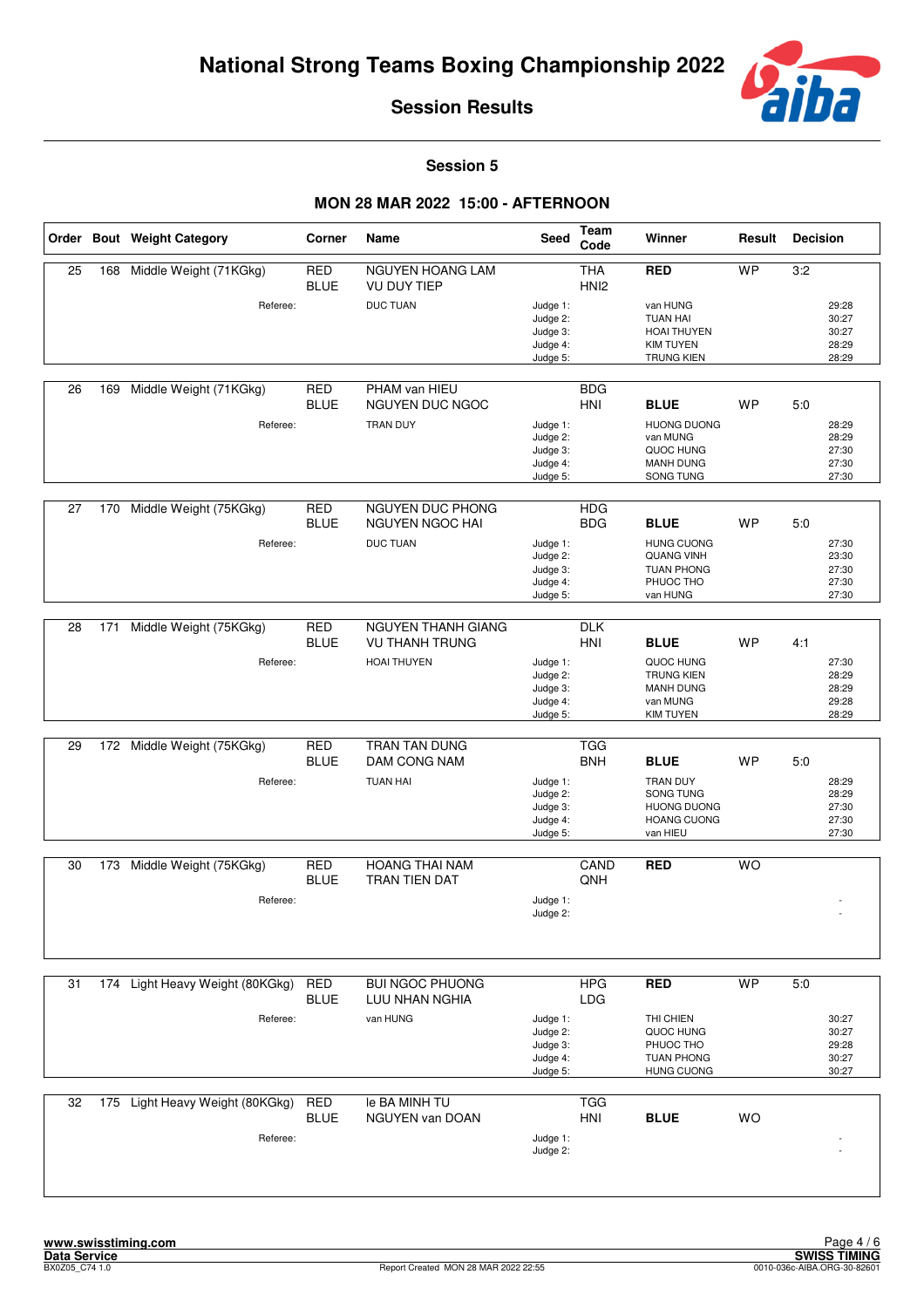# National Strong Teams Boxing Championship 2022

## Session Results

### Session 5

### MON 28 MAR 2022 15:00 - AFTERNOON

| Order | Bout | Weight Category | Corner | Name | Seed | Team Code | Winner | Result | Decision |
|---|---|---|---|---|---|---|---|---|---|
| 25 | 168 | Middle Weight (71KGkg) | RED | NGUYEN HOANG LAM | | THA | **RED** | WP | 3:2 |
| | | | BLUE | VU DUY TIEP | | HNI2 | | | |
| | | Referee: | | DUC TUAN | Judge 1: | | van HUNG | | 29:28 |
| | | | | | Judge 2: | | TUAN HAI | | 30:27 |
| | | | | | Judge 3: | | HOAI THUYEN | | 30:27 |
| | | | | | Judge 4: | | KIM TUYEN | | 28:29 |
| | | | | | Judge 5: | | TRUNG KIEN | | 28:29 |
| 26 | 169 | Middle Weight (71KGkg) | RED | PHAM van HIEU | | BDG | | | |
| | | | BLUE | NGUYEN DUC NGOC | | HNI | **BLUE** | WP | 5:0 |
| | | Referee: | | TRAN DUY | Judge 1: | | HUONG DUONG | | 28:29 |
| | | | | | Judge 2: | | van MUNG | | 28:29 |
| | | | | | Judge 3: | | QUOC HUNG | | 27:30 |
| | | | | | Judge 4: | | MANH DUNG | | 27:30 |
| | | | | | Judge 5: | | SONG TUNG | | 27:30 |
| 27 | 170 | Middle Weight (75KGkg) | RED | NGUYEN DUC PHONG | | HDG | | | |
| | | | BLUE | NGUYEN NGOC HAI | | BDG | **BLUE** | WP | 5:0 |
| | | Referee: | | DUC TUAN | Judge 1: | | HUNG CUONG | | 27:30 |
| | | | | | Judge 2: | | QUANG VINH | | 23:30 |
| | | | | | Judge 3: | | TUAN PHONG | | 27:30 |
| | | | | | Judge 4: | | PHUOC THO | | 27:30 |
| | | | | | Judge 5: | | van HUNG | | 27:30 |
| 28 | 171 | Middle Weight (75KGkg) | RED | NGUYEN THANH GIANG | | DLK | | | |
| | | | BLUE | VU THANH TRUNG | | HNI | **BLUE** | WP | 4:1 |
| | | Referee: | | HOAI THUYEN | Judge 1: | | QUOC HUNG | | 27:30 |
| | | | | | Judge 2: | | TRUNG KIEN | | 28:29 |
| | | | | | Judge 3: | | MANH DUNG | | 28:29 |
| | | | | | Judge 4: | | van MUNG | | 29:28 |
| | | | | | Judge 5: | | KIM TUYEN | | 28:29 |
| 29 | 172 | Middle Weight (75KGkg) | RED | TRAN TAN DUNG | | TGG | | | |
| | | | BLUE | DAM CONG NAM | | BNH | **BLUE** | WP | 5:0 |
| | | Referee: | | TUAN HAI | Judge 1: | | TRAN DUY | | 28:29 |
| | | | | | Judge 2: | | SONG TUNG | | 28:29 |
| | | | | | Judge 3: | | HUONG DUONG | | 27:30 |
| | | | | | Judge 4: | | HOANG CUONG | | 27:30 |
| | | | | | Judge 5: | | van HIEU | | 27:30 |
| 30 | 173 | Middle Weight (75KGkg) | RED | HOANG THAI NAM | | CAND | **RED** | WO | |
| | | | BLUE | TRAN TIEN DAT | | QNH | | | |
| | | Referee: | | | Judge 1: | | | | - |
| | | | | | Judge 2: | | | | - |
| 31 | 174 | Light Heavy Weight (80KGkg) | RED | BUI NGOC PHUONG | | HPG | **RED** | WP | 5:0 |
| | | | BLUE | LUU NHAN NGHIA | | LDG | | | |
| | | Referee: | | van HUNG | Judge 1: | | THI CHIEN | | 30:27 |
| | | | | | Judge 2: | | QUOC HUNG | | 30:27 |
| | | | | | Judge 3: | | PHUOC THO | | 29:28 |
| | | | | | Judge 4: | | TUAN PHONG | | 30:27 |
| | | | | | Judge 5: | | HUNG CUONG | | 30:27 |
| 32 | 175 | Light Heavy Weight (80KGkg) | RED | le BA MINH TU | | TGG | | | |
| | | | BLUE | NGUYEN van DOAN | | HNI | **BLUE** | WO | |
| | | Referee: | | | Judge 1: | | | | - |
| | | | | | Judge 2: | | | | - |

www.swisstiming.com
Data Service
BX0Z05_C74 1.0

Report Created MON 28 MAR 2022 22:55

SWISS TIMING
0010-036c-AIBA.ORG-30-82601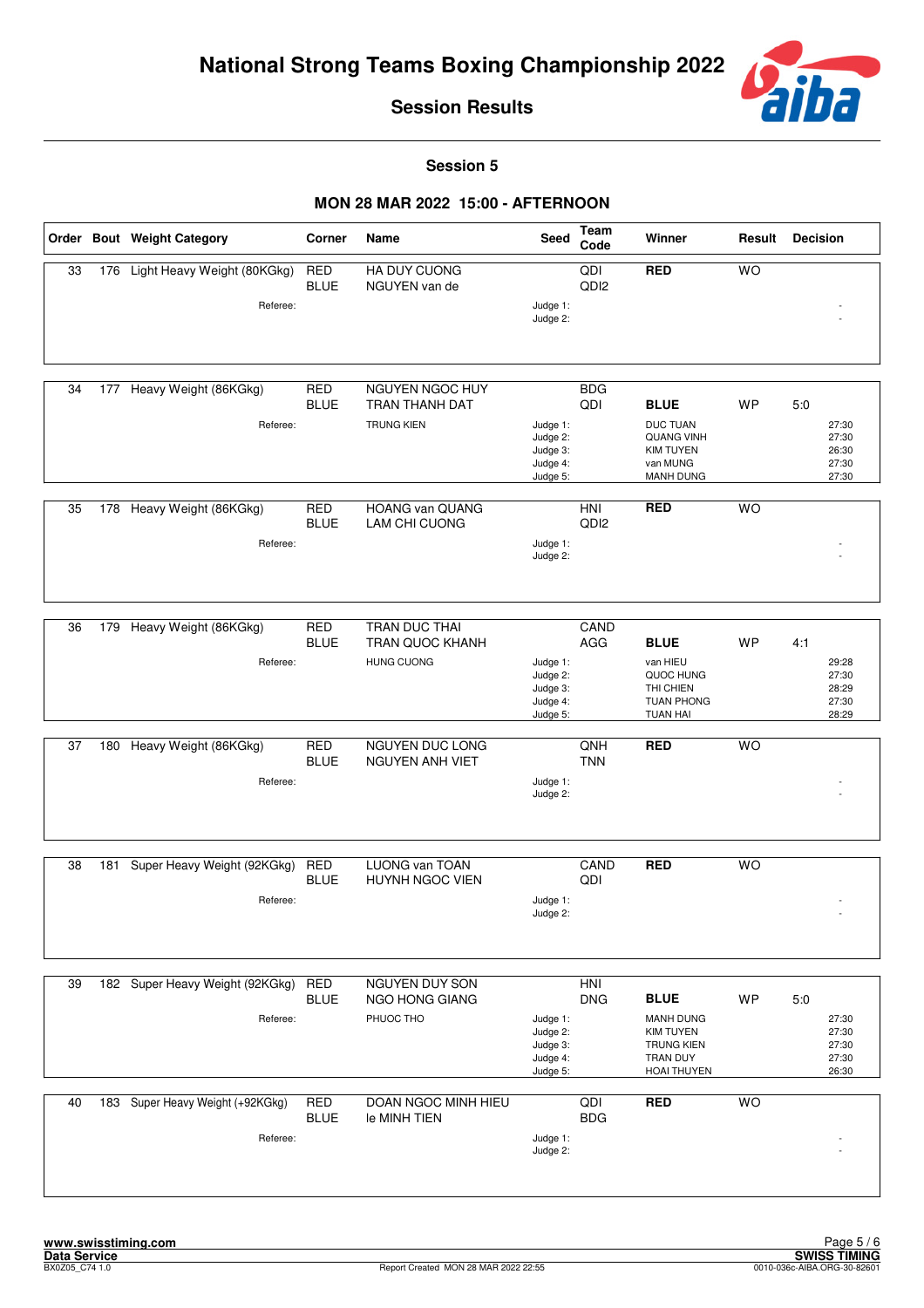# National Strong Teams Boxing Championship 2022

## Session Results

### Session 5

### MON 28 MAR 2022 15:00 - AFTERNOON

| Order | Bout | Weight Category | Corner | Name | Seed | Team Code | Winner | Result | Decision |
|---|---|---|---|---|---|---|---|---|---|
| 33 | 176 | Light Heavy Weight (80KGkg) | RED | HA DUY CUONG | | QDI | **RED** | WO | |
| | | | BLUE | NGUYEN van de | | QDI2 | | | |
| | | Referee: | | | Judge 1: | | | | - |
| | | | | | Judge 2: | | | | - |
| 34 | 177 | Heavy Weight (86KGkg) | RED | NGUYEN NGOC HUY | | BDG | | | |
| | | | BLUE | TRAN THANH DAT | | QDI | **BLUE** | WP | 5:0 |
| | | Referee: | | TRUNG KIEN | Judge 1: | | DUC TUAN | | 27:30 |
| | | | | | Judge 2: | | QUANG VINH | | 27:30 |
| | | | | | Judge 3: | | KIM TUYEN | | 26:30 |
| | | | | | Judge 4: | | van MUNG | | 27:30 |
| | | | | | Judge 5: | | MANH DUNG | | 27:30 |
| 35 | 178 | Heavy Weight (86KGkg) | RED | HOANG van QUANG | | HNI | **RED** | WO | |
| | | | BLUE | LAM CHI CUONG | | QDI2 | | | |
| | | Referee: | | | Judge 1: | | | | - |
| | | | | | Judge 2: | | | | - |
| 36 | 179 | Heavy Weight (86KGkg) | RED | TRAN DUC THAI | | CAND | | | |
| | | | BLUE | TRAN QUOC KHANH | | AGG | **BLUE** | WP | 4:1 |
| | | Referee: | | HUNG CUONG | Judge 1: | | van HIEU | | 29:28 |
| | | | | | Judge 2: | | QUOC HUNG | | 27:30 |
| | | | | | Judge 3: | | THI CHIEN | | 28:29 |
| | | | | | Judge 4: | | TUAN PHONG | | 27:30 |
| | | | | | Judge 5: | | TUAN HAI | | 28:29 |
| 37 | 180 | Heavy Weight (86KGkg) | RED | NGUYEN DUC LONG | | QNH | **RED** | WO | |
| | | | BLUE | NGUYEN ANH VIET | | TNN | | | |
| | | Referee: | | | Judge 1: | | | | - |
| | | | | | Judge 2: | | | | - |
| 38 | 181 | Super Heavy Weight (92KGkg) | RED | LUONG van TOAN | | CAND | **RED** | WO | |
| | | | BLUE | HUYNH NGOC VIEN | | QDI | | | |
| | | Referee: | | | Judge 1: | | | | - |
| | | | | | Judge 2: | | | | - |
| 39 | 182 | Super Heavy Weight (92KGkg) | RED | NGUYEN DUY SON | | HNI | | | |
| | | | BLUE | NGO HONG GIANG | | DNG | **BLUE** | WP | 5:0 |
| | | Referee: | | PHUOC THO | Judge 1: | | MANH DUNG | | 27:30 |
| | | | | | Judge 2: | | KIM TUYEN | | 27:30 |
| | | | | | Judge 3: | | TRUNG KIEN | | 27:30 |
| | | | | | Judge 4: | | TRAN DUY | | 27:30 |
| | | | | | Judge 5: | | HOAI THUYEN | | 26:30 |
| 40 | 183 | Super Heavy Weight (+92KGkg) | RED | DOAN NGOC MINH HIEU | | QDI | **RED** | WO | |
| | | | BLUE | le MINH TIEN | | BDG | | | |
| | | Referee: | | | Judge 1: | | | | - |
| | | | | | Judge 2: | | | | - |

www.swisstiming.com
Data Service
BX0Z05_C74 1.0

Report Created MON 28 MAR 2022 22:55

SWISS TIMING
0010-036c-AIBA.ORG-30-82601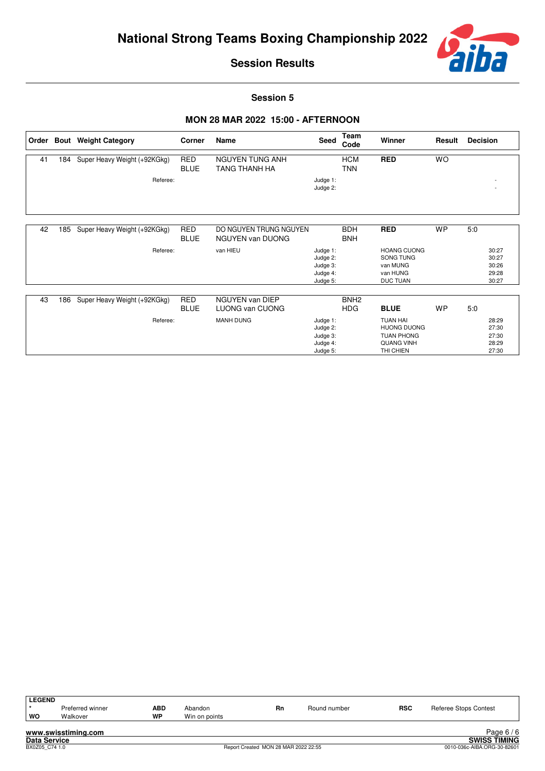# National Strong Teams Boxing Championship 2022

## Session Results

### Session 5

### MON 28 MAR 2022 15:00 - AFTERNOON

| Order | Bout | Weight Category | Corner | Name | Seed | Team Code | Winner | Result | Decision |
|---|---|---|---|---|---|---|---|---|---|
| 41 | 184 | Super Heavy Weight (+92KGkg) | RED | NGUYEN TUNG ANH | | HCM | **RED** | WO | |
| | | | BLUE | TANG THANH HA | | TNN | | | |
| | | Referee: | | | Judge 1: | | | | - |
| | | | | | Judge 2: | | | | - |
| 42 | 185 | Super Heavy Weight (+92KGkg) | RED | DO NGUYEN TRUNG NGUYEN | | BDH | **RED** | WP | 5:0 |
| | | | BLUE | NGUYEN van DUONG | | BNH | | | |
| | | Referee: | | van HIEU | Judge 1: | | HOANG CUONG | | 30:27 |
| | | | | | Judge 2: | | SONG TUNG | | 30:27 |
| | | | | | Judge 3: | | van MUNG | | 30:26 |
| | | | | | Judge 4: | | van HUNG | | 29:28 |
| | | | | | Judge 5: | | DUC TUAN | | 30:27 |
| 43 | 186 | Super Heavy Weight (+92KGkg) | RED | NGUYEN van DIEP | | BNH2 | | | |
| | | | BLUE | LUONG van CUONG | | HDG | **BLUE** | WP | 5:0 |
| | | Referee: | | MANH DUNG | Judge 1: | | TUAN HAI | | 28:29 |
| | | | | | Judge 2: | | HUONG DUONG | | 27:30 |
| | | | | | Judge 3: | | TUAN PHONG | | 27:30 |
| | | | | | Judge 4: | | QUANG VINH | | 28:29 |
| | | | | | Judge 5: | | THI CHIEN | | 27:30 |

**LEGEND**

| | | | | | | | |
|---|---|---|---|---|---|---|---|
| * | Preferred winner | **ABD** | Abandon | **Rn** | Round number | **RSC** | Referee Stops Contest |
| **WO** | Walkover | **WP** | Win on points | | | | |

www.swisstiming.com
Data Service
BX0Z05_C74 1.0
Report Created MON 28 MAR 2022 22:55
SWISS TIMING
0010-036c-AIBA.ORG-30-82601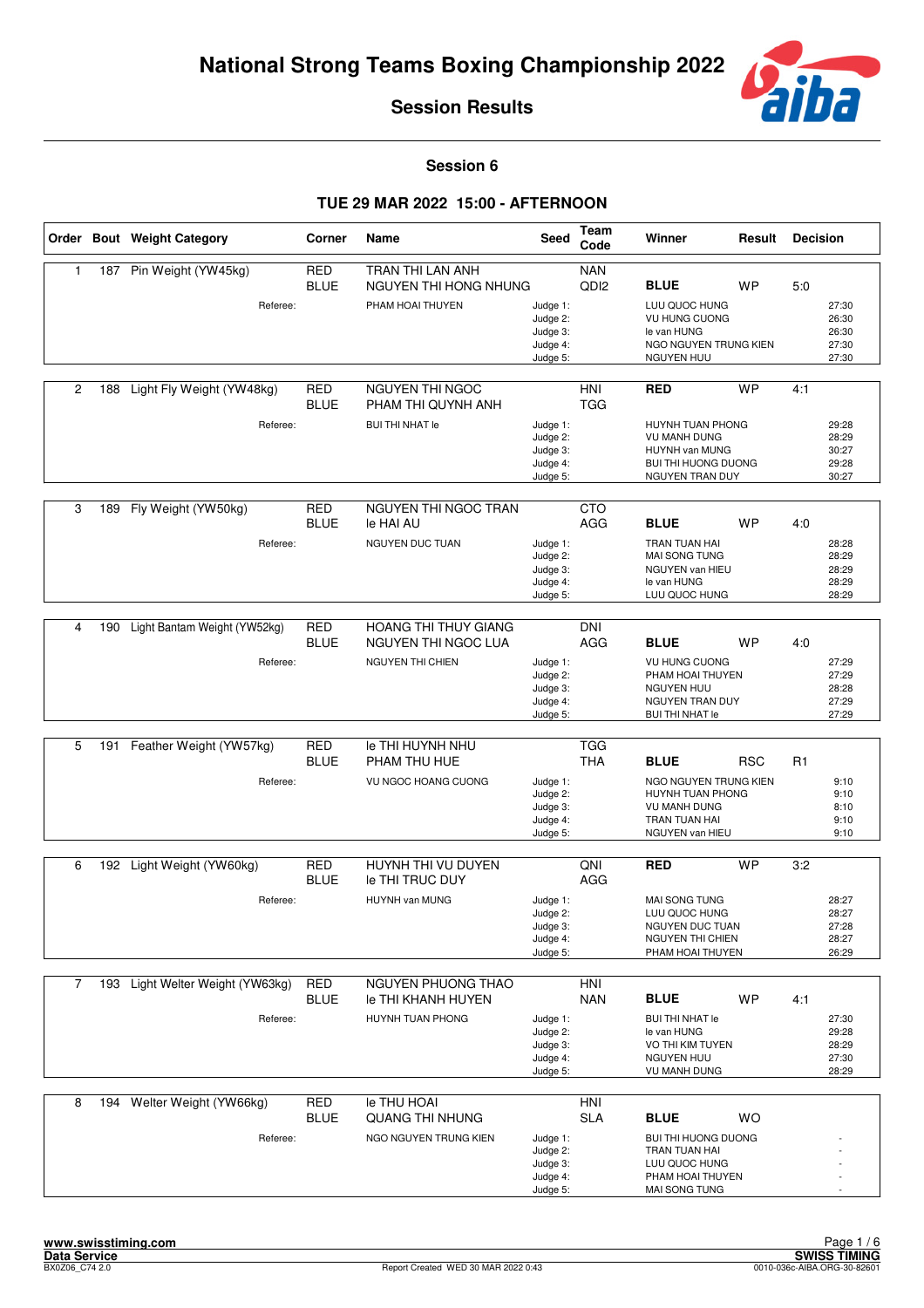# National Strong Teams Boxing Championship 2022

## Session Results

### Session 6

### TUE 29 MAR 2022 15:00 - AFTERNOON

| Order | Bout | Weight Category | Corner | Name | Seed | Team Code | Winner | Result | Decision |
|---|---|---|---|---|---|---|---|---|---|
| 1 | 187 | Pin Weight (YW45kg) | RED | TRAN THI LAN ANH | | NAN | | | |
| | | | BLUE | NGUYEN THI HONG NHUNG | | QDI2 | **BLUE** | WP | 5:0 |
| | | Referee: | | PHAM HOAI THUYEN | Judge 1: | | LUU QUOC HUNG | | 27:30 |
| | | | | | Judge 2: | | VU HUNG CUONG | | 26:30 |
| | | | | | Judge 3: | | le van HUNG | | 26:30 |
| | | | | | Judge 4: | | NGO NGUYEN TRUNG KIEN | | 27:30 |
| | | | | | Judge 5: | | NGUYEN HUU | | 27:30 |
| 2 | 188 | Light Fly Weight (YW48kg) | RED | NGUYEN THI NGOC | | HNI | **RED** | WP | 4:1 |
| | | | BLUE | PHAM THI QUYNH ANH | | TGG | | | |
| | | Referee: | | BUI THI NHAT le | Judge 1: | | HUYNH TUAN PHONG | | 29:28 |
| | | | | | Judge 2: | | VU MANH DUNG | | 28:29 |
| | | | | | Judge 3: | | HUYNH van MUNG | | 30:27 |
| | | | | | Judge 4: | | BUI THI HUONG DUONG | | 29:28 |
| | | | | | Judge 5: | | NGUYEN TRAN DUY | | 30:27 |
| 3 | 189 | Fly Weight (YW50kg) | RED | NGUYEN THI NGOC TRAN | | CTO | | | |
| | | | BLUE | le HAI AU | | AGG | **BLUE** | WP | 4:0 |
| | | Referee: | | NGUYEN DUC TUAN | Judge 1: | | TRAN TUAN HAI | | 28:28 |
| | | | | | Judge 2: | | MAI SONG TUNG | | 28:29 |
| | | | | | Judge 3: | | NGUYEN van HIEU | | 28:29 |
| | | | | | Judge 4: | | le van HUNG | | 28:29 |
| | | | | | Judge 5: | | LUU QUOC HUNG | | 28:29 |
| 4 | 190 | Light Bantam Weight (YW52kg) | RED | HOANG THI THUY GIANG | | DNI | | | |
| | | | BLUE | NGUYEN THI NGOC LUA | | AGG | **BLUE** | WP | 4:0 |
| | | Referee: | | NGUYEN THI CHIEN | Judge 1: | | VU HUNG CUONG | | 27:29 |
| | | | | | Judge 2: | | PHAM HOAI THUYEN | | 27:29 |
| | | | | | Judge 3: | | NGUYEN HUU | | 28:28 |
| | | | | | Judge 4: | | NGUYEN TRAN DUY | | 27:29 |
| | | | | | Judge 5: | | BUI THI NHAT le | | 27:29 |
| 5 | 191 | Feather Weight (YW57kg) | RED | le THI HUYNH NHU | | TGG | | | |
| | | | BLUE | PHAM THU HUE | | THA | **BLUE** | RSC | R1 |
| | | Referee: | | VU NGOC HOANG CUONG | Judge 1: | | NGO NGUYEN TRUNG KIEN | | 9:10 |
| | | | | | Judge 2: | | HUYNH TUAN PHONG | | 9:10 |
| | | | | | Judge 3: | | VU MANH DUNG | | 8:10 |
| | | | | | Judge 4: | | TRAN TUAN HAI | | 9:10 |
| | | | | | Judge 5: | | NGUYEN van HIEU | | 9:10 |
| 6 | 192 | Light Weight (YW60kg) | RED | HUYNH THI VU DUYEN | | QNI | **RED** | WP | 3:2 |
| | | | BLUE | le THI TRUC DUY | | AGG | | | |
| | | Referee: | | HUYNH van MUNG | Judge 1: | | MAI SONG TUNG | | 28:27 |
| | | | | | Judge 2: | | LUU QUOC HUNG | | 28:27 |
| | | | | | Judge 3: | | NGUYEN DUC TUAN | | 27:28 |
| | | | | | Judge 4: | | NGUYEN THI CHIEN | | 28:27 |
| | | | | | Judge 5: | | PHAM HOAI THUYEN | | 26:29 |
| 7 | 193 | Light Welter Weight (YW63kg) | RED | NGUYEN PHUONG THAO | | HNI | | | |
| | | | BLUE | le THI KHANH HUYEN | | NAN | **BLUE** | WP | 4:1 |
| | | Referee: | | HUYNH TUAN PHONG | Judge 1: | | BUI THI NHAT le | | 27:30 |
| | | | | | Judge 2: | | le van HUNG | | 29:28 |
| | | | | | Judge 3: | | VO THI KIM TUYEN | | 28:29 |
| | | | | | Judge 4: | | NGUYEN HUU | | 27:30 |
| | | | | | Judge 5: | | VU MANH DUNG | | 28:29 |
| 8 | 194 | Welter Weight (YW66kg) | RED | le THU HOAI | | HNI | | | |
| | | | BLUE | QUANG THI NHUNG | | SLA | **BLUE** | WO | |
| | | Referee: | | NGO NGUYEN TRUNG KIEN | Judge 1: | | BUI THI HUONG DUONG | | - |
| | | | | | Judge 2: | | TRAN TUAN HAI | | - |
| | | | | | Judge 3: | | LUU QUOC HUNG | | - |
| | | | | | Judge 4: | | PHAM HOAI THUYEN | | - |
| | | | | | Judge 5: | | MAI SONG TUNG | | - |

www.swisstiming.com
Data Service
BX0Z06_C74 2.0

Report Created WED 30 MAR 2022 0:43

SWISS TIMING
0010-036c-AIBA.ORG-30-82601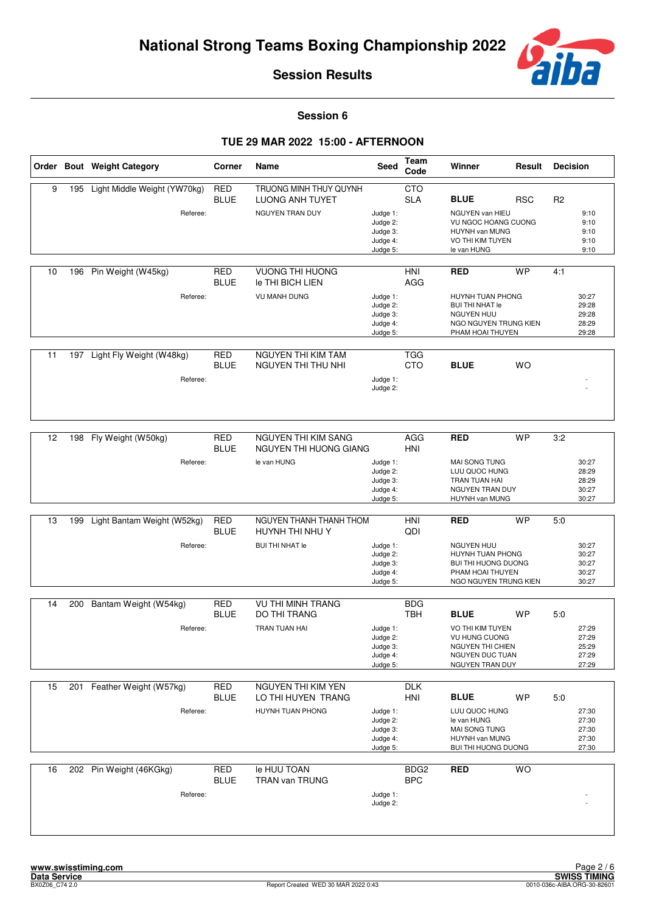# National Strong Teams Boxing Championship 2022

## Session Results

### Session 6

### TUE 29 MAR 2022 15:00 - AFTERNOON

| Order | Bout | Weight Category | Corner | Name | Seed | Team Code | Winner | Result | Decision |
|---|---|---|---|---|---|---|---|---|---|
| 9 | 195 | Light Middle Weight (YW70kg) | RED | TRUONG MINH THUY QUYNH | | CTO | | | |
| | | | BLUE | LUONG ANH TUYET | | SLA | **BLUE** | RSC | R2 |
| | | Referee: | | NGUYEN TRAN DUY | Judge 1: | | NGUYEN van HIEU | | 9:10 |
| | | | | | Judge 2: | | VU NGOC HOANG CUONG | | 9:10 |
| | | | | | Judge 3: | | HUYNH van MUNG | | 9:10 |
| | | | | | Judge 4: | | VO THI KIM TUYEN | | 9:10 |
| | | | | | Judge 5: | | le van HUNG | | 9:10 |
| 10 | 196 | Pin Weight (W45kg) | RED | VUONG THI HUONG | | HNI | **RED** | WP | 4:1 |
| | | | BLUE | le THI BICH LIEN | | AGG | | | |
| | | Referee: | | VU MANH DUNG | Judge 1: | | HUYNH TUAN PHONG | | 30:27 |
| | | | | | Judge 2: | | BUI THI NHAT le | | 29:28 |
| | | | | | Judge 3: | | NGUYEN HUU | | 29:28 |
| | | | | | Judge 4: | | NGO NGUYEN TRUNG KIEN | | 28:29 |
| | | | | | Judge 5: | | PHAM HOAI THUYEN | | 29:28 |
| 11 | 197 | Light Fly Weight (W48kg) | RED | NGUYEN THI KIM TAM | | TGG | | | |
| | | | BLUE | NGUYEN THI THU NHI | | CTO | **BLUE** | WO | |
| | | Referee: | | | Judge 1: | | | | - |
| | | | | | Judge 2: | | | | - |
| 12 | 198 | Fly Weight (W50kg) | RED | NGUYEN THI KIM SANG | | AGG | **RED** | WP | 3:2 |
| | | | BLUE | NGUYEN THI HUONG GIANG | | HNI | | | |
| | | Referee: | | le van HUNG | Judge 1: | | MAI SONG TUNG | | 30:27 |
| | | | | | Judge 2: | | LUU QUOC HUNG | | 28:29 |
| | | | | | Judge 3: | | TRAN TUAN HAI | | 28:29 |
| | | | | | Judge 4: | | NGUYEN TRAN DUY | | 30:27 |
| | | | | | Judge 5: | | HUYNH van MUNG | | 30:27 |
| 13 | 199 | Light Bantam Weight (W52kg) | RED | NGUYEN THANH THANH THOM | | HNI | **RED** | WP | 5:0 |
| | | | BLUE | HUYNH THI NHU Y | | QDI | | | |
| | | Referee: | | BUI THI NHAT le | Judge 1: | | NGUYEN HUU | | 30:27 |
| | | | | | Judge 2: | | HUYNH TUAN PHONG | | 30:27 |
| | | | | | Judge 3: | | BUI THI HUONG DUONG | | 30:27 |
| | | | | | Judge 4: | | PHAM HOAI THUYEN | | 30:27 |
| | | | | | Judge 5: | | NGO NGUYEN TRUNG KIEN | | 30:27 |
| 14 | 200 | Bantam Weight (W54kg) | RED | VU THI MINH TRANG | | BDG | | | |
| | | | BLUE | DO THI TRANG | | TBH | **BLUE** | WP | 5:0 |
| | | Referee: | | TRAN TUAN HAI | Judge 1: | | VO THI KIM TUYEN | | 27:29 |
| | | | | | Judge 2: | | VU HUNG CUONG | | 27:29 |
| | | | | | Judge 3: | | NGUYEN THI CHIEN | | 25:29 |
| | | | | | Judge 4: | | NGUYEN DUC TUAN | | 27:29 |
| | | | | | Judge 5: | | NGUYEN TRAN DUY | | 27:29 |
| 15 | 201 | Feather Weight (W57kg) | RED | NGUYEN THI KIM YEN | | DLK | | | |
| | | | BLUE | LO THI HUYEN TRANG | | HNI | **BLUE** | WP | 5:0 |
| | | Referee: | | HUYNH TUAN PHONG | Judge 1: | | LUU QUOC HUNG | | 27:30 |
| | | | | | Judge 2: | | le van HUNG | | 27:30 |
| | | | | | Judge 3: | | MAI SONG TUNG | | 27:30 |
| | | | | | Judge 4: | | HUYNH van MUNG | | 27:30 |
| | | | | | Judge 5: | | BUI THI HUONG DUONG | | 27:30 |
| 16 | 202 | Pin Weight (46KGkg) | RED | le HUU TOAN | | BDG2 | **RED** | WO | |
| | | | BLUE | TRAN van TRUNG | | BPC | | | |
| | | Referee: | | | Judge 1: | | | | - |
| | | | | | Judge 2: | | | | - |

www.swisstiming.com
Data Service
BX0Z06_C74 2.0
Report Created WED 30 MAR 2022 0:43
SWISS TIMING
0010-036c-AIBA.ORG-30-82601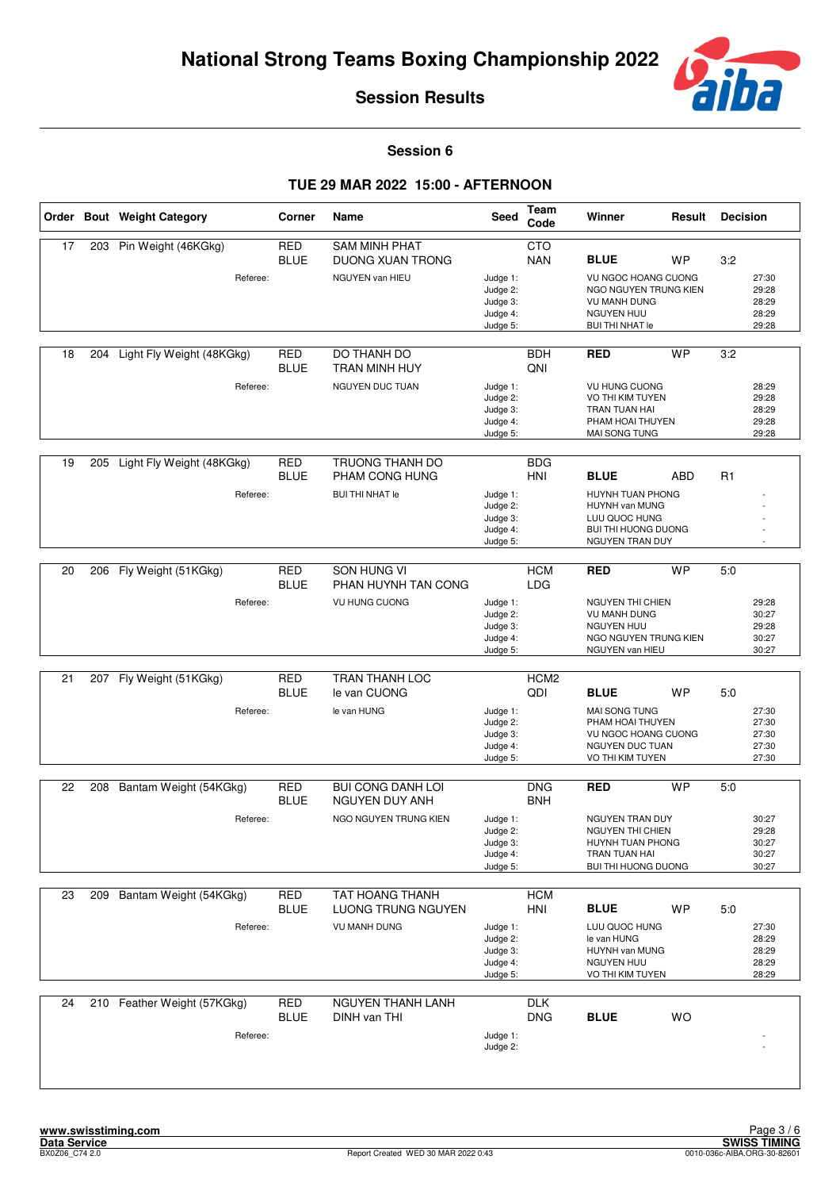# National Strong Teams Boxing Championship 2022

## Session Results

### Session 6

### TUE 29 MAR 2022 15:00 - AFTERNOON

| Order | Bout | Weight Category | Corner | Name | Seed | Team Code | Winner | Result | Decision |
|---|---|---|---|---|---|---|---|---|---|
| 17 | 203 | Pin Weight (46KGkg) | RED | SAM MINH PHAT | | CTO | | | |
| | | | BLUE | DUONG XUAN TRONG | | NAN | **BLUE** | WP | 3:2 |
| | | Referee: | | NGUYEN van HIEU | Judge 1: | | VU NGOC HOANG CUONG | | 27:30 |
| | | | | | Judge 2: | | NGO NGUYEN TRUNG KIEN | | 29:28 |
| | | | | | Judge 3: | | VU MANH DUNG | | 28:29 |
| | | | | | Judge 4: | | NGUYEN HUU | | 28:29 |
| | | | | | Judge 5: | | BUI THI NHAT le | | 29:28 |
| 18 | 204 | Light Fly Weight (48KGkg) | RED | DO THANH DO | | BDH | **RED** | WP | 3:2 |
| | | | BLUE | TRAN MINH HUY | | QNI | | | |
| | | Referee: | | NGUYEN DUC TUAN | Judge 1: | | VU HUNG CUONG | | 28:29 |
| | | | | | Judge 2: | | VO THI KIM TUYEN | | 29:28 |
| | | | | | Judge 3: | | TRAN TUAN HAI | | 28:29 |
| | | | | | Judge 4: | | PHAM HOAI THUYEN | | 29:28 |
| | | | | | Judge 5: | | MAI SONG TUNG | | 29:28 |
| 19 | 205 | Light Fly Weight (48KGkg) | RED | TRUONG THANH DO | | BDG | | | |
| | | | BLUE | PHAM CONG HUNG | | HNI | **BLUE** | ABD | R1 |
| | | Referee: | | BUI THI NHAT le | Judge 1: | | HUYNH TUAN PHONG | | - |
| | | | | | Judge 2: | | HUYNH van MUNG | | - |
| | | | | | Judge 3: | | LUU QUOC HUNG | | - |
| | | | | | Judge 4: | | BUI THI HUONG DUONG | | - |
| | | | | | Judge 5: | | NGUYEN TRAN DUY | | - |
| 20 | 206 | Fly Weight (51KGkg) | RED | SON HUNG VI | | HCM | **RED** | WP | 5:0 |
| | | | BLUE | PHAN HUYNH TAN CONG | | LDG | | | |
| | | Referee: | | VU HUNG CUONG | Judge 1: | | NGUYEN THI CHIEN | | 29:28 |
| | | | | | Judge 2: | | VU MANH DUNG | | 30:27 |
| | | | | | Judge 3: | | NGUYEN HUU | | 29:28 |
| | | | | | Judge 4: | | NGO NGUYEN TRUNG KIEN | | 30:27 |
| | | | | | Judge 5: | | NGUYEN van HIEU | | 30:27 |
| 21 | 207 | Fly Weight (51KGkg) | RED | TRAN THANH LOC | | HCM2 | | | |
| | | | BLUE | le van CUONG | | QDI | **BLUE** | WP | 5:0 |
| | | Referee: | | le van HUNG | Judge 1: | | MAI SONG TUNG | | 27:30 |
| | | | | | Judge 2: | | PHAM HOAI THUYEN | | 27:30 |
| | | | | | Judge 3: | | VU NGOC HOANG CUONG | | 27:30 |
| | | | | | Judge 4: | | NGUYEN DUC TUAN | | 27:30 |
| | | | | | Judge 5: | | VO THI KIM TUYEN | | 27:30 |
| 22 | 208 | Bantam Weight (54KGkg) | RED | BUI CONG DANH LOI | | DNG | **RED** | WP | 5:0 |
| | | | BLUE | NGUYEN DUY ANH | | BNH | | | |
| | | Referee: | | NGO NGUYEN TRUNG KIEN | Judge 1: | | NGUYEN TRAN DUY | | 30:27 |
| | | | | | Judge 2: | | NGUYEN THI CHIEN | | 29:28 |
| | | | | | Judge 3: | | HUYNH TUAN PHONG | | 30:27 |
| | | | | | Judge 4: | | TRAN TUAN HAI | | 30:27 |
| | | | | | Judge 5: | | BUI THI HUONG DUONG | | 30:27 |
| 23 | 209 | Bantam Weight (54KGkg) | RED | TAT HOANG THANH | | HCM | | | |
| | | | BLUE | LUONG TRUNG NGUYEN | | HNI | **BLUE** | WP | 5:0 |
| | | Referee: | | VU MANH DUNG | Judge 1: | | LUU QUOC HUNG | | 27:30 |
| | | | | | Judge 2: | | le van HUNG | | 28:29 |
| | | | | | Judge 3: | | HUYNH van MUNG | | 28:29 |
| | | | | | Judge 4: | | NGUYEN HUU | | 28:29 |
| | | | | | Judge 5: | | VO THI KIM TUYEN | | 28:29 |
| 24 | 210 | Feather Weight (57KGkg) | RED | NGUYEN THANH LANH | | DLK | | | |
| | | | BLUE | DINH van THI | | DNG | **BLUE** | WO | |
| | | Referee: | | | Judge 1: | | | | - |
| | | | | | Judge 2: | | | | - |

www.swisstiming.com
Data Service
BX0Z06_C74 2.0

Report Created WED 30 MAR 2022 0:43

SWISS TIMING
0010-036c-AIBA.ORG-30-82601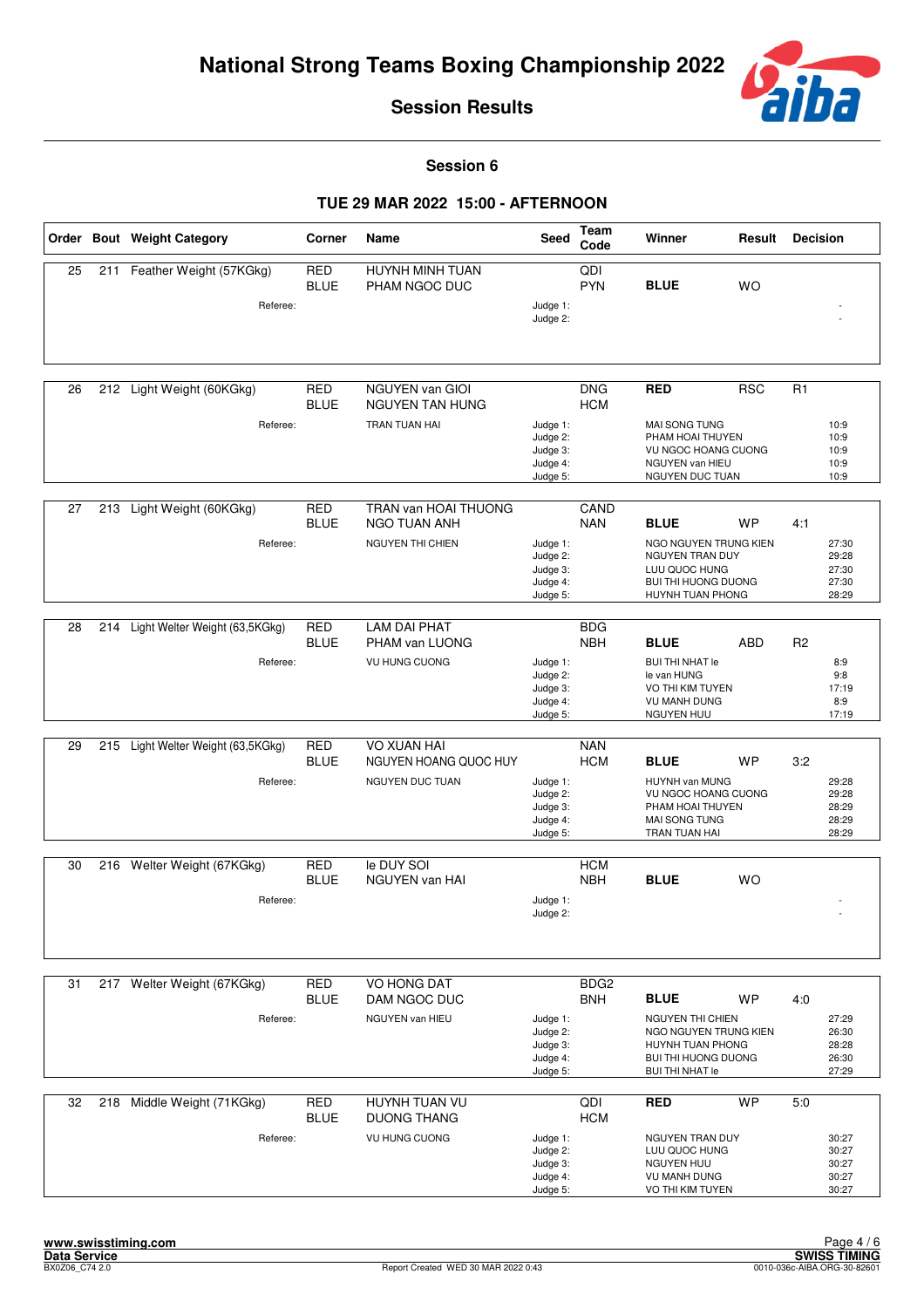# National Strong Teams Boxing Championship 2022

## Session Results

### Session 6

### TUE 29 MAR 2022 15:00 - AFTERNOON

| Order | Bout | Weight Category | Corner | Name | Seed | Team Code | Winner | Result | Decision |
|---|---|---|---|---|---|---|---|---|---|
| 25 | 211 | Feather Weight (57KGkg) | RED | HUYNH MINH TUAN | | QDI | | | |
| | | | BLUE | PHAM NGOC DUC | | PYN | **BLUE** | WO | |
| | | Referee: | | | Judge 1: | | | | - |
| | | | | | Judge 2: | | | | - |
| 26 | 212 | Light Weight (60KGkg) | RED | NGUYEN van GIOI | | DNG | **RED** | RSC | R1 |
| | | | BLUE | NGUYEN TAN HUNG | | HCM | | | |
| | | Referee: | | TRAN TUAN HAI | Judge 1: | | MAI SONG TUNG | | 10:9 |
| | | | | | Judge 2: | | PHAM HOAI THUYEN | | 10:9 |
| | | | | | Judge 3: | | VU NGOC HOANG CUONG | | 10:9 |
| | | | | | Judge 4: | | NGUYEN van HIEU | | 10:9 |
| | | | | | Judge 5: | | NGUYEN DUC TUAN | | 10:9 |
| 27 | 213 | Light Weight (60KGkg) | RED | TRAN van HOAI THUONG | | CAND | | | |
| | | | BLUE | NGO TUAN ANH | | NAN | **BLUE** | WP | 4:1 |
| | | Referee: | | NGUYEN THI CHIEN | Judge 1: | | NGO NGUYEN TRUNG KIEN | | 27:30 |
| | | | | | Judge 2: | | NGUYEN TRAN DUY | | 29:28 |
| | | | | | Judge 3: | | LUU QUOC HUNG | | 27:30 |
| | | | | | Judge 4: | | BUI THI HUONG DUONG | | 27:30 |
| | | | | | Judge 5: | | HUYNH TUAN PHONG | | 28:29 |
| 28 | 214 | Light Welter Weight (63,5KGkg) | RED | LAM DAI PHAT | | BDG | | | |
| | | | BLUE | PHAM van LUONG | | NBH | **BLUE** | ABD | R2 |
| | | Referee: | | VU HUNG CUONG | Judge 1: | | BUI THI NHAT le | | 8:9 |
| | | | | | Judge 2: | | le van HUNG | | 9:8 |
| | | | | | Judge 3: | | VO THI KIM TUYEN | | 17:19 |
| | | | | | Judge 4: | | VU MANH DUNG | | 8:9 |
| | | | | | Judge 5: | | NGUYEN HUU | | 17:19 |
| 29 | 215 | Light Welter Weight (63,5KGkg) | RED | VO XUAN HAI | | NAN | | | |
| | | | BLUE | NGUYEN HOANG QUOC HUY | | HCM | **BLUE** | WP | 3:2 |
| | | Referee: | | NGUYEN DUC TUAN | Judge 1: | | HUYNH van MUNG | | 29:28 |
| | | | | | Judge 2: | | VU NGOC HOANG CUONG | | 29:28 |
| | | | | | Judge 3: | | PHAM HOAI THUYEN | | 28:29 |
| | | | | | Judge 4: | | MAI SONG TUNG | | 28:29 |
| | | | | | Judge 5: | | TRAN TUAN HAI | | 28:29 |
| 30 | 216 | Welter Weight (67KGkg) | RED | le DUY SOI | | HCM | | | |
| | | | BLUE | NGUYEN van HAI | | NBH | **BLUE** | WO | |
| | | Referee: | | | Judge 1: | | | | - |
| | | | | | Judge 2: | | | | - |
| 31 | 217 | Welter Weight (67KGkg) | RED | VO HONG DAT | | BDG2 | | | |
| | | | BLUE | DAM NGOC DUC | | BNH | **BLUE** | WP | 4:0 |
| | | Referee: | | NGUYEN van HIEU | Judge 1: | | NGUYEN THI CHIEN | | 27:29 |
| | | | | | Judge 2: | | NGO NGUYEN TRUNG KIEN | | 26:30 |
| | | | | | Judge 3: | | HUYNH TUAN PHONG | | 28:28 |
| | | | | | Judge 4: | | BUI THI HUONG DUONG | | 26:30 |
| | | | | | Judge 5: | | BUI THI NHAT le | | 27:29 |
| 32 | 218 | Middle Weight (71KGkg) | RED | HUYNH TUAN VU | | QDI | **RED** | WP | 5:0 |
| | | | BLUE | DUONG THANG | | HCM | | | |
| | | Referee: | | VU HUNG CUONG | Judge 1: | | NGUYEN TRAN DUY | | 30:27 |
| | | | | | Judge 2: | | LUU QUOC HUNG | | 30:27 |
| | | | | | Judge 3: | | NGUYEN HUU | | 30:27 |
| | | | | | Judge 4: | | VU MANH DUNG | | 30:27 |
| | | | | | Judge 5: | | VO THI KIM TUYEN | | 30:27 |

www.swisstiming.com
Data Service
BX0Z06_C74 2.0

Report Created WED 30 MAR 2022 0:43

SWISS TIMING
0010-036c-AIBA.ORG-30-82601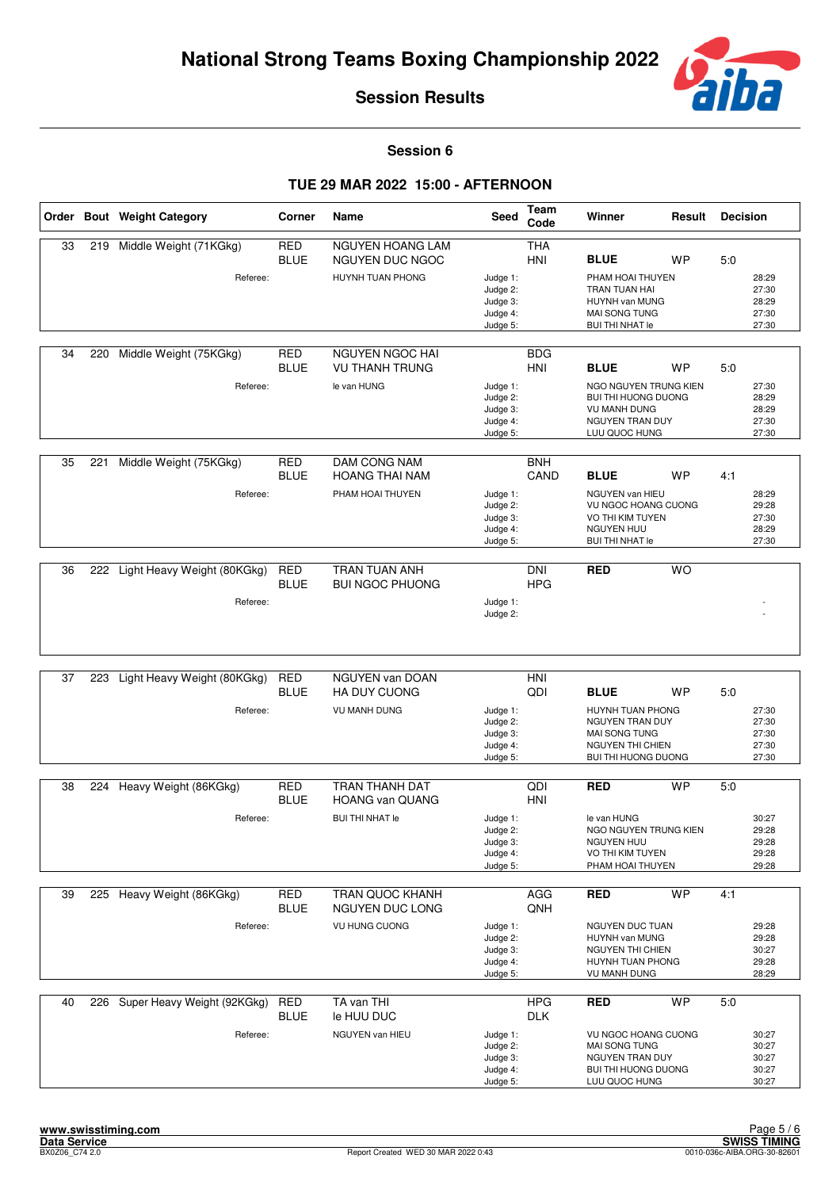# National Strong Teams Boxing Championship 2022

## Session Results

### Session 6

### TUE 29 MAR 2022 15:00 - AFTERNOON

| Order | Bout | Weight Category | Corner | Name | Seed | Team Code | Winner | Result | Decision | |
|---|---|---|---|---|---|---|---|---|---|---|
| 33 | 219 | Middle Weight (71KGkg) | RED | NGUYEN HOANG LAM | | THA | | | | |
| | | | BLUE | NGUYEN DUC NGOC | | HNI | **BLUE** | WP | 5:0 | |
| | | Referee: | | HUYNH TUAN PHONG | Judge 1: | | PHAM HOAI THUYEN | | | 28:29 |
| | | | | | Judge 2: | | TRAN TUAN HAI | | | 27:30 |
| | | | | | Judge 3: | | HUYNH van MUNG | | | 28:29 |
| | | | | | Judge 4: | | MAI SONG TUNG | | | 27:30 |
| | | | | | Judge 5: | | BUI THI NHAT le | | | 27:30 |
| 34 | 220 | Middle Weight (75KGkg) | RED | NGUYEN NGOC HAI | | BDG | | | | |
| | | | BLUE | VU THANH TRUNG | | HNI | **BLUE** | WP | 5:0 | |
| | | Referee: | | le van HUNG | Judge 1: | | NGO NGUYEN TRUNG KIEN | | | 27:30 |
| | | | | | Judge 2: | | BUI THI HUONG DUONG | | | 28:29 |
| | | | | | Judge 3: | | VU MANH DUNG | | | 28:29 |
| | | | | | Judge 4: | | NGUYEN TRAN DUY | | | 27:30 |
| | | | | | Judge 5: | | LUU QUOC HUNG | | | 27:30 |
| 35 | 221 | Middle Weight (75KGkg) | RED | DAM CONG NAM | | BNH | | | | |
| | | | BLUE | HOANG THAI NAM | | CAND | **BLUE** | WP | 4:1 | |
| | | Referee: | | PHAM HOAI THUYEN | Judge 1: | | NGUYEN van HIEU | | | 28:29 |
| | | | | | Judge 2: | | VU NGOC HOANG CUONG | | | 29:28 |
| | | | | | Judge 3: | | VO THI KIM TUYEN | | | 27:30 |
| | | | | | Judge 4: | | NGUYEN HUU | | | 28:29 |
| | | | | | Judge 5: | | BUI THI NHAT le | | | 27:30 |
| 36 | 222 | Light Heavy Weight (80KGkg) | RED | TRAN TUAN ANH | | DNI | **RED** | WO | | |
| | | | BLUE | BUI NGOC PHUONG | | HPG | | | | |
| | | Referee: | | | Judge 1: | | | | | - |
| | | | | | Judge 2: | | | | | - |
| 37 | 223 | Light Heavy Weight (80KGkg) | RED | NGUYEN van DOAN | | HNI | | | | |
| | | | BLUE | HA DUY CUONG | | QDI | **BLUE** | WP | 5:0 | |
| | | Referee: | | VU MANH DUNG | Judge 1: | | HUYNH TUAN PHONG | | | 27:30 |
| | | | | | Judge 2: | | NGUYEN TRAN DUY | | | 27:30 |
| | | | | | Judge 3: | | MAI SONG TUNG | | | 27:30 |
| | | | | | Judge 4: | | NGUYEN THI CHIEN | | | 27:30 |
| | | | | | Judge 5: | | BUI THI HUONG DUONG | | | 27:30 |
| 38 | 224 | Heavy Weight (86KGkg) | RED | TRAN THANH DAT | | QDI | **RED** | WP | 5:0 | |
| | | | BLUE | HOANG van QUANG | | HNI | | | | |
| | | Referee: | | BUI THI NHAT le | Judge 1: | | le van HUNG | | | 30:27 |
| | | | | | Judge 2: | | NGO NGUYEN TRUNG KIEN | | | 29:28 |
| | | | | | Judge 3: | | NGUYEN HUU | | | 29:28 |
| | | | | | Judge 4: | | VO THI KIM TUYEN | | | 29:28 |
| | | | | | Judge 5: | | PHAM HOAI THUYEN | | | 29:28 |
| 39 | 225 | Heavy Weight (86KGkg) | RED | TRAN QUOC KHANH | | AGG | **RED** | WP | 4:1 | |
| | | | BLUE | NGUYEN DUC LONG | | QNH | | | | |
| | | Referee: | | VU HUNG CUONG | Judge 1: | | NGUYEN DUC TUAN | | | 29:28 |
| | | | | | Judge 2: | | HUYNH van MUNG | | | 29:28 |
| | | | | | Judge 3: | | NGUYEN THI CHIEN | | | 30:27 |
| | | | | | Judge 4: | | HUYNH TUAN PHONG | | | 29:28 |
| | | | | | Judge 5: | | VU MANH DUNG | | | 28:29 |
| 40 | 226 | Super Heavy Weight (92KGkg) | RED | TA van THI | | HPG | **RED** | WP | 5:0 | |
| | | | BLUE | le HUU DUC | | DLK | | | | |
| | | Referee: | | NGUYEN van HIEU | Judge 1: | | VU NGOC HOANG CUONG | | | 30:27 |
| | | | | | Judge 2: | | MAI SONG TUNG | | | 30:27 |
| | | | | | Judge 3: | | NGUYEN TRAN DUY | | | 30:27 |
| | | | | | Judge 4: | | BUI THI HUONG DUONG | | | 30:27 |
| | | | | | Judge 5: | | LUU QUOC HUNG | | | 30:27 |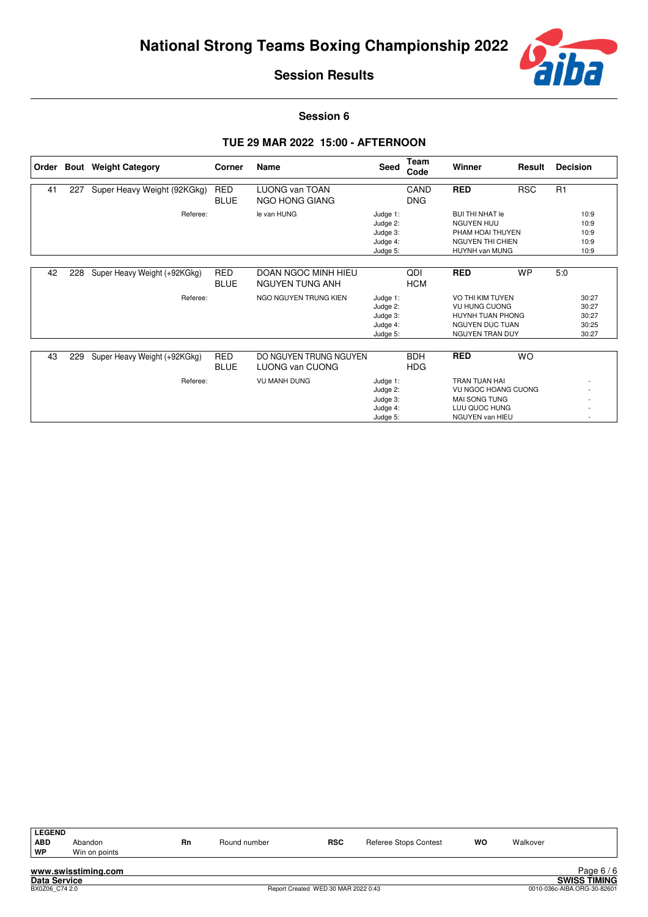# National Strong Teams Boxing Championship 2022

## Session Results

### Session 6

### TUE 29 MAR 2022 15:00 - AFTERNOON

| Order | Bout | Weight Category | Corner | Name | Seed | Team Code | Winner | Result | Decision |
|---|---|---|---|---|---|---|---|---|---|
| 41 | 227 | Super Heavy Weight (92KGkg) | RED | LUONG van TOAN | | CAND | **RED** | RSC | R1 |
| | | | BLUE | NGO HONG GIANG | | DNG | | | |
| | | Referee: | | le van HUNG | Judge 1: | | BUI THI NHAT le | | 10:9 |
| | | | | | Judge 2: | | NGUYEN HUU | | 10:9 |
| | | | | | Judge 3: | | PHAM HOAI THUYEN | | 10:9 |
| | | | | | Judge 4: | | NGUYEN THI CHIEN | | 10:9 |
| | | | | | Judge 5: | | HUYNH van MUNG | | 10:9 |
| 42 | 228 | Super Heavy Weight (+92KGkg) | RED | DOAN NGOC MINH HIEU | | QDI | **RED** | WP | 5:0 |
| | | | BLUE | NGUYEN TUNG ANH | | HCM | | | |
| | | Referee: | | NGO NGUYEN TRUNG KIEN | Judge 1: | | VO THI KIM TUYEN | | 30:27 |
| | | | | | Judge 2: | | VU HUNG CUONG | | 30:27 |
| | | | | | Judge 3: | | HUYNH TUAN PHONG | | 30:27 |
| | | | | | Judge 4: | | NGUYEN DUC TUAN | | 30:25 |
| | | | | | Judge 5: | | NGUYEN TRAN DUY | | 30:27 |
| 43 | 229 | Super Heavy Weight (+92KGkg) | RED | DO NGUYEN TRUNG NGUYEN | | BDH | **RED** | WO | |
| | | | BLUE | LUONG van CUONG | | HDG | | | |
| | | Referee: | | VU MANH DUNG | Judge 1: | | TRAN TUAN HAI | | - |
| | | | | | Judge 2: | | VU NGOC HOANG CUONG | | - |
| | | | | | Judge 3: | | MAI SONG TUNG | | - |
| | | | | | Judge 4: | | LUU QUOC HUNG | | - |
| | | | | | Judge 5: | | NGUYEN van HIEU | | - |

**LEGEND**

| | | | | | | | |
|---|---|---|---|---|---|---|---|
| **ABD** | Abandon | **Rn** | Round number | **RSC** | Referee Stops Contest | **WO** | Walkover |
| **WP** | Win on points | | | | | | |

www.swisstiming.com
Data Service — SWISS TIMING
BX0Z06_C74 2.0 — Report Created WED 30 MAR 2022 0:43 — 0010-036c-AIBA.ORG-30-82601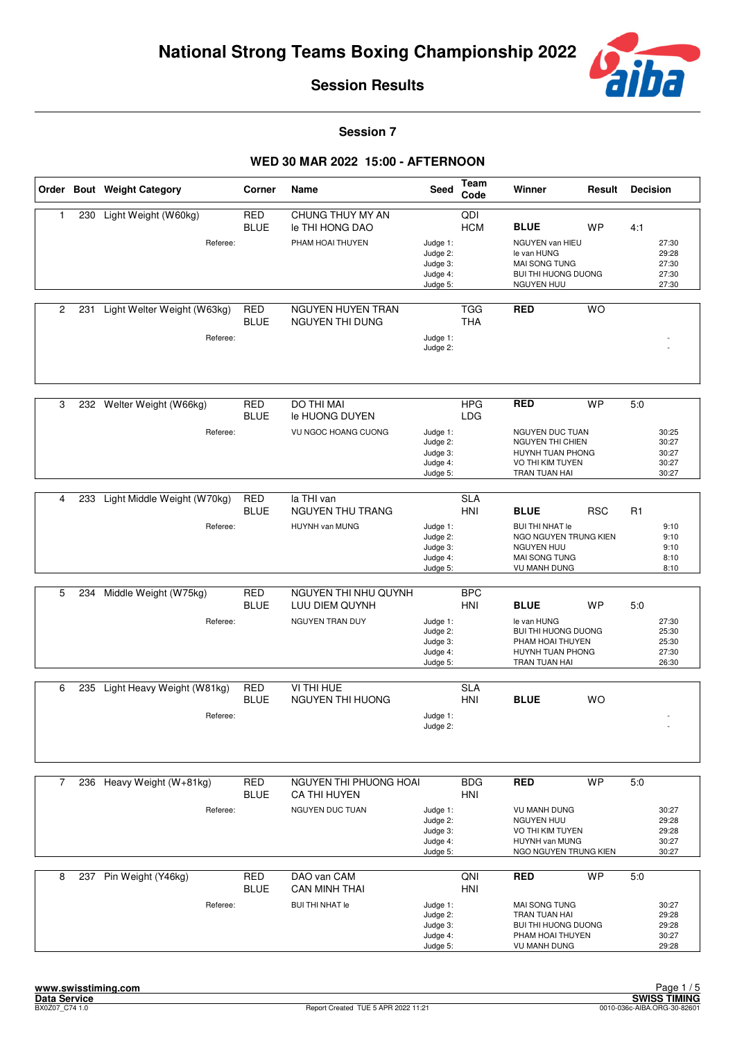# National Strong Teams Boxing Championship 2022

## Session Results

### Session 7

### WED 30 MAR 2022 15:00 - AFTERNOON

| Order | Bout | Weight Category | Corner | Name | Seed | Team Code | Winner | Result | Decision |
|---|---|---|---|---|---|---|---|---|---|
| 1 | 230 | Light Weight (W60kg) | RED | CHUNG THUY MY AN | | QDI | | | |
| | | | BLUE | le THI HONG DAO | | HCM | **BLUE** | WP | 4:1 |
| | | Referee: | | PHAM HOAI THUYEN | Judge 1: | | NGUYEN van HIEU | | 27:30 |
| | | | | | Judge 2: | | le van HUNG | | 29:28 |
| | | | | | Judge 3: | | MAI SONG TUNG | | 27:30 |
| | | | | | Judge 4: | | BUI THI HUONG DUONG | | 27:30 |
| | | | | | Judge 5: | | NGUYEN HUU | | 27:30 |
| 2 | 231 | Light Welter Weight (W63kg) | RED | NGUYEN HUYEN TRAN | | TGG | **RED** | WO | |
| | | | BLUE | NGUYEN THI DUNG | | THA | | | |
| | | Referee: | | | Judge 1: | | | | - |
| | | | | | Judge 2: | | | | - |
| 3 | 232 | Welter Weight (W66kg) | RED | DO THI MAI | | HPG | **RED** | WP | 5:0 |
| | | | BLUE | le HUONG DUYEN | | LDG | | | |
| | | Referee: | | VU NGOC HOANG CUONG | Judge 1: | | NGUYEN DUC TUAN | | 30:25 |
| | | | | | Judge 2: | | NGUYEN THI CHIEN | | 30:27 |
| | | | | | Judge 3: | | HUYNH TUAN PHONG | | 30:27 |
| | | | | | Judge 4: | | VO THI KIM TUYEN | | 30:27 |
| | | | | | Judge 5: | | TRAN TUAN HAI | | 30:27 |
| 4 | 233 | Light Middle Weight (W70kg) | RED | la THI van | | SLA | | | |
| | | | BLUE | NGUYEN THU TRANG | | HNI | **BLUE** | RSC | R1 |
| | | Referee: | | HUYNH van MUNG | Judge 1: | | BUI THI NHAT le | | 9:10 |
| | | | | | Judge 2: | | NGO NGUYEN TRUNG KIEN | | 9:10 |
| | | | | | Judge 3: | | NGUYEN HUU | | 9:10 |
| | | | | | Judge 4: | | MAI SONG TUNG | | 8:10 |
| | | | | | Judge 5: | | VU MANH DUNG | | 8:10 |
| 5 | 234 | Middle Weight (W75kg) | RED | NGUYEN THI NHU QUYNH | | BPC | | | |
| | | | BLUE | LUU DIEM QUYNH | | HNI | **BLUE** | WP | 5:0 |
| | | Referee: | | NGUYEN TRAN DUY | Judge 1: | | le van HUNG | | 27:30 |
| | | | | | Judge 2: | | BUI THI HUONG DUONG | | 25:30 |
| | | | | | Judge 3: | | PHAM HOAI THUYEN | | 25:30 |
| | | | | | Judge 4: | | HUYNH TUAN PHONG | | 27:30 |
| | | | | | Judge 5: | | TRAN TUAN HAI | | 26:30 |
| 6 | 235 | Light Heavy Weight (W81kg) | RED | VI THI HUE | | SLA | | | |
| | | | BLUE | NGUYEN THI HUONG | | HNI | **BLUE** | WO | |
| | | Referee: | | | Judge 1: | | | | - |
| | | | | | Judge 2: | | | | - |
| 7 | 236 | Heavy Weight (W+81kg) | RED | NGUYEN THI PHUONG HOAI | | BDG | **RED** | WP | 5:0 |
| | | | BLUE | CA THI HUYEN | | HNI | | | |
| | | Referee: | | NGUYEN DUC TUAN | Judge 1: | | VU MANH DUNG | | 30:27 |
| | | | | | Judge 2: | | NGUYEN HUU | | 29:28 |
| | | | | | Judge 3: | | VO THI KIM TUYEN | | 29:28 |
| | | | | | Judge 4: | | HUYNH van MUNG | | 30:27 |
| | | | | | Judge 5: | | NGO NGUYEN TRUNG KIEN | | 30:27 |
| 8 | 237 | Pin Weight (Y46kg) | RED | DAO van CAM | | QNI | **RED** | WP | 5:0 |
| | | | BLUE | CAN MINH THAI | | HNI | | | |
| | | Referee: | | BUI THI NHAT le | Judge 1: | | MAI SONG TUNG | | 30:27 |
| | | | | | Judge 2: | | TRAN TUAN HAI | | 29:28 |
| | | | | | Judge 3: | | BUI THI HUONG DUONG | | 29:28 |
| | | | | | Judge 4: | | PHAM HOAI THUYEN | | 30:27 |
| | | | | | Judge 5: | | VU MANH DUNG | | 29:28 |

www.swisstiming.com
Data Service
BX0Z07_C74 1.0

Report Created TUE 5 APR 2022 11:21

SWISS TIMING
0010-036c-AIBA.ORG-30-82601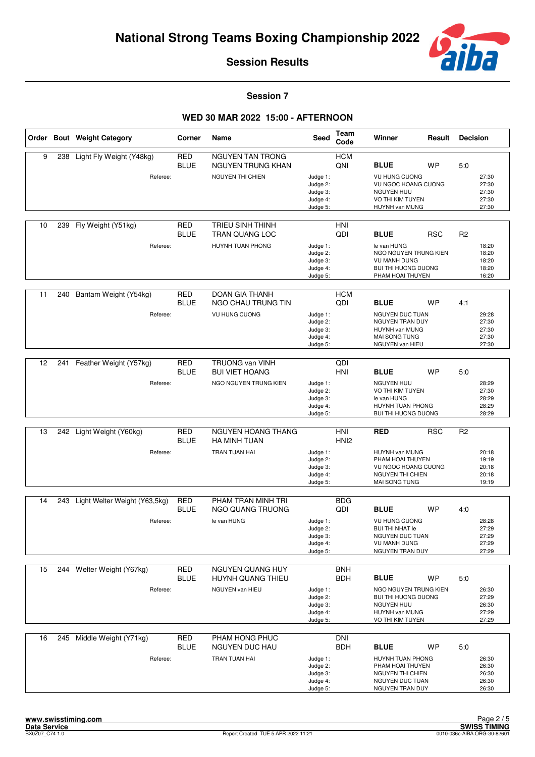# National Strong Teams Boxing Championship 2022

## Session Results

### Session 7

### WED 30 MAR 2022 15:00 - AFTERNOON

| Order | Bout | Weight Category | Corner | Name | Seed | Team Code | Winner | Result | Decision |
|---|---|---|---|---|---|---|---|---|---|
| 9 | 238 | Light Fly Weight (Y48kg) | RED | NGUYEN TAN TRONG | | HCM | | | |
| | | | BLUE | NGUYEN TRUNG KHAN | | QNI | **BLUE** | WP | 5:0 |
| | | Referee: | | NGUYEN THI CHIEN | Judge 1: | | VU HUNG CUONG | | 27:30 |
| | | | | | Judge 2: | | VU NGOC HOANG CUONG | | 27:30 |
| | | | | | Judge 3: | | NGUYEN HUU | | 27:30 |
| | | | | | Judge 4: | | VO THI KIM TUYEN | | 27:30 |
| | | | | | Judge 5: | | HUYNH van MUNG | | 27:30 |
| 10 | 239 | Fly Weight (Y51kg) | RED | TRIEU SINH THINH | | HNI | | | |
| | | | BLUE | TRAN QUANG LOC | | QDI | **BLUE** | RSC | R2 |
| | | Referee: | | HUYNH TUAN PHONG | Judge 1: | | le van HUNG | | 18:20 |
| | | | | | Judge 2: | | NGO NGUYEN TRUNG KIEN | | 18:20 |
| | | | | | Judge 3: | | VU MANH DUNG | | 18:20 |
| | | | | | Judge 4: | | BUI THI HUONG DUONG | | 18:20 |
| | | | | | Judge 5: | | PHAM HOAI THUYEN | | 16:20 |
| 11 | 240 | Bantam Weight (Y54kg) | RED | DOAN GIA THANH | | HCM | | | |
| | | | BLUE | NGO CHAU TRUNG TIN | | QDI | **BLUE** | WP | 4:1 |
| | | Referee: | | VU HUNG CUONG | Judge 1: | | NGUYEN DUC TUAN | | 29:28 |
| | | | | | Judge 2: | | NGUYEN TRAN DUY | | 27:30 |
| | | | | | Judge 3: | | HUYNH van MUNG | | 27:30 |
| | | | | | Judge 4: | | MAI SONG TUNG | | 27:30 |
| | | | | | Judge 5: | | NGUYEN van HIEU | | 27:30 |
| 12 | 241 | Feather Weight (Y57kg) | RED | TRUONG van VINH | | QDI | | | |
| | | | BLUE | BUI VIET HOANG | | HNI | **BLUE** | WP | 5:0 |
| | | Referee: | | NGO NGUYEN TRUNG KIEN | Judge 1: | | NGUYEN HUU | | 28:29 |
| | | | | | Judge 2: | | VO THI KIM TUYEN | | 27:30 |
| | | | | | Judge 3: | | le van HUNG | | 28:29 |
| | | | | | Judge 4: | | HUYNH TUAN PHONG | | 28:29 |
| | | | | | Judge 5: | | BUI THI HUONG DUONG | | 28:29 |
| 13 | 242 | Light Weight (Y60kg) | RED | NGUYEN HOANG THANG | | HNI | **RED** | RSC | R2 |
| | | | BLUE | HA MINH TUAN | | HNI2 | | | |
| | | Referee: | | TRAN TUAN HAI | Judge 1: | | HUYNH van MUNG | | 20:18 |
| | | | | | Judge 2: | | PHAM HOAI THUYEN | | 19:19 |
| | | | | | Judge 3: | | VU NGOC HOANG CUONG | | 20:18 |
| | | | | | Judge 4: | | NGUYEN THI CHIEN | | 20:18 |
| | | | | | Judge 5: | | MAI SONG TUNG | | 19:19 |
| 14 | 243 | Light Welter Weight (Y63,5kg) | RED | PHAM TRAN MINH TRI | | BDG | | | |
| | | | BLUE | NGO QUANG TRUONG | | QDI | **BLUE** | WP | 4:0 |
| | | Referee: | | le van HUNG | Judge 1: | | VU HUNG CUONG | | 28:28 |
| | | | | | Judge 2: | | BUI THI NHAT le | | 27:29 |
| | | | | | Judge 3: | | NGUYEN DUC TUAN | | 27:29 |
| | | | | | Judge 4: | | VU MANH DUNG | | 27:29 |
| | | | | | Judge 5: | | NGUYEN TRAN DUY | | 27:29 |
| 15 | 244 | Welter Weight (Y67kg) | RED | NGUYEN QUANG HUY | | BNH | | | |
| | | | BLUE | HUYNH QUANG THIEU | | BDH | **BLUE** | WP | 5:0 |
| | | Referee: | | NGUYEN van HIEU | Judge 1: | | NGO NGUYEN TRUNG KIEN | | 26:30 |
| | | | | | Judge 2: | | BUI THI HUONG DUONG | | 27:29 |
| | | | | | Judge 3: | | NGUYEN HUU | | 26:30 |
| | | | | | Judge 4: | | HUYNH van MUNG | | 27:29 |
| | | | | | Judge 5: | | VO THI KIM TUYEN | | 27:29 |
| 16 | 245 | Middle Weight (Y71kg) | RED | PHAM HONG PHUC | | DNI | | | |
| | | | BLUE | NGUYEN DUC HAU | | BDH | **BLUE** | WP | 5:0 |
| | | Referee: | | TRAN TUAN HAI | Judge 1: | | HUYNH TUAN PHONG | | 26:30 |
| | | | | | Judge 2: | | PHAM HOAI THUYEN | | 26:30 |
| | | | | | Judge 3: | | NGUYEN THI CHIEN | | 26:30 |
| | | | | | Judge 4: | | NGUYEN DUC TUAN | | 26:30 |
| | | | | | Judge 5: | | NGUYEN TRAN DUY | | 26:30 |

www.swisstiming.com
Data Service
BX0Z07_C74 1.0

Report Created TUE 5 APR 2022 11:21

SWISS TIMING
0010-036c-AIBA.ORG-30-82601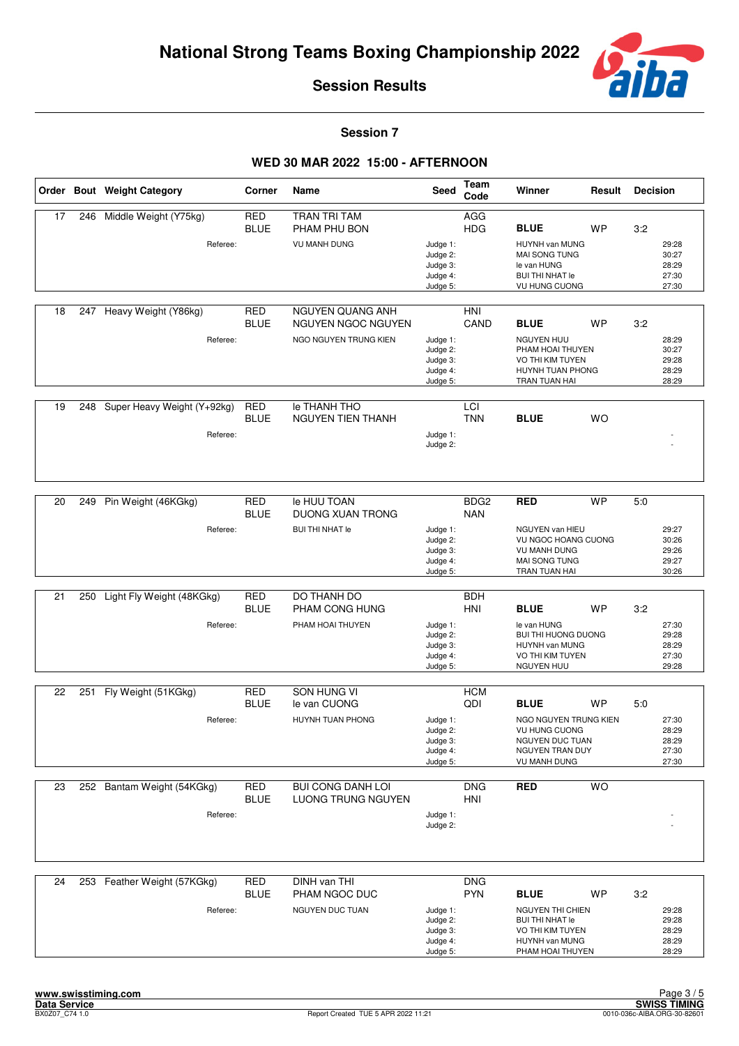# National Strong Teams Boxing Championship 2022

## Session Results

### Session 7

### WED 30 MAR 2022 15:00 - AFTERNOON

| Order | Bout | Weight Category | Corner | Name | Seed | Team Code | Winner | Result | Decision | |
|---|---|---|---|---|---|---|---|---|---|---|
| 17 | 246 | Middle Weight (Y75kg) | RED | TRAN TRI TAM | | AGG | | | | |
| | | | BLUE | PHAM PHU BON | | HDG | **BLUE** | WP | 3:2 | |
| | | Referee: | | VU MANH DUNG | Judge 1: | | HUYNH van MUNG | | | 29:28 |
| | | | | | Judge 2: | | MAI SONG TUNG | | | 30:27 |
| | | | | | Judge 3: | | le van HUNG | | | 28:29 |
| | | | | | Judge 4: | | BUI THI NHAT le | | | 27:30 |
| | | | | | Judge 5: | | VU HUNG CUONG | | | 27:30 |
| 18 | 247 | Heavy Weight (Y86kg) | RED | NGUYEN QUANG ANH | | HNI | | | | |
| | | | BLUE | NGUYEN NGOC NGUYEN | | CAND | **BLUE** | WP | 3:2 | |
| | | Referee: | | NGO NGUYEN TRUNG KIEN | Judge 1: | | NGUYEN HUU | | | 28:29 |
| | | | | | Judge 2: | | PHAM HOAI THUYEN | | | 30:27 |
| | | | | | Judge 3: | | VO THI KIM TUYEN | | | 29:28 |
| | | | | | Judge 4: | | HUYNH TUAN PHONG | | | 28:29 |
| | | | | | Judge 5: | | TRAN TUAN HAI | | | 28:29 |
| 19 | 248 | Super Heavy Weight (Y+92kg) | RED | le THANH THO | | LCI | | | | |
| | | | BLUE | NGUYEN TIEN THANH | | TNN | **BLUE** | WO | | |
| | | Referee: | | | Judge 1: | | | | | - |
| | | | | | Judge 2: | | | | | - |
| 20 | 249 | Pin Weight (46KGkg) | RED | le HUU TOAN | | BDG2 | **RED** | WP | 5:0 | |
| | | | BLUE | DUONG XUAN TRONG | | NAN | | | | |
| | | Referee: | | BUI THI NHAT le | Judge 1: | | NGUYEN van HIEU | | | 29:27 |
| | | | | | Judge 2: | | VU NGOC HOANG CUONG | | | 30:26 |
| | | | | | Judge 3: | | VU MANH DUNG | | | 29:26 |
| | | | | | Judge 4: | | MAI SONG TUNG | | | 29:27 |
| | | | | | Judge 5: | | TRAN TUAN HAI | | | 30:26 |
| 21 | 250 | Light Fly Weight (48KGkg) | RED | DO THANH DO | | BDH | | | | |
| | | | BLUE | PHAM CONG HUNG | | HNI | **BLUE** | WP | 3:2 | |
| | | Referee: | | PHAM HOAI THUYEN | Judge 1: | | le van HUNG | | | 27:30 |
| | | | | | Judge 2: | | BUI THI HUONG DUONG | | | 29:28 |
| | | | | | Judge 3: | | HUYNH van MUNG | | | 28:29 |
| | | | | | Judge 4: | | VO THI KIM TUYEN | | | 27:30 |
| | | | | | Judge 5: | | NGUYEN HUU | | | 29:28 |
| 22 | 251 | Fly Weight (51KGkg) | RED | SON HUNG VI | | HCM | | | | |
| | | | BLUE | le van CUONG | | QDI | **BLUE** | WP | 5:0 | |
| | | Referee: | | HUYNH TUAN PHONG | Judge 1: | | NGO NGUYEN TRUNG KIEN | | | 27:30 |
| | | | | | Judge 2: | | VU HUNG CUONG | | | 28:29 |
| | | | | | Judge 3: | | NGUYEN DUC TUAN | | | 28:29 |
| | | | | | Judge 4: | | NGUYEN TRAN DUY | | | 27:30 |
| | | | | | Judge 5: | | VU MANH DUNG | | | 27:30 |
| 23 | 252 | Bantam Weight (54KGkg) | RED | BUI CONG DANH LOI | | DNG | **RED** | WO | | |
| | | | BLUE | LUONG TRUNG NGUYEN | | HNI | | | | |
| | | Referee: | | | Judge 1: | | | | | - |
| | | | | | Judge 2: | | | | | - |
| 24 | 253 | Feather Weight (57KGkg) | RED | DINH van THI | | DNG | | | | |
| | | | BLUE | PHAM NGOC DUC | | PYN | **BLUE** | WP | 3:2 | |
| | | Referee: | | NGUYEN DUC TUAN | Judge 1: | | NGUYEN THI CHIEN | | | 29:28 |
| | | | | | Judge 2: | | BUI THI NHAT le | | | 29:28 |
| | | | | | Judge 3: | | VO THI KIM TUYEN | | | 28:29 |
| | | | | | Judge 4: | | HUYNH van MUNG | | | 28:29 |
| | | | | | Judge 5: | | PHAM HOAI THUYEN | | | 28:29 |

www.swisstiming.com
Data Service
BX0Z07_C74 1.0
Report Created TUE 5 APR 2022 11:21
SWISS TIMING
0010-036c-AIBA.ORG-30-82601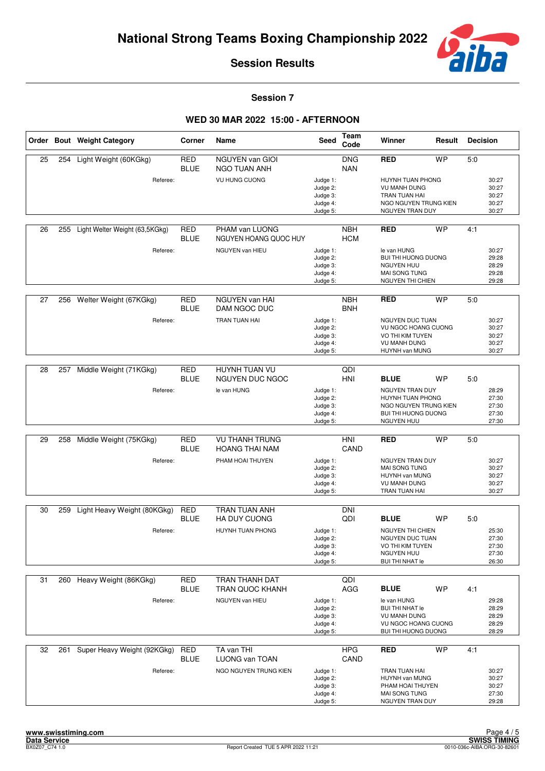# National Strong Teams Boxing Championship 2022

## Session Results

### Session 7

### WED 30 MAR 2022 15:00 - AFTERNOON

| Order | Bout | Weight Category | Corner | Name | Seed | Team Code | Winner | Result | Decision |
|---|---|---|---|---|---|---|---|---|---|
| 25 | 254 | Light Weight (60KGkg) | RED | NGUYEN van GIOI | | DNG | RED | WP | 5:0 |
| | | | BLUE | NGO TUAN ANH | | NAN | | | |
| | | Referee: | | VU HUNG CUONG | Judge 1: | | HUYNH TUAN PHONG | | 30:27 |
| | | | | | Judge 2: | | VU MANH DUNG | | 30:27 |
| | | | | | Judge 3: | | TRAN TUAN HAI | | 30:27 |
| | | | | | Judge 4: | | NGO NGUYEN TRUNG KIEN | | 30:27 |
| | | | | | Judge 5: | | NGUYEN TRAN DUY | | 30:27 |
| 26 | 255 | Light Welter Weight (63,5KGkg) | RED | PHAM van LUONG | | NBH | RED | WP | 4:1 |
| | | | BLUE | NGUYEN HOANG QUOC HUY | | HCM | | | |
| | | Referee: | | NGUYEN van HIEU | Judge 1: | | le van HUNG | | 30:27 |
| | | | | | Judge 2: | | BUI THI HUONG DUONG | | 29:28 |
| | | | | | Judge 3: | | NGUYEN HUU | | 28:29 |
| | | | | | Judge 4: | | MAI SONG TUNG | | 29:28 |
| | | | | | Judge 5: | | NGUYEN THI CHIEN | | 29:28 |
| 27 | 256 | Welter Weight (67KGkg) | RED | NGUYEN van HAI | | NBH | RED | WP | 5:0 |
| | | | BLUE | DAM NGOC DUC | | BNH | | | |
| | | Referee: | | TRAN TUAN HAI | Judge 1: | | NGUYEN DUC TUAN | | 30:27 |
| | | | | | Judge 2: | | VU NGOC HOANG CUONG | | 30:27 |
| | | | | | Judge 3: | | VO THI KIM TUYEN | | 30:27 |
| | | | | | Judge 4: | | VU MANH DUNG | | 30:27 |
| | | | | | Judge 5: | | HUYNH van MUNG | | 30:27 |
| 28 | 257 | Middle Weight (71KGkg) | RED | HUYNH TUAN VU | | QDI | | | |
| | | | BLUE | NGUYEN DUC NGOC | | HNI | BLUE | WP | 5:0 |
| | | Referee: | | le van HUNG | Judge 1: | | NGUYEN TRAN DUY | | 28:29 |
| | | | | | Judge 2: | | HUYNH TUAN PHONG | | 27:30 |
| | | | | | Judge 3: | | NGO NGUYEN TRUNG KIEN | | 27:30 |
| | | | | | Judge 4: | | BUI THI HUONG DUONG | | 27:30 |
| | | | | | Judge 5: | | NGUYEN HUU | | 27:30 |
| 29 | 258 | Middle Weight (75KGkg) | RED | VU THANH TRUNG | | HNI | RED | WP | 5:0 |
| | | | BLUE | HOANG THAI NAM | | CAND | | | |
| | | Referee: | | PHAM HOAI THUYEN | Judge 1: | | NGUYEN TRAN DUY | | 30:27 |
| | | | | | Judge 2: | | MAI SONG TUNG | | 30:27 |
| | | | | | Judge 3: | | HUYNH van MUNG | | 30:27 |
| | | | | | Judge 4: | | VU MANH DUNG | | 30:27 |
| | | | | | Judge 5: | | TRAN TUAN HAI | | 30:27 |
| 30 | 259 | Light Heavy Weight (80KGkg) | RED | TRAN TUAN ANH | | DNI | | | |
| | | | BLUE | HA DUY CUONG | | QDI | BLUE | WP | 5:0 |
| | | Referee: | | HUYNH TUAN PHONG | Judge 1: | | NGUYEN THI CHIEN | | 25:30 |
| | | | | | Judge 2: | | NGUYEN DUC TUAN | | 27:30 |
| | | | | | Judge 3: | | VO THI KIM TUYEN | | 27:30 |
| | | | | | Judge 4: | | NGUYEN HUU | | 27:30 |
| | | | | | Judge 5: | | BUI THI NHAT le | | 26:30 |
| 31 | 260 | Heavy Weight (86KGkg) | RED | TRAN THANH DAT | | QDI | | | |
| | | | BLUE | TRAN QUOC KHANH | | AGG | BLUE | WP | 4:1 |
| | | Referee: | | NGUYEN van HIEU | Judge 1: | | le van HUNG | | 29:28 |
| | | | | | Judge 2: | | BUI THI NHAT le | | 28:29 |
| | | | | | Judge 3: | | VU MANH DUNG | | 28:29 |
| | | | | | Judge 4: | | VU NGOC HOANG CUONG | | 28:29 |
| | | | | | Judge 5: | | BUI THI HUONG DUONG | | 28:29 |
| 32 | 261 | Super Heavy Weight (92KGkg) | RED | TA van THI | | HPG | RED | WP | 4:1 |
| | | | BLUE | LUONG van TOAN | | CAND | | | |
| | | Referee: | | NGO NGUYEN TRUNG KIEN | Judge 1: | | TRAN TUAN HAI | | 30:27 |
| | | | | | Judge 2: | | HUYNH van MUNG | | 30:27 |
| | | | | | Judge 3: | | PHAM HOAI THUYEN | | 30:27 |
| | | | | | Judge 4: | | MAI SONG TUNG | | 27:30 |
| | | | | | Judge 5: | | NGUYEN TRAN DUY | | 29:28 |

www.swisstiming.com
Data Service
BX0Z07_C74 1.0 — Report Created TUE 5 APR 2022 11:21 — SWISS TIMING — 0010-036c-AIBA.ORG-30-82601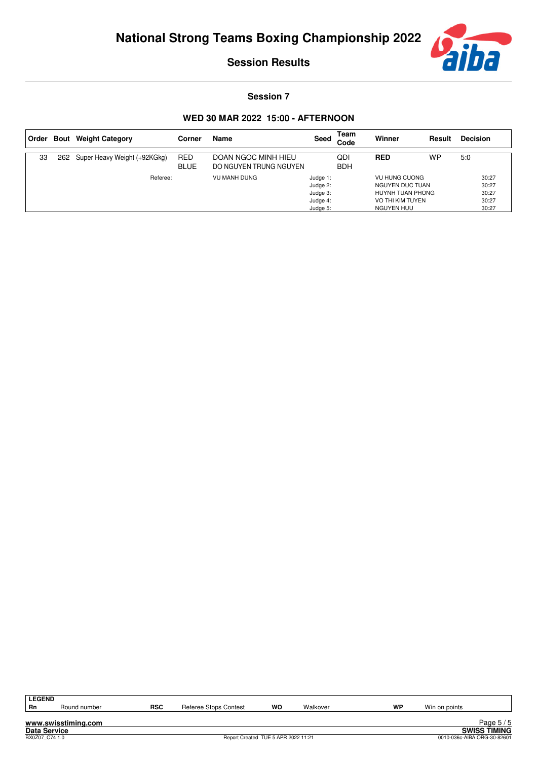# National Strong Teams Boxing Championship 2022

## Session Results

### Session 7

### WED 30 MAR 2022 15:00 - AFTERNOON

| Order | Bout | Weight Category | Corner | Name | Seed | Team Code | Winner | Result | Decision |
|---|---|---|---|---|---|---|---|---|---|
| 33 | 262 | Super Heavy Weight (+92KGkg) | RED | DOAN NGOC MINH HIEU | | QDI | **RED** | WP | 5:0 |
| | | | BLUE | DO NGUYEN TRUNG NGUYEN | | BDH | | | |
| | | Referee: | | VU MANH DUNG | Judge 1: | | VU HUNG CUONG | | 30:27 |
| | | | | | Judge 2: | | NGUYEN DUC TUAN | | 30:27 |
| | | | | | Judge 3: | | HUYNH TUAN PHONG | | 30:27 |
| | | | | | Judge 4: | | VO THI KIM TUYEN | | 30:27 |
| | | | | | Judge 5: | | NGUYEN HUU | | 30:27 |

| LEGEND | | | | | | | |
|---|---|---|---|---|---|---|---|
| Rn | Round number | RSC | Referee Stops Contest | WO | Walkover | WP | Win on points |

www.swisstiming.com
Data Service
BX0Z07_C74 1.0

Report Created TUE 5 APR 2022 11:21

SWISS TIMING
0010-036c-AIBA.ORG-30-82601